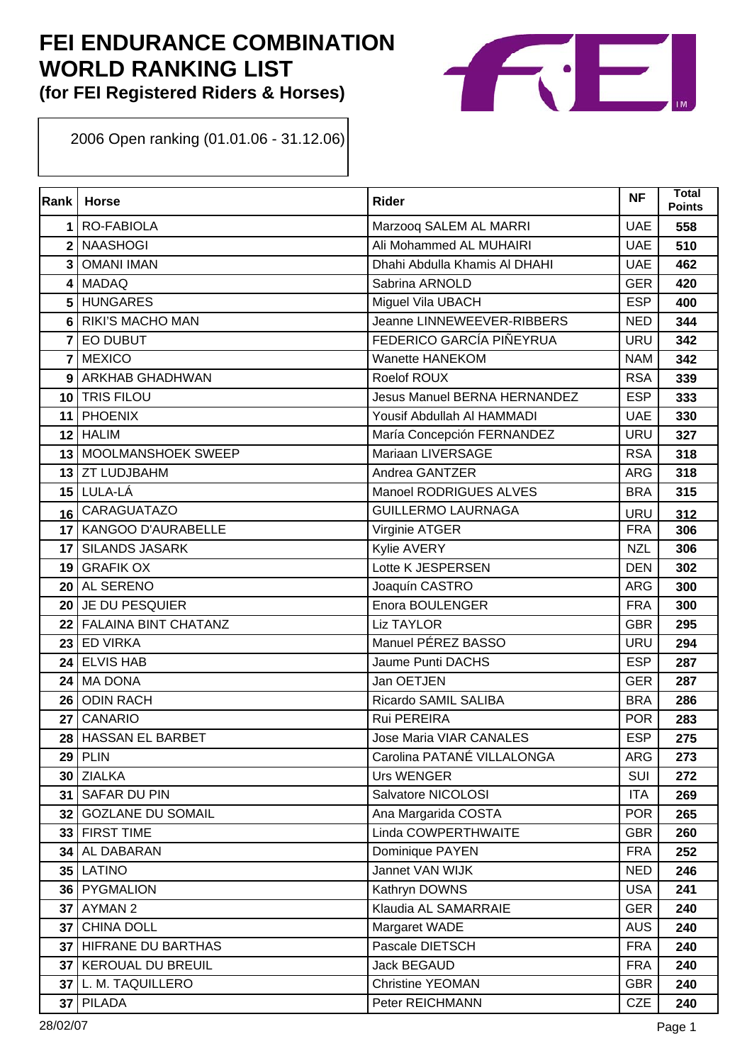# FEI ENDURANCE COMBINATION WORLD RANKING LIST
### (for FEI Registered Riders & Horses)

2006 Open ranking (01.01.06 - 31.12.06)

| Rank | Horse | Rider | NF | Total Points |
|---|---|---|---|---|
| 1 | RO-FABIOLA | Marzooq SALEM AL MARRI | UAE | 558 |
| 2 | NAASHOGI | Ali Mohammed AL MUHAIRI | UAE | 510 |
| 3 | OMANI IMAN | Dhahi Abdulla Khamis Al DHAHI | UAE | 462 |
| 4 | MADAQ | Sabrina ARNOLD | GER | 420 |
| 5 | HUNGARES | Miguel Vila UBACH | ESP | 400 |
| 6 | RIKI'S MACHO MAN | Jeanne LINNEWEEVER-RIBBERS | NED | 344 |
| 7 | EO DUBUT | FEDERICO GARCÍA PIÑEYRUA | URU | 342 |
| 7 | MEXICO | Wanette HANEKOM | NAM | 342 |
| 9 | ARKHAB GHADHWAN | Roelof ROUX | RSA | 339 |
| 10 | TRIS FILOU | Jesus Manuel BERNA HERNANDEZ | ESP | 333 |
| 11 | PHOENIX | Yousif Abdullah Al HAMMADI | UAE | 330 |
| 12 | HALIM | María Concepción FERNANDEZ | URU | 327 |
| 13 | MOOLMANSHOEK SWEEP | Mariaan LIVERSAGE | RSA | 318 |
| 13 | ZT LUDJBAHM | Andrea GANTZER | ARG | 318 |
| 15 | LULA-LÁ | Manoel RODRIGUES ALVES | BRA | 315 |
| 16 | CARAGUATAZO | GUILLERMO LAURNAGA | URU | 312 |
| 17 | KANGOO D'AURABELLE | Virginie ATGER | FRA | 306 |
| 17 | SILANDS JASARK | Kylie AVERY | NZL | 306 |
| 19 | GRAFIK OX | Lotte K JESPERSEN | DEN | 302 |
| 20 | AL SERENO | Joaquín CASTRO | ARG | 300 |
| 20 | JE DU PESQUIER | Enora BOULENGER | FRA | 300 |
| 22 | FALAINA BINT CHATANZ | Liz TAYLOR | GBR | 295 |
| 23 | ED VIRKA | Manuel PÉREZ BASSO | URU | 294 |
| 24 | ELVIS HAB | Jaume Punti DACHS | ESP | 287 |
| 24 | MA DONA | Jan OETJEN | GER | 287 |
| 26 | ODIN RACH | Ricardo SAMIL SALIBA | BRA | 286 |
| 27 | CANARIO | Rui PEREIRA | POR | 283 |
| 28 | HASSAN EL BARBET | Jose Maria VIAR CANALES | ESP | 275 |
| 29 | PLIN | Carolina PATANÉ VILLALONGA | ARG | 273 |
| 30 | ZIALKA | Urs WENGER | SUI | 272 |
| 31 | SAFAR DU PIN | Salvatore NICOLOSI | ITA | 269 |
| 32 | GOZLANE DU SOMAIL | Ana Margarida COSTA | POR | 265 |
| 33 | FIRST TIME | Linda COWPERTHWAITE | GBR | 260 |
| 34 | AL DABARAN | Dominique PAYEN | FRA | 252 |
| 35 | LATINO | Jannet VAN WIJK | NED | 246 |
| 36 | PYGMALION | Kathryn DOWNS | USA | 241 |
| 37 | AYMAN 2 | Klaudia AL SAMARRAIE | GER | 240 |
| 37 | CHINA DOLL | Margaret WADE | AUS | 240 |
| 37 | HIFRANE DU BARTHAS | Pascale DIETSCH | FRA | 240 |
| 37 | KEROUAL DU BREUIL | Jack BEGAUD | FRA | 240 |
| 37 | L. M. TAQUILLERO | Christine YEOMAN | GBR | 240 |
| 37 | PILADA | Peter REICHMANN | CZE | 240 |

28/02/07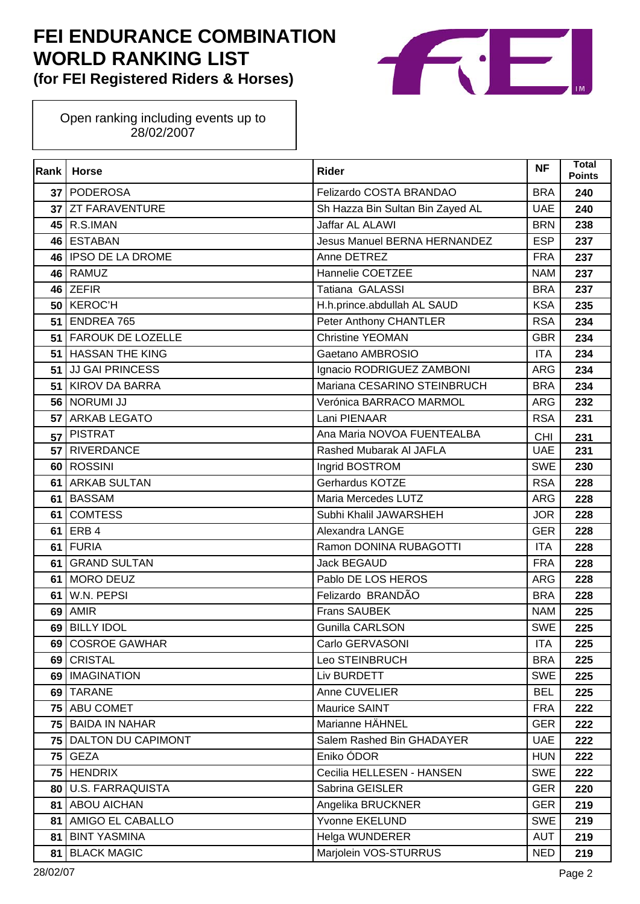# FEI ENDURANCE COMBINATION WORLD RANKING LIST
## (for FEI Registered Riders & Horses)

Open ranking including events up to 28/02/2007

| Rank | Horse | Rider | NF | Total Points |
|---|---|---|---|---|
| 37 | PODEROSA | Felizardo COSTA BRANDAO | BRA | 240 |
| 37 | ZT FARAVENTURE | Sh Hazza Bin Sultan Bin Zayed AL | UAE | 240 |
| 45 | R.S.IMAN | Jaffar AL ALAWI | BRN | 238 |
| 46 | ESTABAN | Jesus Manuel BERNA HERNANDEZ | ESP | 237 |
| 46 | IPSO DE LA DROME | Anne DETREZ | FRA | 237 |
| 46 | RAMUZ | Hannelie COETZEE | NAM | 237 |
| 46 | ZEFIR | Tatiana GALASSI | BRA | 237 |
| 50 | KEROC'H | H.h.prince.abdullah AL SAUD | KSA | 235 |
| 51 | ENDREA 765 | Peter Anthony CHANTLER | RSA | 234 |
| 51 | FAROUK DE LOZELLE | Christine YEOMAN | GBR | 234 |
| 51 | HASSAN THE KING | Gaetano AMBROSIO | ITA | 234 |
| 51 | JJ GAI PRINCESS | Ignacio RODRIGUEZ ZAMBONI | ARG | 234 |
| 51 | KIROV DA BARRA | Mariana CESARINO STEINBRUCH | BRA | 234 |
| 56 | NORUMI JJ | Verónica BARRACO MARMOL | ARG | 232 |
| 57 | ARKAB LEGATO | Lani PIENAAR | RSA | 231 |
| 57 | PISTRAT | Ana Maria NOVOA FUENTEALBA | CHI | 231 |
| 57 | RIVERDANCE | Rashed Mubarak Al JAFLA | UAE | 231 |
| 60 | ROSSINI | Ingrid BOSTROM | SWE | 230 |
| 61 | ARKAB SULTAN | Gerhardus KOTZE | RSA | 228 |
| 61 | BASSAM | Maria Mercedes LUTZ | ARG | 228 |
| 61 | COMTESS | Subhi Khalil JAWARSHEH | JOR | 228 |
| 61 | ERB 4 | Alexandra LANGE | GER | 228 |
| 61 | FURIA | Ramon DONINA RUBAGOTTI | ITA | 228 |
| 61 | GRAND SULTAN | Jack BEGAUD | FRA | 228 |
| 61 | MORO DEUZ | Pablo DE LOS HEROS | ARG | 228 |
| 61 | W.N. PEPSI | Felizardo BRANDÃO | BRA | 228 |
| 69 | AMIR | Frans SAUBEK | NAM | 225 |
| 69 | BILLY IDOL | Gunilla CARLSON | SWE | 225 |
| 69 | COSROE GAWHAR | Carlo GERVASONI | ITA | 225 |
| 69 | CRISTAL | Leo STEINBRUCH | BRA | 225 |
| 69 | IMAGINATION | Liv BURDETT | SWE | 225 |
| 69 | TARANE | Anne CUVELIER | BEL | 225 |
| 75 | ABU COMET | Maurice SAINT | FRA | 222 |
| 75 | BAIDA IN NAHAR | Marianne HÄHNEL | GER | 222 |
| 75 | DALTON DU CAPIMONT | Salem Rashed Bin GHADAYER | UAE | 222 |
| 75 | GEZA | Eniko ÓDOR | HUN | 222 |
| 75 | HENDRIX | Cecilia HELLESEN - HANSEN | SWE | 222 |
| 80 | U.S. FARRAQUISTA | Sabrina GEISLER | GER | 220 |
| 81 | ABOU AICHAN | Angelika BRUCKNER | GER | 219 |
| 81 | AMIGO EL CABALLO | Yvonne EKELUND | SWE | 219 |
| 81 | BINT YASMINA | Helga WUNDERER | AUT | 219 |
| 81 | BLACK MAGIC | Marjolein VOS-STURRUS | NED | 219 |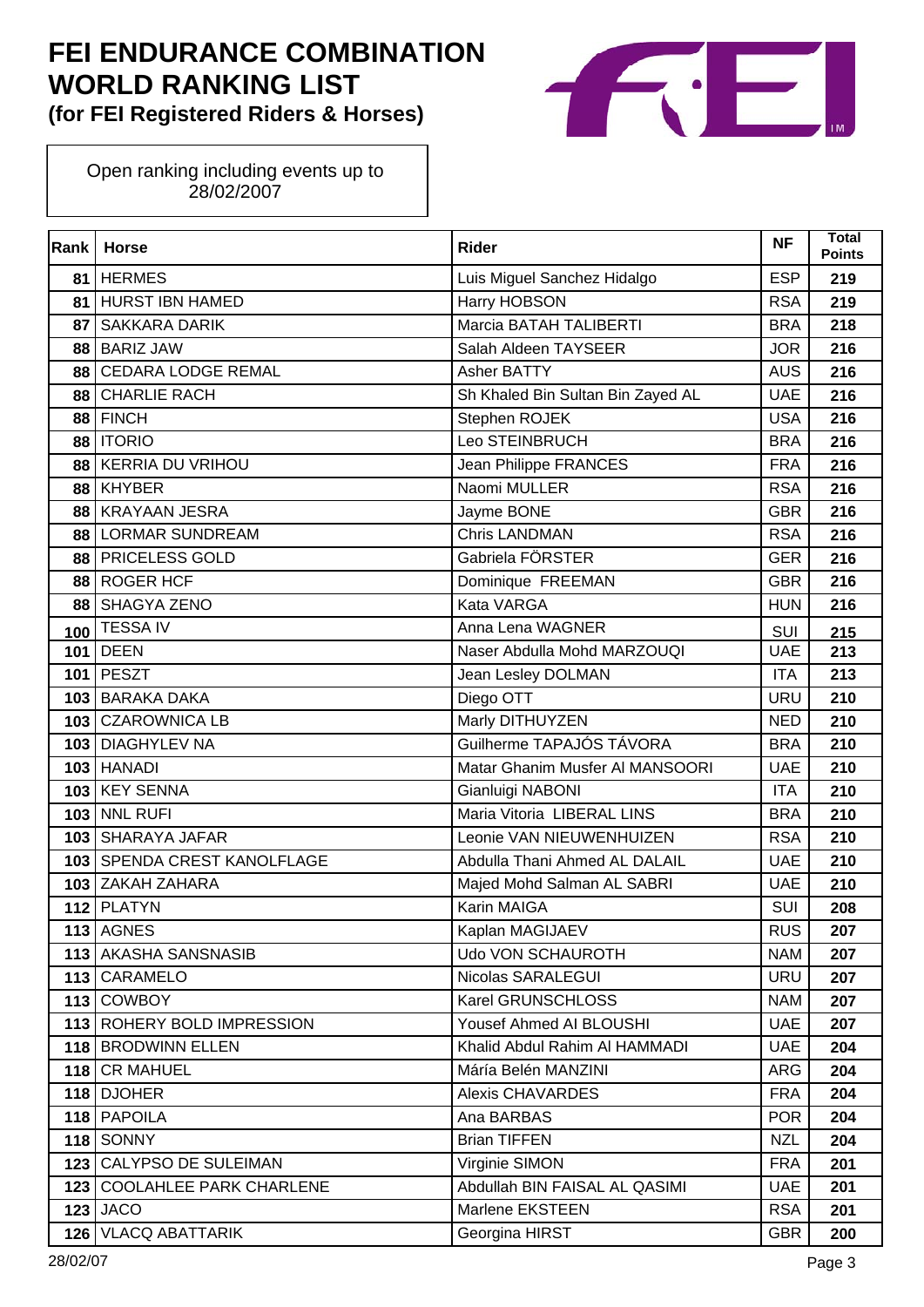# FEI ENDURANCE COMBINATION WORLD RANKING LIST
**(for FEI Registered Riders & Horses)**

Open ranking including events up to 28/02/2007

| Rank | Horse | Rider | NF | Total Points |
|---|---|---|---|---|
| 81 | HERMES | Luis Miguel Sanchez Hidalgo | ESP | 219 |
| 81 | HURST IBN HAMED | Harry HOBSON | RSA | 219 |
| 87 | SAKKARA DARIK | Marcia BATAH TALIBERTI | BRA | 218 |
| 88 | BARIZ JAW | Salah Aldeen TAYSEER | JOR | 216 |
| 88 | CEDARA LODGE REMAL | Asher BATTY | AUS | 216 |
| 88 | CHARLIE RACH | Sh Khaled Bin Sultan Bin Zayed AL | UAE | 216 |
| 88 | FINCH | Stephen ROJEK | USA | 216 |
| 88 | ITORIO | Leo STEINBRUCH | BRA | 216 |
| 88 | KERRIA DU VRIHOU | Jean Philippe FRANCES | FRA | 216 |
| 88 | KHYBER | Naomi MULLER | RSA | 216 |
| 88 | KRAYAAN JESRA | Jayme BONE | GBR | 216 |
| 88 | LORMAR SUNDREAM | Chris LANDMAN | RSA | 216 |
| 88 | PRICELESS GOLD | Gabriela FÖRSTER | GER | 216 |
| 88 | ROGER HCF | Dominique FREEMAN | GBR | 216 |
| 88 | SHAGYA ZENO | Kata VARGA | HUN | 216 |
| 100 | TESSA IV | Anna Lena WAGNER | SUI | 215 |
| 101 | DEEN | Naser Abdulla Mohd MARZOUQI | UAE | 213 |
| 101 | PESZT | Jean Lesley DOLMAN | ITA | 213 |
| 103 | BARAKA DAKA | Diego OTT | URU | 210 |
| 103 | CZAROWNICA LB | Marly DITHUYZEN | NED | 210 |
| 103 | DIAGHYLEV NA | Guilherme TAPAJÓS TÁVORA | BRA | 210 |
| 103 | HANADI | Matar Ghanim Musfer Al MANSOORI | UAE | 210 |
| 103 | KEY SENNA | Gianluigi NABONI | ITA | 210 |
| 103 | NNL RUFI | Maria Vitoria LIBERAL LINS | BRA | 210 |
| 103 | SHARAYA JAFAR | Leonie VAN NIEUWENHUIZEN | RSA | 210 |
| 103 | SPENDA CREST KANOLFLAGE | Abdulla Thani Ahmed AL DALAIL | UAE | 210 |
| 103 | ZAKAH ZAHARA | Majed Mohd Salman AL SABRI | UAE | 210 |
| 112 | PLATYN | Karin MAIGA | SUI | 208 |
| 113 | AGNES | Kaplan MAGIJAEV | RUS | 207 |
| 113 | AKASHA SANSNASIB | Udo VON SCHAUROTH | NAM | 207 |
| 113 | CARAMELO | Nicolas SARALEGUI | URU | 207 |
| 113 | COWBOY | Karel GRUNSCHLOSS | NAM | 207 |
| 113 | ROHERY BOLD IMPRESSION | Yousef Ahmed Al BLOUSHI | UAE | 207 |
| 118 | BRODWINN ELLEN | Khalid Abdul Rahim Al HAMMADI | UAE | 204 |
| 118 | CR MAHUEL | Mária Belén MANZINI | ARG | 204 |
| 118 | DJOHER | Alexis CHAVARDES | FRA | 204 |
| 118 | PAPOILA | Ana BARBAS | POR | 204 |
| 118 | SONNY | Brian TIFFEN | NZL | 204 |
| 123 | CALYPSO DE SULEIMAN | Virginie SIMON | FRA | 201 |
| 123 | COOLAHLEE PARK CHARLENE | Abdullah BIN FAISAL AL QASIMI | UAE | 201 |
| 123 | JACO | Marlene EKSTEEN | RSA | 201 |
| 126 | VLACQ ABATTARIK | Georgina HIRST | GBR | 200 |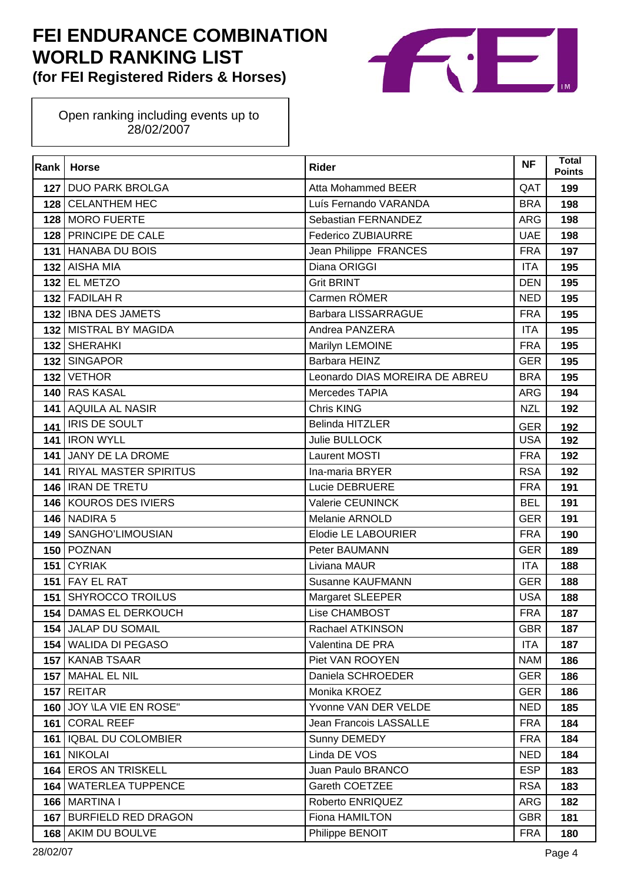# FEI ENDURANCE COMBINATION WORLD RANKING LIST
**(for FEI Registered Riders & Horses)**

Open ranking including events up to 28/02/2007

| Rank | Horse | Rider | NF | Total Points |
|---|---|---|---|---|
| 127 | DUO PARK BROLGA | Atta Mohammed BEER | QAT | 199 |
| 128 | CELANTHEM HEC | Luís Fernando VARANDA | BRA | 198 |
| 128 | MORO FUERTE | Sebastian FERNANDEZ | ARG | 198 |
| 128 | PRINCIPE DE CALE | Federico ZUBIAURRE | UAE | 198 |
| 131 | HANABA DU BOIS | Jean Philippe FRANCES | FRA | 197 |
| 132 | AISHA MIA | Diana ORIGGI | ITA | 195 |
| 132 | EL METZO | Grit BRINT | DEN | 195 |
| 132 | FADILAH R | Carmen RÖMER | NED | 195 |
| 132 | IBNA DES JAMETS | Barbara LISSARRAGUE | FRA | 195 |
| 132 | MISTRAL BY MAGIDA | Andrea PANZERA | ITA | 195 |
| 132 | SHERAHKI | Marilyn LEMOINE | FRA | 195 |
| 132 | SINGAPOR | Barbara HEINZ | GER | 195 |
| 132 | VETHOR | Leonardo DIAS MOREIRA DE ABREU | BRA | 195 |
| 140 | RAS KASAL | Mercedes TAPIA | ARG | 194 |
| 141 | AQUILA AL NASIR | Chris KING | NZL | 192 |
| 141 | IRIS DE SOULT | Belinda HITZLER | GER | 192 |
| 141 | IRON WYLL | Julie BULLOCK | USA | 192 |
| 141 | JANY DE LA DROME | Laurent MOSTI | FRA | 192 |
| 141 | RIYAL MASTER SPIRITUS | Ina-maria BRYER | RSA | 192 |
| 146 | IRAN DE TRETU | Lucie DEBRUERE | FRA | 191 |
| 146 | KOUROS DES IVIERS | Valerie CEUNINCK | BEL | 191 |
| 146 | NADIRA 5 | Melanie ARNOLD | GER | 191 |
| 149 | SANGHO'LIMOUSIAN | Elodie LE LABOURIER | FRA | 190 |
| 150 | POZNAN | Peter BAUMANN | GER | 189 |
| 151 | CYRIAK | Liviana MAUR | ITA | 188 |
| 151 | FAY EL RAT | Susanne KAUFMANN | GER | 188 |
| 151 | SHYROCCO TROILUS | Margaret SLEEPER | USA | 188 |
| 154 | DAMAS EL DERKOUCH | Lise CHAMBOST | FRA | 187 |
| 154 | JALAP DU SOMAIL | Rachael ATKINSON | GBR | 187 |
| 154 | WALIDA DI PEGASO | Valentina DE PRA | ITA | 187 |
| 157 | KANAB TSAAR | Piet VAN ROOYEN | NAM | 186 |
| 157 | MAHAL EL NIL | Daniela SCHROEDER | GER | 186 |
| 157 | REITAR | Monika KROEZ | GER | 186 |
| 160 | JOY \LA VIE EN ROSE" | Yvonne VAN DER VELDE | NED | 185 |
| 161 | CORAL REEF | Jean Francois LASSALLE | FRA | 184 |
| 161 | IQBAL DU COLOMBIER | Sunny DEMEDY | FRA | 184 |
| 161 | NIKOLAI | Linda DE VOS | NED | 184 |
| 164 | EROS AN TRISKELL | Juan Paulo BRANCO | ESP | 183 |
| 164 | WATERLEA TUPPENCE | Gareth COETZEE | RSA | 183 |
| 166 | MARTINA I | Roberto ENRIQUEZ | ARG | 182 |
| 167 | BURFIELD RED DRAGON | Fiona HAMILTON | GBR | 181 |
| 168 | AKIM DU BOULVE | Philippe BENOIT | FRA | 180 |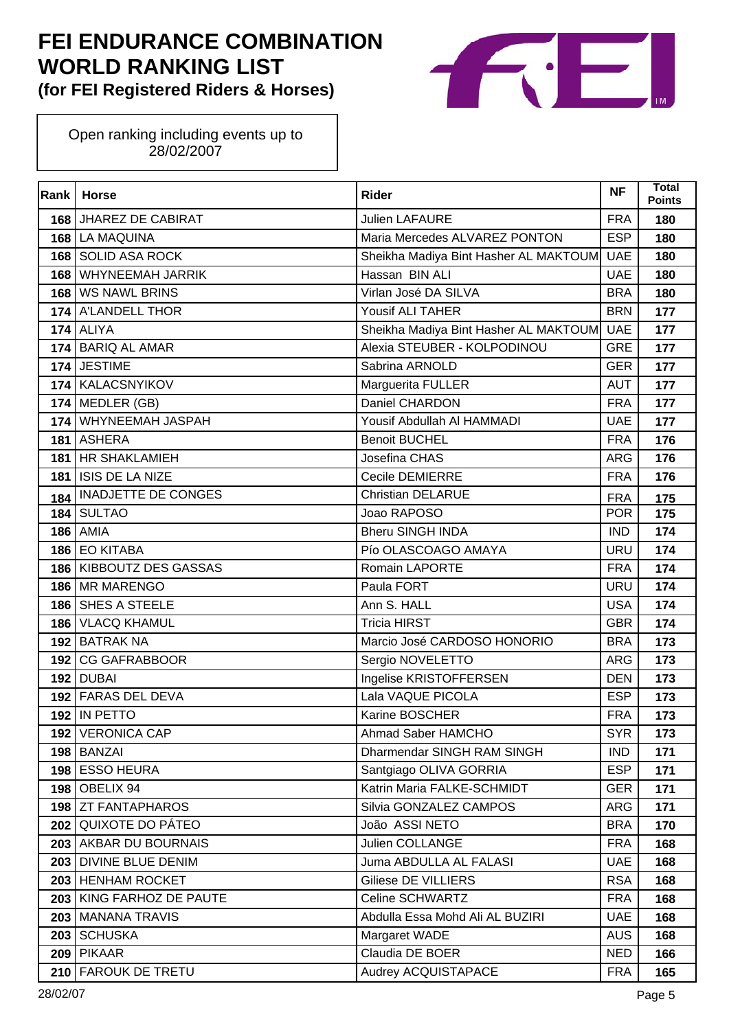# FEI ENDURANCE COMBINATION WORLD RANKING LIST
**(for FEI Registered Riders & Horses)**

Open ranking including events up to 28/02/2007

| Rank | Horse | Rider | NF | Total Points |
|---|---|---|---|---|
| 168 | JHAREZ DE CABIRAT | Julien LAFAURE | FRA | 180 |
| 168 | LA MAQUINA | Maria Mercedes ALVAREZ PONTON | ESP | 180 |
| 168 | SOLID ASA ROCK | Sheikha Madiya Bint Hasher AL MAKTOUM | UAE | 180 |
| 168 | WHYNEEMAH JARRIK | Hassan BIN ALI | UAE | 180 |
| 168 | WS NAWL BRINS | Virlan José DA SILVA | BRA | 180 |
| 174 | A'LANDELL THOR | Yousif ALI TAHER | BRN | 177 |
| 174 | ALIYA | Sheikha Madiya Bint Hasher AL MAKTOUM | UAE | 177 |
| 174 | BARIQ AL AMAR | Alexia STEUBER - KOLPODINOU | GRE | 177 |
| 174 | JESTIME | Sabrina ARNOLD | GER | 177 |
| 174 | KALACSNYIKOV | Marguerita FULLER | AUT | 177 |
| 174 | MEDLER (GB) | Daniel CHARDON | FRA | 177 |
| 174 | WHYNEEMAH JASPAH | Yousif Abdullah Al HAMMADI | UAE | 177 |
| 181 | ASHERA | Benoit BUCHEL | FRA | 176 |
| 181 | HR SHAKLAMIEH | Josefina CHAS | ARG | 176 |
| 181 | ISIS DE LA NIZE | Cecile DEMIERRE | FRA | 176 |
| 184 | INADJETTE DE CONGES | Christian DELARUE | FRA | 175 |
| 184 | SULTAO | Joao RAPOSO | POR | 175 |
| 186 | AMIA | Bheru SINGH INDA | IND | 174 |
| 186 | EO KITABA | Pío OLASCOAGO AMAYA | URU | 174 |
| 186 | KIBBOUTZ DES GASSAS | Romain LAPORTE | FRA | 174 |
| 186 | MR MARENGO | Paula FORT | URU | 174 |
| 186 | SHES A STEELE | Ann S. HALL | USA | 174 |
| 186 | VLACQ KHAMUL | Tricia HIRST | GBR | 174 |
| 192 | BATRAK NA | Marcio José CARDOSO HONORIO | BRA | 173 |
| 192 | CG GAFRABBOOR | Sergio NOVELETTO | ARG | 173 |
| 192 | DUBAI | Ingelise KRISTOFFERSEN | DEN | 173 |
| 192 | FARAS DEL DEVA | Lala VAQUE PICOLA | ESP | 173 |
| 192 | IN PETTO | Karine BOSCHER | FRA | 173 |
| 192 | VERONICA CAP | Ahmad Saber HAMCHO | SYR | 173 |
| 198 | BANZAI | Dharmendar SINGH RAM SINGH | IND | 171 |
| 198 | ESSO HEURA | Santgiago OLIVA GORRIA | ESP | 171 |
| 198 | OBELIX 94 | Katrin Maria FALKE-SCHMIDT | GER | 171 |
| 198 | ZT FANTAPHAROS | Silvia GONZALEZ CAMPOS | ARG | 171 |
| 202 | QUIXOTE DO PÁTEO | João ASSI NETO | BRA | 170 |
| 203 | AKBAR DU BOURNAIS | Julien COLLANGE | FRA | 168 |
| 203 | DIVINE BLUE DENIM | Juma ABDULLA AL FALASI | UAE | 168 |
| 203 | HENHAM ROCKET | Giliese DE VILLIERS | RSA | 168 |
| 203 | KING FARHOZ DE PAUTE | Celine SCHWARTZ | FRA | 168 |
| 203 | MANANA TRAVIS | Abdulla Essa Mohd Ali AL BUZIRI | UAE | 168 |
| 203 | SCHUSKA | Margaret WADE | AUS | 168 |
| 209 | PIKAAR | Claudia DE BOER | NED | 166 |
| 210 | FAROUK DE TRETU | Audrey ACQUISTAPACE | FRA | 165 |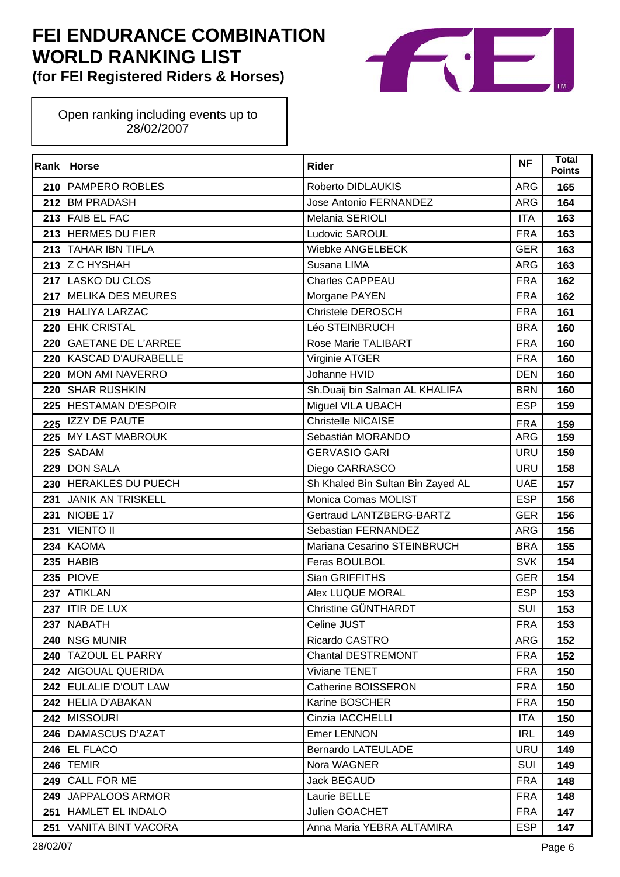# FEI ENDURANCE COMBINATION WORLD RANKING LIST
## (for FEI Registered Riders & Horses)

Open ranking including events up to 28/02/2007

| Rank | Horse | Rider | NF | Total Points |
|---|---|---|---|---|
| 210 | PAMPERO ROBLES | Roberto DIDLAUKIS | ARG | 165 |
| 212 | BM PRADASH | Jose Antonio FERNANDEZ | ARG | 164 |
| 213 | FAIB EL FAC | Melania SERIOLI | ITA | 163 |
| 213 | HERMES DU FIER | Ludovic SAROUL | FRA | 163 |
| 213 | TAHAR IBN TIFLA | Wiebke ANGELBECK | GER | 163 |
| 213 | Z C HYSHAH | Susana LIMA | ARG | 163 |
| 217 | LASKO DU CLOS | Charles CAPPEAU | FRA | 162 |
| 217 | MELIKA DES MEURES | Morgane PAYEN | FRA | 162 |
| 219 | HALIYA LARZAC | Christele DEROSCH | FRA | 161 |
| 220 | EHK CRISTAL | Léo STEINBRUCH | BRA | 160 |
| 220 | GAETANE DE L'ARREE | Rose Marie TALIBART | FRA | 160 |
| 220 | KASCAD D'AURABELLE | Virginie ATGER | FRA | 160 |
| 220 | MON AMI NAVERRO | Johanne HVID | DEN | 160 |
| 220 | SHAR RUSHKIN | Sh.Duaij bin Salman AL KHALIFA | BRN | 160 |
| 225 | HESTAMAN D'ESPOIR | Miguel VILA UBACH | ESP | 159 |
| 225 | IZZY DE PAUTE | Christelle NICAISE | FRA | 159 |
| 225 | MY LAST MABROUK | Sebastián MORANDO | ARG | 159 |
| 225 | SADAM | GERVASIO GARI | URU | 159 |
| 229 | DON SALA | Diego CARRASCO | URU | 158 |
| 230 | HERAKLES DU PUECH | Sh Khaled Bin Sultan Bin Zayed AL | UAE | 157 |
| 231 | JANIK AN TRISKELL | Monica Comas MOLIST | ESP | 156 |
| 231 | NIOBE 17 | Gertraud LANTZBERG-BARTZ | GER | 156 |
| 231 | VIENTO II | Sebastian FERNANDEZ | ARG | 156 |
| 234 | KAOMA | Mariana Cesarino STEINBRUCH | BRA | 155 |
| 235 | HABIB | Feras BOULBOL | SVK | 154 |
| 235 | PIOVE | Sian GRIFFITHS | GER | 154 |
| 237 | ATIKLAN | Alex LUQUE MORAL | ESP | 153 |
| 237 | ITIR DE LUX | Christine GÜNTHARDT | SUI | 153 |
| 237 | NABATH | Celine JUST | FRA | 153 |
| 240 | NSG MUNIR | Ricardo CASTRO | ARG | 152 |
| 240 | TAZOUL EL PARRY | Chantal DESTREMONT | FRA | 152 |
| 242 | AIGOUAL QUERIDA | Viviane TENET | FRA | 150 |
| 242 | EULALIE D'OUT LAW | Catherine BOISSERON | FRA | 150 |
| 242 | HELIA D'ABAKAN | Karine BOSCHER | FRA | 150 |
| 242 | MISSOURI | Cinzia IACCHELLI | ITA | 150 |
| 246 | DAMASCUS D'AZAT | Emer LENNON | IRL | 149 |
| 246 | EL FLACO | Bernardo LATEULADE | URU | 149 |
| 246 | TEMIR | Nora WAGNER | SUI | 149 |
| 249 | CALL FOR ME | Jack BEGAUD | FRA | 148 |
| 249 | JAPPALOOS ARMOR | Laurie BELLE | FRA | 148 |
| 251 | HAMLET EL INDALO | Julien GOACHET | FRA | 147 |
| 251 | VANITA BINT VACORA | Anna Maria YEBRA ALTAMIRA | ESP | 147 |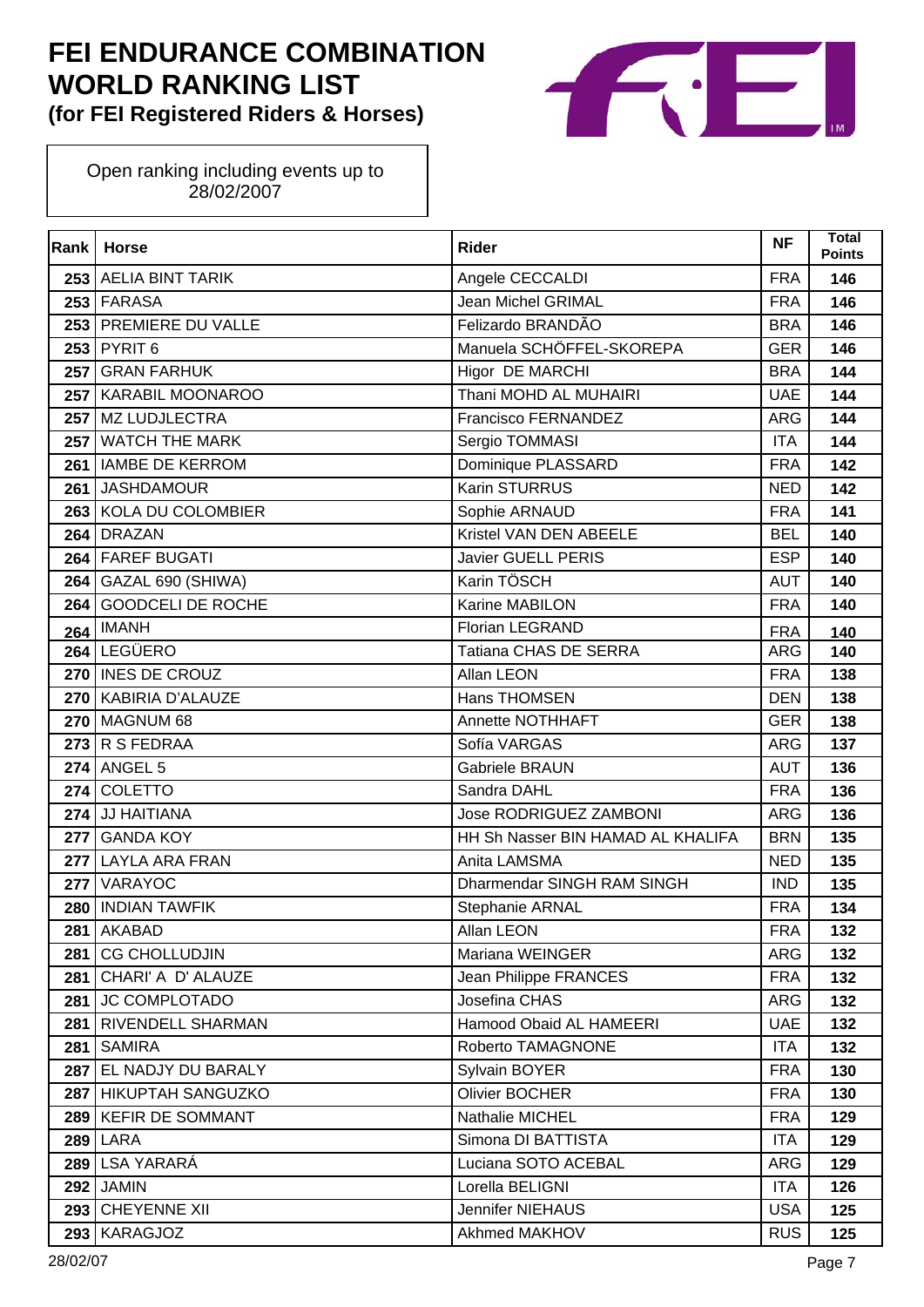# FEI ENDURANCE COMBINATION WORLD RANKING LIST

**(for FEI Registered Riders & Horses)**

Open ranking including events up to 28/02/2007

| Rank | Horse | Rider | NF | Total Points |
|---|---|---|---|---|
| 253 | AELIA BINT TARIK | Angele CECCALDI | FRA | 146 |
| 253 | FARASA | Jean Michel GRIMAL | FRA | 146 |
| 253 | PREMIERE DU VALLE | Felizardo BRANDÃO | BRA | 146 |
| 253 | PYRIT 6 | Manuela SCHÖFFEL-SKOREPA | GER | 146 |
| 257 | GRAN FARHUK | Higor DE MARCHI | BRA | 144 |
| 257 | KARABIL MOONAROO | Thani MOHD AL MUHAIRI | UAE | 144 |
| 257 | MZ LUDJLECTRA | Francisco FERNANDEZ | ARG | 144 |
| 257 | WATCH THE MARK | Sergio TOMMASI | ITA | 144 |
| 261 | IAMBE DE KERROM | Dominique PLASSARD | FRA | 142 |
| 261 | JASHDAMOUR | Karin STURRUS | NED | 142 |
| 263 | KOLA DU COLOMBIER | Sophie ARNAUD | FRA | 141 |
| 264 | DRAZAN | Kristel VAN DEN ABEELE | BEL | 140 |
| 264 | FAREF BUGATI | Javier GUELL PERIS | ESP | 140 |
| 264 | GAZAL 690 (SHIWA) | Karin TÖSCH | AUT | 140 |
| 264 | GOODCELI DE ROCHE | Karine MABILON | FRA | 140 |
| 264 | IMANH | Florian LEGRAND | FRA | 140 |
| 264 | LEGÜERO | Tatiana CHAS DE SERRA | ARG | 140 |
| 270 | INES DE CROUZ | Allan LEON | FRA | 138 |
| 270 | KABIRIA D'ALAUZE | Hans THOMSEN | DEN | 138 |
| 270 | MAGNUM 68 | Annette NOTHHAFT | GER | 138 |
| 273 | R S FEDRAA | Sofía VARGAS | ARG | 137 |
| 274 | ANGEL 5 | Gabriele BRAUN | AUT | 136 |
| 274 | COLETTO | Sandra DAHL | FRA | 136 |
| 274 | JJ HAITIANA | Jose RODRIGUEZ ZAMBONI | ARG | 136 |
| 277 | GANDA KOY | HH Sh Nasser BIN HAMAD AL KHALIFA | BRN | 135 |
| 277 | LAYLA ARA FRAN | Anita LAMSMA | NED | 135 |
| 277 | VARAYOC | Dharmendar SINGH RAM SINGH | IND | 135 |
| 280 | INDIAN TAWFIK | Stephanie ARNAL | FRA | 134 |
| 281 | AKABAD | Allan LEON | FRA | 132 |
| 281 | CG CHOLLUDJIN | Mariana WEINGER | ARG | 132 |
| 281 | CHARI' A D' ALAUZE | Jean Philippe FRANCES | FRA | 132 |
| 281 | JC COMPLOTADO | Josefina CHAS | ARG | 132 |
| 281 | RIVENDELL SHARMAN | Hamood Obaid AL HAMEERI | UAE | 132 |
| 281 | SAMIRA | Roberto TAMAGNONE | ITA | 132 |
| 287 | EL NADJY DU BARALY | Sylvain BOYER | FRA | 130 |
| 287 | HIKUPTAH SANGUZKO | Olivier BOCHER | FRA | 130 |
| 289 | KEFIR DE SOMMANT | Nathalie MICHEL | FRA | 129 |
| 289 | LARA | Simona DI BATTISTA | ITA | 129 |
| 289 | LSA YARARÁ | Luciana SOTO ACEBAL | ARG | 129 |
| 292 | JAMIN | Lorella BELIGNI | ITA | 126 |
| 293 | CHEYENNE XII | Jennifer NIEHAUS | USA | 125 |
| 293 | KARAGJOZ | Akhmed MAKHOV | RUS | 125 |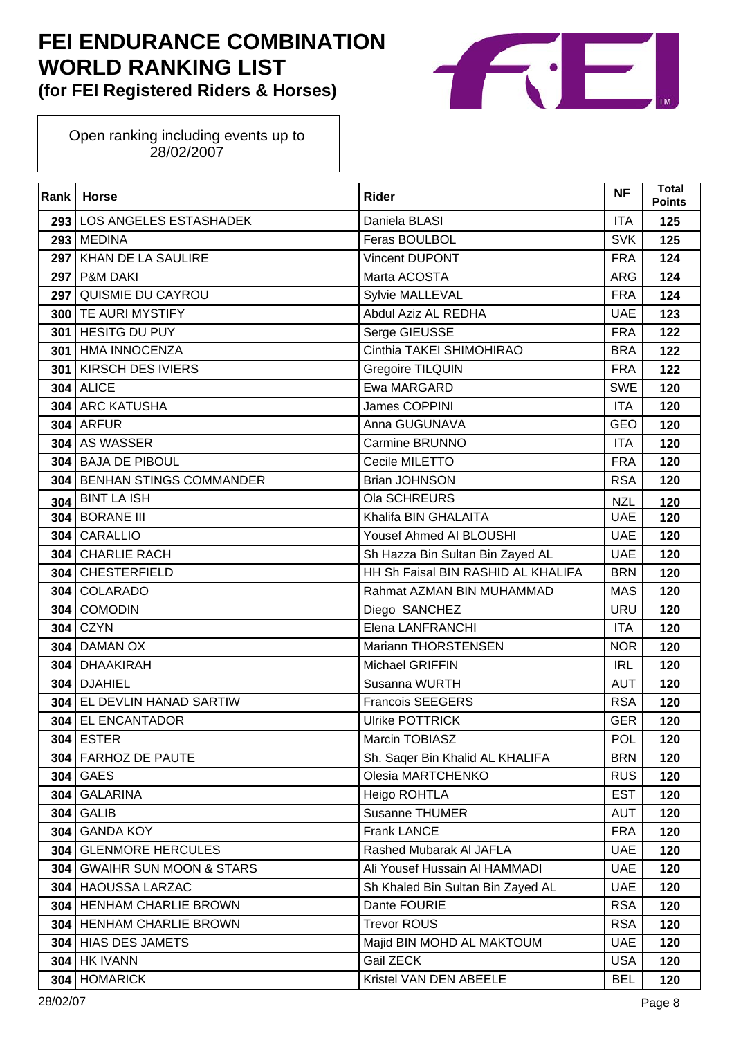# FEI ENDURANCE COMBINATION WORLD RANKING LIST
## (for FEI Registered Riders & Horses)

Open ranking including events up to 28/02/2007

| Rank | Horse | Rider | NF | Total Points |
|---|---|---|---|---|
| 293 | LOS ANGELES ESTASHADEK | Daniela BLASI | ITA | 125 |
| 293 | MEDINA | Feras BOULBOL | SVK | 125 |
| 297 | KHAN DE LA SAULIRE | Vincent DUPONT | FRA | 124 |
| 297 | P&M DAKI | Marta ACOSTA | ARG | 124 |
| 297 | QUISMIE DU CAYROU | Sylvie MALLEVAL | FRA | 124 |
| 300 | TE AURI MYSTIFY | Abdul Aziz AL REDHA | UAE | 123 |
| 301 | HESITG DU PUY | Serge GIEUSSE | FRA | 122 |
| 301 | HMA INNOCENZA | Cinthia TAKEI SHIMOHIRAO | BRA | 122 |
| 301 | KIRSCH DES IVIERS | Gregoire TILQUIN | FRA | 122 |
| 304 | ALICE | Ewa MARGARD | SWE | 120 |
| 304 | ARC KATUSHA | James COPPINI | ITA | 120 |
| 304 | ARFUR | Anna GUGUNAVA | GEO | 120 |
| 304 | AS WASSER | Carmine BRUNNO | ITA | 120 |
| 304 | BAJA DE PIBOUL | Cecile MILETTO | FRA | 120 |
| 304 | BENHAN STINGS COMMANDER | Brian JOHNSON | RSA | 120 |
| 304 | BINT LA ISH | Ola SCHREURS | NZL | 120 |
| 304 | BORANE III | Khalifa BIN GHALAITA | UAE | 120 |
| 304 | CARALLIO | Yousef Ahmed AI BLOUSHI | UAE | 120 |
| 304 | CHARLIE RACH | Sh Hazza Bin Sultan Bin Zayed AL | UAE | 120 |
| 304 | CHESTERFIELD | HH Sh Faisal BIN RASHID AL KHALIFA | BRN | 120 |
| 304 | COLARADO | Rahmat AZMAN BIN MUHAMMAD | MAS | 120 |
| 304 | COMODIN | Diego SANCHEZ | URU | 120 |
| 304 | CZYN | Elena LANFRANCHI | ITA | 120 |
| 304 | DAMAN OX | Mariann THORSTENSEN | NOR | 120 |
| 304 | DHAAKIRAH | Michael GRIFFIN | IRL | 120 |
| 304 | DJAHIEL | Susanna WURTH | AUT | 120 |
| 304 | EL DEVLIN HANAD SARTIW | Francois SEEGERS | RSA | 120 |
| 304 | EL ENCANTADOR | Ulrike POTTRICK | GER | 120 |
| 304 | ESTER | Marcin TOBIASZ | POL | 120 |
| 304 | FARHOZ DE PAUTE | Sh. Saqer Bin Khalid AL KHALIFA | BRN | 120 |
| 304 | GAES | Olesia MARTCHENKO | RUS | 120 |
| 304 | GALARINA | Heigo ROHTLA | EST | 120 |
| 304 | GALIB | Susanne THUMER | AUT | 120 |
| 304 | GANDA KOY | Frank LANCE | FRA | 120 |
| 304 | GLENMORE HERCULES | Rashed Mubarak Al JAFLA | UAE | 120 |
| 304 | GWAIHR SUN MOON & STARS | Ali Yousef Hussain Al HAMMADI | UAE | 120 |
| 304 | HAOUSSA LARZAC | Sh Khaled Bin Sultan Bin Zayed AL | UAE | 120 |
| 304 | HENHAM CHARLIE BROWN | Dante FOURIE | RSA | 120 |
| 304 | HENHAM CHARLIE BROWN | Trevor ROUS | RSA | 120 |
| 304 | HIAS DES JAMETS | Majid BIN MOHD AL MAKTOUM | UAE | 120 |
| 304 | HK IVANN | Gail ZECK | USA | 120 |
| 304 | HOMARICK | Kristel VAN DEN ABEELE | BEL | 120 |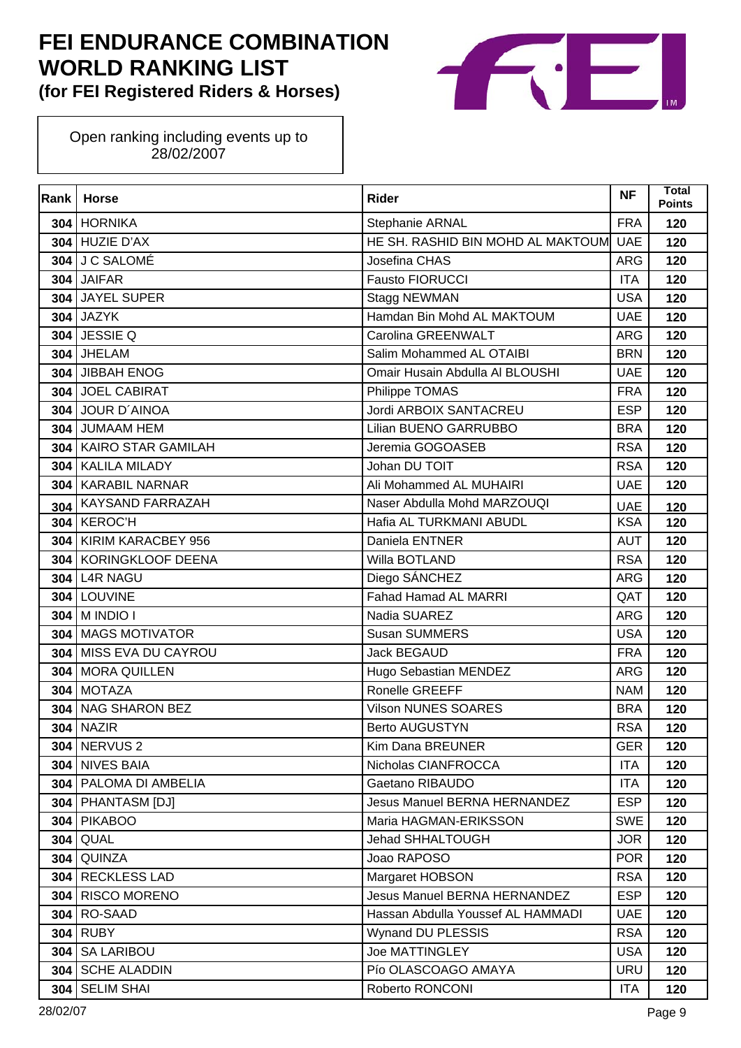# FEI ENDURANCE COMBINATION WORLD RANKING LIST
**(for FEI Registered Riders & Horses)**

Open ranking including events up to 28/02/2007

| Rank | Horse | Rider | NF | Total Points |
|---|---|---|---|---|
| 304 | HORNIKA | Stephanie ARNAL | FRA | 120 |
| 304 | HUZIE D'AX | HE SH. RASHID BIN MOHD AL MAKTOUM | UAE | 120 |
| 304 | J C SALOMÉ | Josefina CHAS | ARG | 120 |
| 304 | JAIFAR | Fausto FIORUCCI | ITA | 120 |
| 304 | JAYEL SUPER | Stagg NEWMAN | USA | 120 |
| 304 | JAZYK | Hamdan Bin Mohd AL MAKTOUM | UAE | 120 |
| 304 | JESSIE Q | Carolina GREENWALT | ARG | 120 |
| 304 | JHELAM | Salim Mohammed AL OTAIBI | BRN | 120 |
| 304 | JIBBAH ENOG | Omair Husain Abdulla Al BLOUSHI | UAE | 120 |
| 304 | JOEL CABIRAT | Philippe TOMAS | FRA | 120 |
| 304 | JOUR D´AINOA | Jordi ARBOIX SANTACREU | ESP | 120 |
| 304 | JUMAAM HEM | Lilian BUENO GARRUBBO | BRA | 120 |
| 304 | KAIRO STAR GAMILAH | Jeremia GOGOASEB | RSA | 120 |
| 304 | KALILA MILADY | Johan DU TOIT | RSA | 120 |
| 304 | KARABIL NARNAR | Ali Mohammed AL MUHAIRI | UAE | 120 |
| 304 | KAYSAND FARRAZAH | Naser Abdulla Mohd MARZOUQI | UAE | 120 |
| 304 | KEROC'H | Hafia AL TURKMANI ABUDL | KSA | 120 |
| 304 | KIRIM KARACBEY 956 | Daniela ENTNER | AUT | 120 |
| 304 | KORINGKLOOF DEENA | Willa BOTLAND | RSA | 120 |
| 304 | L4R NAGU | Diego SÁNCHEZ | ARG | 120 |
| 304 | LOUVINE | Fahad Hamad AL MARRI | QAT | 120 |
| 304 | M INDIO I | Nadia SUAREZ | ARG | 120 |
| 304 | MAGS MOTIVATOR | Susan SUMMERS | USA | 120 |
| 304 | MISS EVA DU CAYROU | Jack BEGAUD | FRA | 120 |
| 304 | MORA QUILLEN | Hugo Sebastian MENDEZ | ARG | 120 |
| 304 | MOTAZA | Ronelle GREEFF | NAM | 120 |
| 304 | NAG SHARON BEZ | Vilson NUNES SOARES | BRA | 120 |
| 304 | NAZIR | Berto AUGUSTYN | RSA | 120 |
| 304 | NERVUS 2 | Kim Dana BREUNER | GER | 120 |
| 304 | NIVES BAIA | Nicholas CIANFROCCA | ITA | 120 |
| 304 | PALOMA DI AMBELIA | Gaetano RIBAUDO | ITA | 120 |
| 304 | PHANTASM [DJ] | Jesus Manuel BERNA HERNANDEZ | ESP | 120 |
| 304 | PIKABOO | Maria HAGMAN-ERIKSSON | SWE | 120 |
| 304 | QUAL | Jehad SHHALTOUGH | JOR | 120 |
| 304 | QUINZA | Joao RAPOSO | POR | 120 |
| 304 | RECKLESS LAD | Margaret HOBSON | RSA | 120 |
| 304 | RISCO MORENO | Jesus Manuel BERNA HERNANDEZ | ESP | 120 |
| 304 | RO-SAAD | Hassan Abdulla Youssef AL HAMMADI | UAE | 120 |
| 304 | RUBY | Wynand DU PLESSIS | RSA | 120 |
| 304 | SA LARIBOU | Joe MATTINGLEY | USA | 120 |
| 304 | SCHE ALADDIN | Pío OLASCOAGO AMAYA | URU | 120 |
| 304 | SELIM SHAI | Roberto RONCONI | ITA | 120 |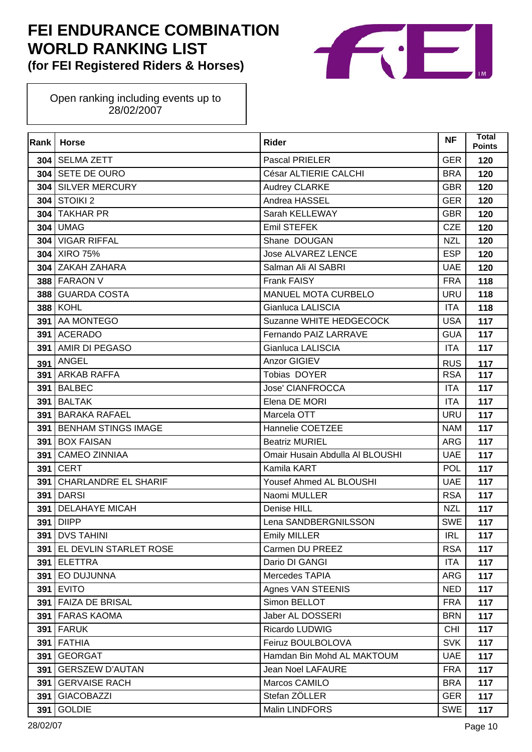# FEI ENDURANCE COMBINATION WORLD RANKING LIST
**(for FEI Registered Riders & Horses)**

Open ranking including events up to 28/02/2007

| Rank | Horse | Rider | NF | Total Points |
|---|---|---|---|---|
| 304 | SELMA ZETT | Pascal PRIELER | GER | 120 |
| 304 | SETE DE OURO | César ALTIERIE CALCHI | BRA | 120 |
| 304 | SILVER MERCURY | Audrey CLARKE | GBR | 120 |
| 304 | STOIKI 2 | Andrea HASSEL | GER | 120 |
| 304 | TAKHAR PR | Sarah KELLEWAY | GBR | 120 |
| 304 | UMAG | Emil STEFEK | CZE | 120 |
| 304 | VIGAR RIFFAL | Shane DOUGAN | NZL | 120 |
| 304 | XIRO 75% | Jose ALVAREZ LENCE | ESP | 120 |
| 304 | ZAKAH ZAHARA | Salman Ali Al SABRI | UAE | 120 |
| 388 | FARAON V | Frank FAISY | FRA | 118 |
| 388 | GUARDA COSTA | MANUEL MOTA CURBELO | URU | 118 |
| 388 | KOHL | Gianluca LALISCIA | ITA | 118 |
| 391 | AA MONTEGO | Suzanne WHITE HEDGECOCK | USA | 117 |
| 391 | ACERADO | Fernando PAIZ LARRAVE | GUA | 117 |
| 391 | AMIR DI PEGASO | Gianluca LALISCIA | ITA | 117 |
| 391 | ANGEL | Anzor GIGIEV | RUS | 117 |
| 391 | ARKAB RAFFA | Tobias DOYER | RSA | 117 |
| 391 | BALBEC | Jose' CIANFROCCA | ITA | 117 |
| 391 | BALTAK | Elena DE MORI | ITA | 117 |
| 391 | BARAKA RAFAEL | Marcela OTT | URU | 117 |
| 391 | BENHAM STINGS IMAGE | Hannelie COETZEE | NAM | 117 |
| 391 | BOX FAISAN | Beatriz MURIEL | ARG | 117 |
| 391 | CAMEO ZINNIAA | Omair Husain Abdulla Al BLOUSHI | UAE | 117 |
| 391 | CERT | Kamila KART | POL | 117 |
| 391 | CHARLANDRE EL SHARIF | Yousef Ahmed AL BLOUSHI | UAE | 117 |
| 391 | DARSI | Naomi MULLER | RSA | 117 |
| 391 | DELAHAYE MICAH | Denise HILL | NZL | 117 |
| 391 | DIIPP | Lena SANDBERGNILSSON | SWE | 117 |
| 391 | DVS TAHINI | Emily MILLER | IRL | 117 |
| 391 | EL DEVLIN STARLET ROSE | Carmen DU PREEZ | RSA | 117 |
| 391 | ELETTRA | Dario DI GANGI | ITA | 117 |
| 391 | EO DUJUNNA | Mercedes TAPIA | ARG | 117 |
| 391 | EVITO | Agnes VAN STEENIS | NED | 117 |
| 391 | FAIZA DE BRISAL | Simon BELLOT | FRA | 117 |
| 391 | FARAS KAOMA | Jaber AL DOSSERI | BRN | 117 |
| 391 | FARUK | Ricardo LUDWIG | CHI | 117 |
| 391 | FATHIA | Feiruz BOULBOLOVA | SVK | 117 |
| 391 | GEORGAT | Hamdan Bin Mohd AL MAKTOUM | UAE | 117 |
| 391 | GERSZEW D'AUTAN | Jean Noel LAFAURE | FRA | 117 |
| 391 | GERVAISE RACH | Marcos CAMILO | BRA | 117 |
| 391 | GIACOBAZZI | Stefan ZÖLLER | GER | 117 |
| 391 | GOLDIE | Malin LINDFORS | SWE | 117 |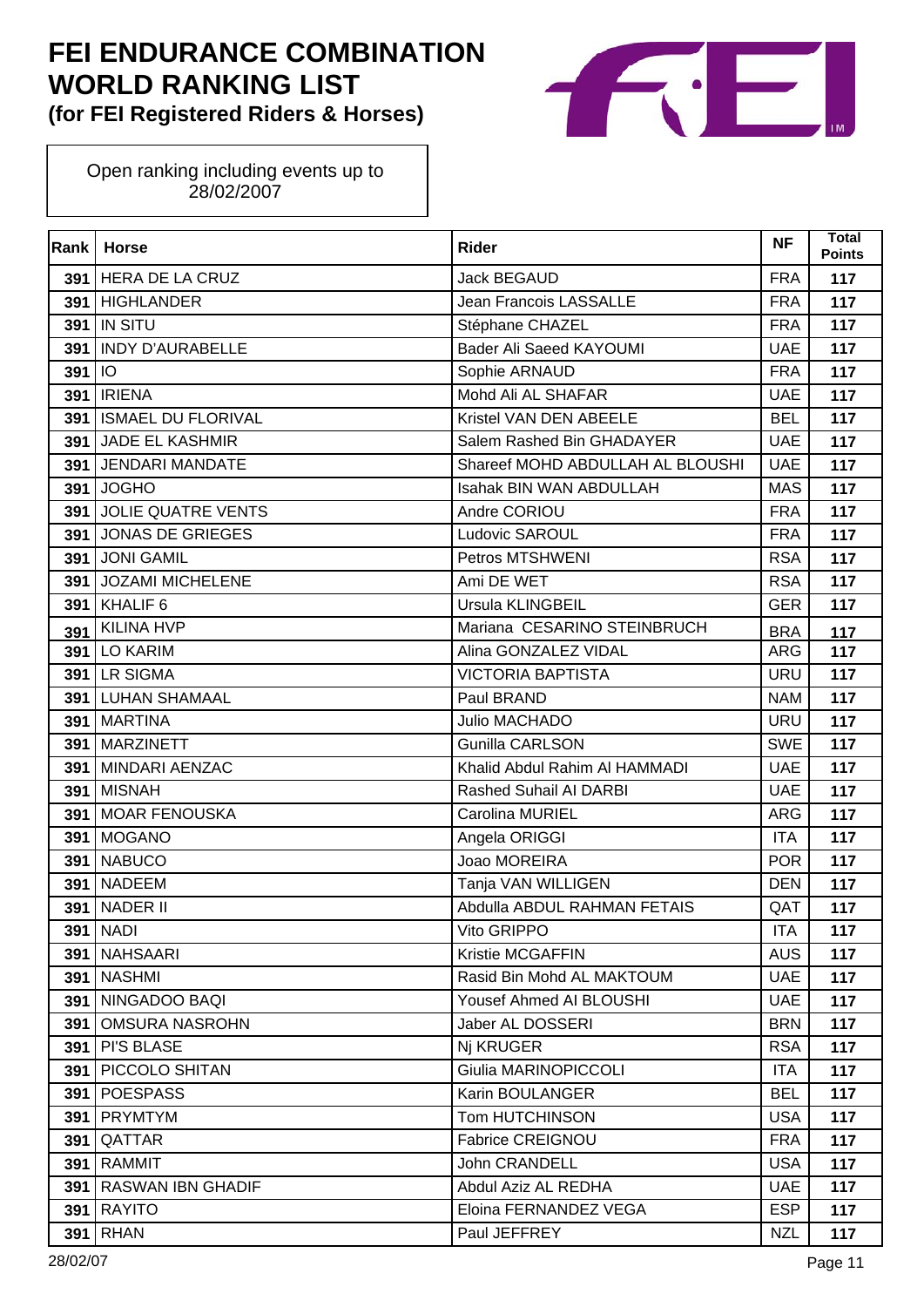# FEI ENDURANCE COMBINATION WORLD RANKING LIST
### (for FEI Registered Riders & Horses)

Open ranking including events up to 28/02/2007

| Rank | Horse | Rider | NF | Total Points |
|---|---|---|---|---|
| 391 | HERA DE LA CRUZ | Jack BEGAUD | FRA | 117 |
| 391 | HIGHLANDER | Jean Francois LASSALLE | FRA | 117 |
| 391 | IN SITU | Stéphane CHAZEL | FRA | 117 |
| 391 | INDY D'AURABELLE | Bader Ali Saeed KAYOUMI | UAE | 117 |
| 391 | IO | Sophie ARNAUD | FRA | 117 |
| 391 | IRIENA | Mohd Ali AL SHAFAR | UAE | 117 |
| 391 | ISMAEL DU FLORIVAL | Kristel VAN DEN ABEELE | BEL | 117 |
| 391 | JADE EL KASHMIR | Salem Rashed Bin GHADAYER | UAE | 117 |
| 391 | JENDARI MANDATE | Shareef MOHD ABDULLAH AL BLOUSHI | UAE | 117 |
| 391 | JOGHO | Isahak BIN WAN ABDULLAH | MAS | 117 |
| 391 | JOLIE QUATRE VENTS | Andre CORIOU | FRA | 117 |
| 391 | JONAS DE GRIEGES | Ludovic SAROUL | FRA | 117 |
| 391 | JONI GAMIL | Petros MTSHWENI | RSA | 117 |
| 391 | JOZAMI MICHELENE | Ami DE WET | RSA | 117 |
| 391 | KHALIF 6 | Ursula KLINGBEIL | GER | 117 |
| 391 | KILINA HVP | Mariana CESARINO STEINBRUCH | BRA | 117 |
| 391 | LO KARIM | Alina GONZALEZ VIDAL | ARG | 117 |
| 391 | LR SIGMA | VICTORIA BAPTISTA | URU | 117 |
| 391 | LUHAN SHAMAAL | Paul BRAND | NAM | 117 |
| 391 | MARTINA | Julio MACHADO | URU | 117 |
| 391 | MARZINETT | Gunilla CARLSON | SWE | 117 |
| 391 | MINDARI AENZAC | Khalid Abdul Rahim Al HAMMADI | UAE | 117 |
| 391 | MISNAH | Rashed Suhail Al DARBI | UAE | 117 |
| 391 | MOAR FENOUSKA | Carolina MURIEL | ARG | 117 |
| 391 | MOGANO | Angela ORIGGI | ITA | 117 |
| 391 | NABUCO | Joao MOREIRA | POR | 117 |
| 391 | NADEEM | Tanja VAN WILLIGEN | DEN | 117 |
| 391 | NADER II | Abdulla ABDUL RAHMAN FETAIS | QAT | 117 |
| 391 | NADI | Vito GRIPPO | ITA | 117 |
| 391 | NAHSAARI | Kristie MCGAFFIN | AUS | 117 |
| 391 | NASHMI | Rasid Bin Mohd AL MAKTOUM | UAE | 117 |
| 391 | NINGADOO BAQI | Yousef Ahmed Al BLOUSHI | UAE | 117 |
| 391 | OMSURA NASROHN | Jaber AL DOSSERI | BRN | 117 |
| 391 | PI'S BLASE | Nj KRUGER | RSA | 117 |
| 391 | PICCOLO SHITAN | Giulia MARINOPICCOLI | ITA | 117 |
| 391 | POESPASS | Karin BOULANGER | BEL | 117 |
| 391 | PRYMTYM | Tom HUTCHINSON | USA | 117 |
| 391 | QATTAR | Fabrice CREIGNOU | FRA | 117 |
| 391 | RAMMIT | John CRANDELL | USA | 117 |
| 391 | RASWAN IBN GHADIF | Abdul Aziz AL REDHA | UAE | 117 |
| 391 | RAYITO | Eloina FERNANDEZ VEGA | ESP | 117 |
| 391 | RHAN | Paul JEFFREY | NZL | 117 |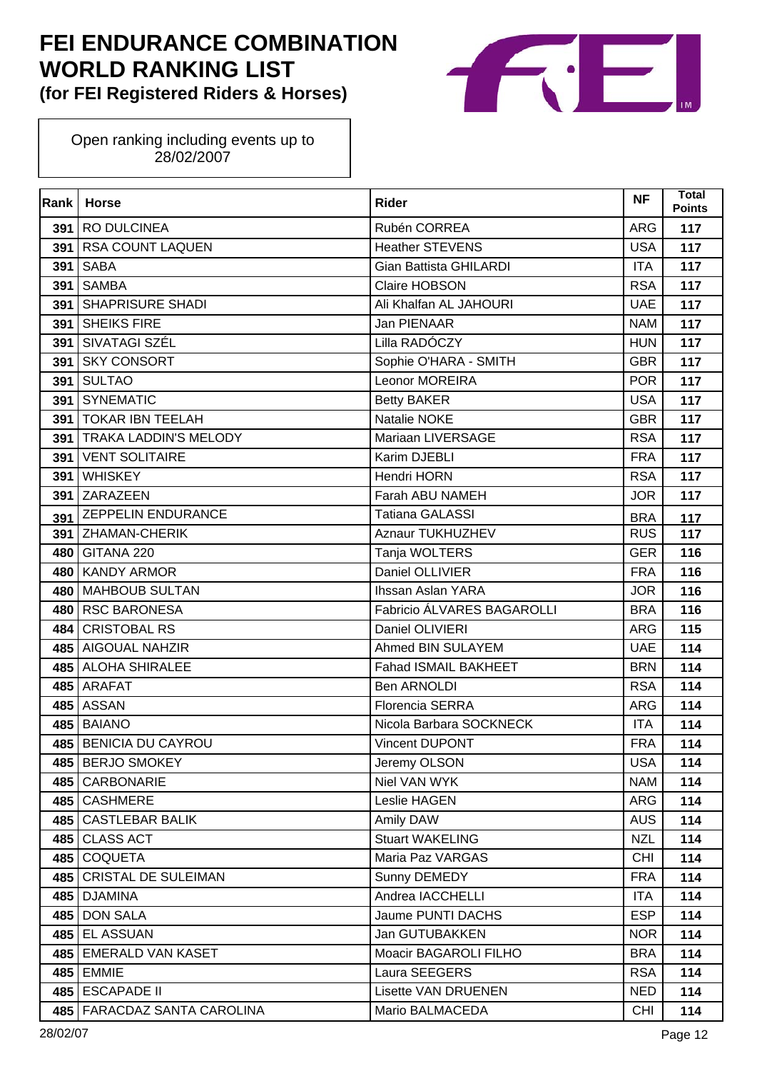# FEI ENDURANCE COMBINATION WORLD RANKING LIST

**(for FEI Registered Riders & Horses)**

Open ranking including events up to 28/02/2007

| Rank | Horse | Rider | NF | Total Points |
|---|---|---|---|---|
| 391 | RO DULCINEA | Rubén CORREA | ARG | 117 |
| 391 | RSA COUNT LAQUEN | Heather STEVENS | USA | 117 |
| 391 | SABA | Gian Battista GHILARDI | ITA | 117 |
| 391 | SAMBA | Claire HOBSON | RSA | 117 |
| 391 | SHAPRISURE SHADI | Ali Khalfan AL JAHOURI | UAE | 117 |
| 391 | SHEIKS FIRE | Jan PIENAAR | NAM | 117 |
| 391 | SIVATAGI SZÉL | Lilla RADÓCZY | HUN | 117 |
| 391 | SKY CONSORT | Sophie O'HARA - SMITH | GBR | 117 |
| 391 | SULTAO | Leonor MOREIRA | POR | 117 |
| 391 | SYNEMATIC | Betty BAKER | USA | 117 |
| 391 | TOKAR IBN TEELAH | Natalie NOKE | GBR | 117 |
| 391 | TRAKA LADDIN'S MELODY | Mariaan LIVERSAGE | RSA | 117 |
| 391 | VENT SOLITAIRE | Karim DJEBLI | FRA | 117 |
| 391 | WHISKEY | Hendri HORN | RSA | 117 |
| 391 | ZARAZEEN | Farah ABU NAMEH | JOR | 117 |
| 391 | ZEPPELIN ENDURANCE | Tatiana GALASSI | BRA | 117 |
| 391 | ZHAMAN-CHERIK | Aznaur TUKHUZHEV | RUS | 117 |
| 480 | GITANA 220 | Tanja WOLTERS | GER | 116 |
| 480 | KANDY ARMOR | Daniel OLLIVIER | FRA | 116 |
| 480 | MAHBOUB SULTAN | Ihssan Aslan YARA | JOR | 116 |
| 480 | RSC BARONESA | Fabricio ÁLVARES BAGAROLLI | BRA | 116 |
| 484 | CRISTOBAL RS | Daniel OLIVIERI | ARG | 115 |
| 485 | AIGOUAL NAHZIR | Ahmed BIN SULAYEM | UAE | 114 |
| 485 | ALOHA SHIRALEE | Fahad ISMAIL BAKHEET | BRN | 114 |
| 485 | ARAFAT | Ben ARNOLDI | RSA | 114 |
| 485 | ASSAN | Florencia SERRA | ARG | 114 |
| 485 | BAIANO | Nicola Barbara SOCKNECK | ITA | 114 |
| 485 | BENICIA DU CAYROU | Vincent DUPONT | FRA | 114 |
| 485 | BERJO SMOKEY | Jeremy OLSON | USA | 114 |
| 485 | CARBONARIE | Niel VAN WYK | NAM | 114 |
| 485 | CASHMERE | Leslie HAGEN | ARG | 114 |
| 485 | CASTLEBAR BALIK | Amily DAW | AUS | 114 |
| 485 | CLASS ACT | Stuart WAKELING | NZL | 114 |
| 485 | COQUETA | Maria Paz VARGAS | CHI | 114 |
| 485 | CRISTAL DE SULEIMAN | Sunny DEMEDY | FRA | 114 |
| 485 | DJAMINA | Andrea IACCHELLI | ITA | 114 |
| 485 | DON SALA | Jaume PUNTI DACHS | ESP | 114 |
| 485 | EL ASSUAN | Jan GUTUBAKKEN | NOR | 114 |
| 485 | EMERALD VAN KASET | Moacir BAGAROLI FILHO | BRA | 114 |
| 485 | EMMIE | Laura SEEGERS | RSA | 114 |
| 485 | ESCAPADE II | Lisette VAN DRUENEN | NED | 114 |
| 485 | FARACDAZ SANTA CAROLINA | Mario BALMACEDA | CHI | 114 |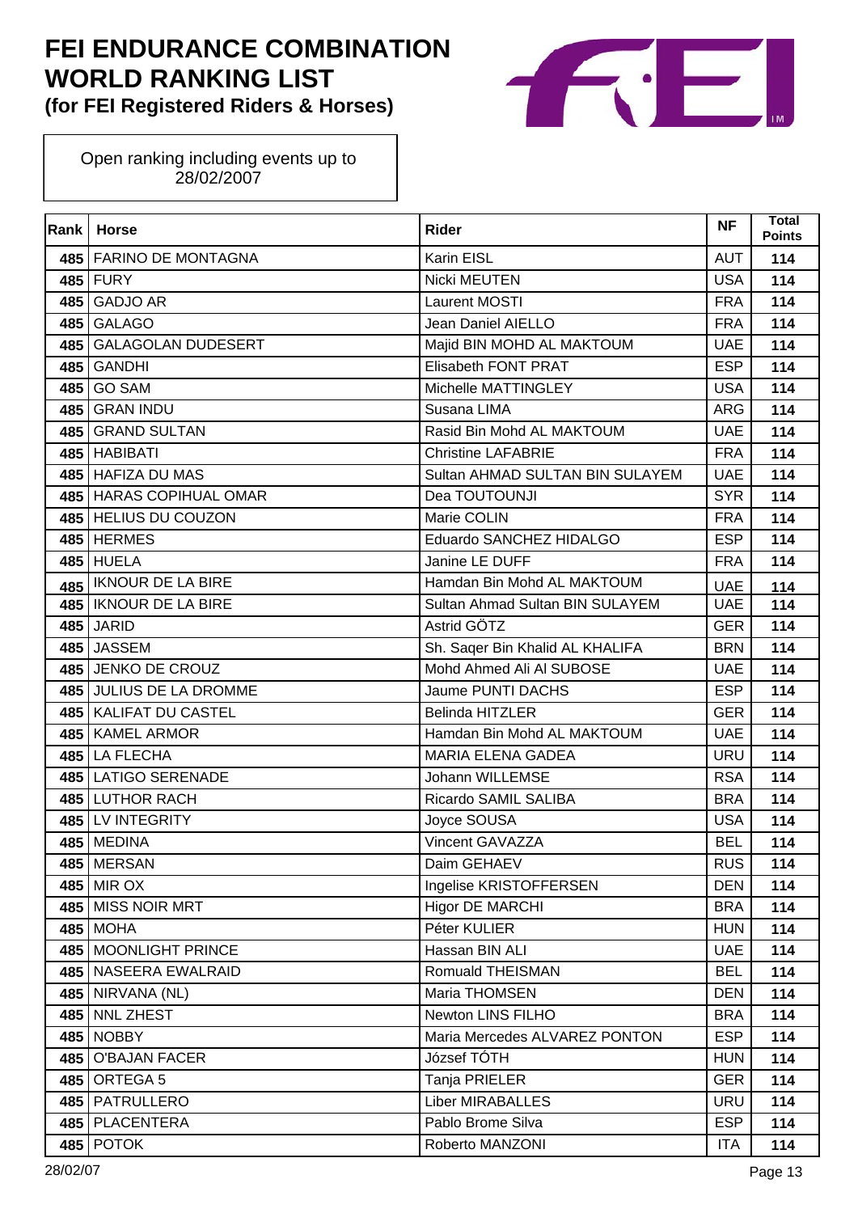# FEI ENDURANCE COMBINATION WORLD RANKING LIST
**(for FEI Registered Riders & Horses)**

Open ranking including events up to 28/02/2007

| Rank | Horse | Rider | NF | Total Points |
|---|---|---|---|---|
| 485 | FARINO DE MONTAGNA | Karin EISL | AUT | 114 |
| 485 | FURY | Nicki MEUTEN | USA | 114 |
| 485 | GADJO AR | Laurent MOSTI | FRA | 114 |
| 485 | GALAGO | Jean Daniel AIELLO | FRA | 114 |
| 485 | GALAGOLAN DUDESERT | Majid BIN MOHD AL MAKTOUM | UAE | 114 |
| 485 | GANDHI | Elisabeth FONT PRAT | ESP | 114 |
| 485 | GO SAM | Michelle MATTINGLEY | USA | 114 |
| 485 | GRAN INDU | Susana LIMA | ARG | 114 |
| 485 | GRAND SULTAN | Rasid Bin Mohd AL MAKTOUM | UAE | 114 |
| 485 | HABIBATI | Christine LAFABRIE | FRA | 114 |
| 485 | HAFIZA DU MAS | Sultan AHMAD SULTAN BIN SULAYEM | UAE | 114 |
| 485 | HARAS COPIHUAL OMAR | Dea TOUTOUNJI | SYR | 114 |
| 485 | HELIUS DU COUZON | Marie COLIN | FRA | 114 |
| 485 | HERMES | Eduardo SANCHEZ HIDALGO | ESP | 114 |
| 485 | HUELA | Janine LE DUFF | FRA | 114 |
| 485 | IKNOUR DE LA BIRE | Hamdan Bin Mohd AL MAKTOUM | UAE | 114 |
| 485 | IKNOUR DE LA BIRE | Sultan Ahmad Sultan BIN SULAYEM | UAE | 114 |
| 485 | JARID | Astrid GÖTZ | GER | 114 |
| 485 | JASSEM | Sh. Saqer Bin Khalid AL KHALIFA | BRN | 114 |
| 485 | JENKO DE CROUZ | Mohd Ahmed Ali Al SUBOSE | UAE | 114 |
| 485 | JULIUS DE LA DROMME | Jaume PUNTI DACHS | ESP | 114 |
| 485 | KALIFAT DU CASTEL | Belinda HITZLER | GER | 114 |
| 485 | KAMEL ARMOR | Hamdan Bin Mohd AL MAKTOUM | UAE | 114 |
| 485 | LA FLECHA | MARIA ELENA GADEA | URU | 114 |
| 485 | LATIGO SERENADE | Johann WILLEMSE | RSA | 114 |
| 485 | LUTHOR RACH | Ricardo SAMIL SALIBA | BRA | 114 |
| 485 | LV INTEGRITY | Joyce SOUSA | USA | 114 |
| 485 | MEDINA | Vincent GAVAZZA | BEL | 114 |
| 485 | MERSAN | Daim GEHAEV | RUS | 114 |
| 485 | MIR OX | Ingelise KRISTOFFERSEN | DEN | 114 |
| 485 | MISS NOIR MRT | Higor DE MARCHI | BRA | 114 |
| 485 | MOHA | Péter KULIER | HUN | 114 |
| 485 | MOONLIGHT PRINCE | Hassan BIN ALI | UAE | 114 |
| 485 | NASEERA EWALRAID | Romuald THEISMAN | BEL | 114 |
| 485 | NIRVANA (NL) | Maria THOMSEN | DEN | 114 |
| 485 | NNL ZHEST | Newton LINS FILHO | BRA | 114 |
| 485 | NOBBY | Maria Mercedes ALVAREZ PONTON | ESP | 114 |
| 485 | O'BAJAN FACER | József TÓTH | HUN | 114 |
| 485 | ORTEGA 5 | Tanja PRIELER | GER | 114 |
| 485 | PATRULLERO | Liber MIRABALLES | URU | 114 |
| 485 | PLACENTERA | Pablo Brome Silva | ESP | 114 |
| 485 | POTOK | Roberto MANZONI | ITA | 114 |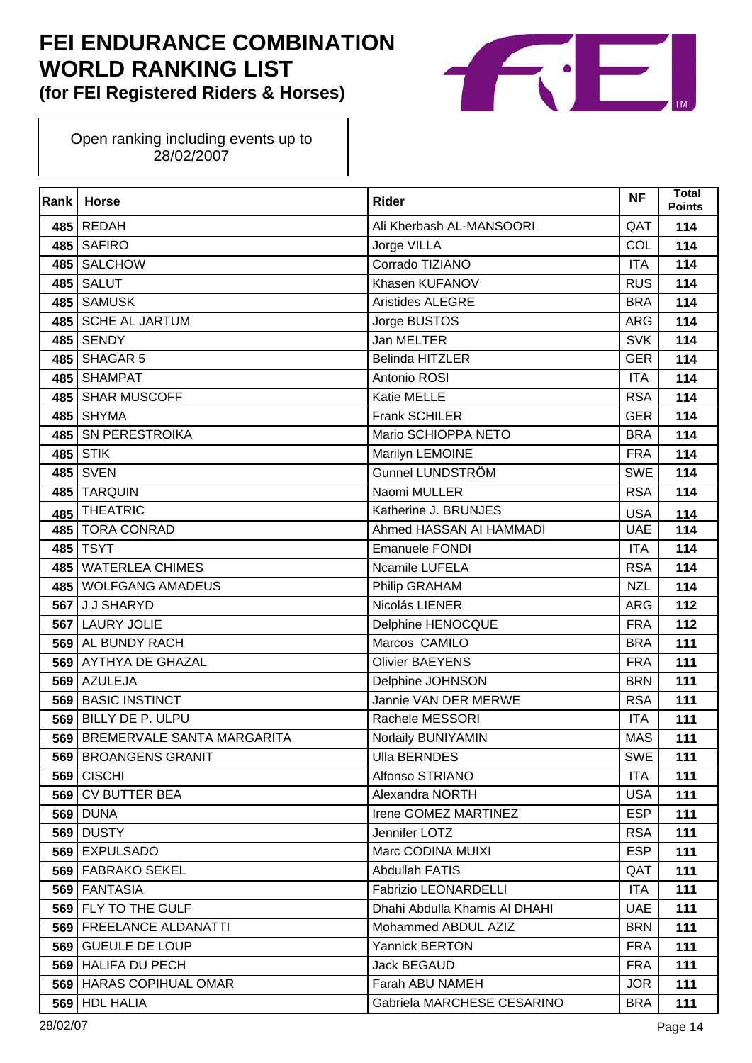# FEI ENDURANCE COMBINATION WORLD RANKING LIST
### (for FEI Registered Riders & Horses)

Open ranking including events up to 28/02/2007

| Rank | Horse | Rider | NF | Total Points |
|---|---|---|---|---|
| 485 | REDAH | Ali Kherbash AL-MANSOORI | QAT | 114 |
| 485 | SAFIRO | Jorge VILLA | COL | 114 |
| 485 | SALCHOW | Corrado TIZIANO | ITA | 114 |
| 485 | SALUT | Khasen KUFANOV | RUS | 114 |
| 485 | SAMUSK | Aristides ALEGRE | BRA | 114 |
| 485 | SCHE AL JARTUM | Jorge BUSTOS | ARG | 114 |
| 485 | SENDY | Jan MELTER | SVK | 114 |
| 485 | SHAGAR 5 | Belinda HITZLER | GER | 114 |
| 485 | SHAMPAT | Antonio ROSI | ITA | 114 |
| 485 | SHAR MUSCOFF | Katie MELLE | RSA | 114 |
| 485 | SHYMA | Frank SCHILER | GER | 114 |
| 485 | SN PERESTROIKA | Mario SCHIOPPA NETO | BRA | 114 |
| 485 | STIK | Marilyn LEMOINE | FRA | 114 |
| 485 | SVEN | Gunnel LUNDSTRÖM | SWE | 114 |
| 485 | TARQUIN | Naomi MULLER | RSA | 114 |
| 485 | THEATRIC | Katherine J. BRUNJES | USA | 114 |
| 485 | TORA CONRAD | Ahmed HASSAN AI HAMMADI | UAE | 114 |
| 485 | TSYT | Emanuele FONDI | ITA | 114 |
| 485 | WATERLEA CHIMES | Ncamile LUFELA | RSA | 114 |
| 485 | WOLFGANG AMADEUS | Philip GRAHAM | NZL | 114 |
| 567 | J J SHARYD | Nicolás LIENER | ARG | 112 |
| 567 | LAURY JOLIE | Delphine HENOCQUE | FRA | 112 |
| 569 | AL BUNDY RACH | Marcos CAMILO | BRA | 111 |
| 569 | AYTHYA DE GHAZAL | Olivier BAEYENS | FRA | 111 |
| 569 | AZULEJA | Delphine JOHNSON | BRN | 111 |
| 569 | BASIC INSTINCT | Jannie VAN DER MERWE | RSA | 111 |
| 569 | BILLY DE P. ULPU | Rachele MESSORI | ITA | 111 |
| 569 | BREMERVALE SANTA MARGARITA | Norlaily BUNIYAMIN | MAS | 111 |
| 569 | BROANGENS GRANIT | Ulla BERNDES | SWE | 111 |
| 569 | CISCHI | Alfonso STRIANO | ITA | 111 |
| 569 | CV BUTTER BEA | Alexandra NORTH | USA | 111 |
| 569 | DUNA | Irene GOMEZ MARTINEZ | ESP | 111 |
| 569 | DUSTY | Jennifer LOTZ | RSA | 111 |
| 569 | EXPULSADO | Marc CODINA MUIXI | ESP | 111 |
| 569 | FABRAKO SEKEL | Abdullah FATIS | QAT | 111 |
| 569 | FANTASIA | Fabrizio LEONARDELLI | ITA | 111 |
| 569 | FLY TO THE GULF | Dhahi Abdulla Khamis Al DHAHI | UAE | 111 |
| 569 | FREELANCE ALDANATTI | Mohammed ABDUL AZIZ | BRN | 111 |
| 569 | GUEULE DE LOUP | Yannick BERTON | FRA | 111 |
| 569 | HALIFA DU PECH | Jack BEGAUD | FRA | 111 |
| 569 | HARAS COPIHUAL OMAR | Farah ABU NAMEH | JOR | 111 |
| 569 | HDL HALIA | Gabriela MARCHESE CESARINO | BRA | 111 |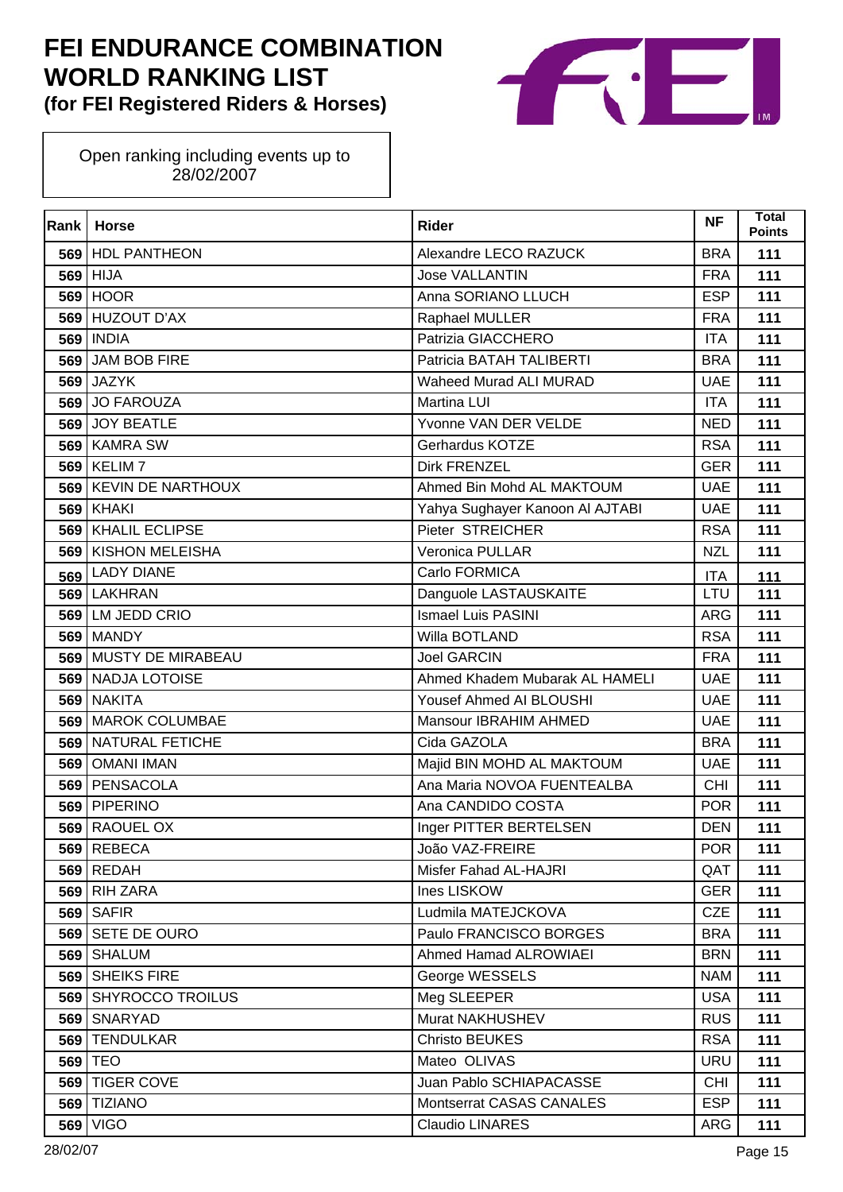# FEI ENDURANCE COMBINATION WORLD RANKING LIST
**(for FEI Registered Riders & Horses)**

Open ranking including events up to 28/02/2007

| Rank | Horse | Rider | NF | Total Points |
|---|---|---|---|---|
| 569 | HDL PANTHEON | Alexandre LECO RAZUCK | BRA | 111 |
| 569 | HIJA | Jose VALLANTIN | FRA | 111 |
| 569 | HOOR | Anna SORIANO LLUCH | ESP | 111 |
| 569 | HUZOUT D'AX | Raphael MULLER | FRA | 111 |
| 569 | INDIA | Patrizia GIACCHERO | ITA | 111 |
| 569 | JAM BOB FIRE | Patricia BATAH TALIBERTI | BRA | 111 |
| 569 | JAZYK | Waheed Murad ALI MURAD | UAE | 111 |
| 569 | JO FAROUZA | Martina LUI | ITA | 111 |
| 569 | JOY BEATLE | Yvonne VAN DER VELDE | NED | 111 |
| 569 | KAMRA SW | Gerhardus KOTZE | RSA | 111 |
| 569 | KELIM 7 | Dirk FRENZEL | GER | 111 |
| 569 | KEVIN DE NARTHOUX | Ahmed Bin Mohd AL MAKTOUM | UAE | 111 |
| 569 | KHAKI | Yahya Sughayer Kanoon Al AJTABI | UAE | 111 |
| 569 | KHALIL ECLIPSE | Pieter STREICHER | RSA | 111 |
| 569 | KISHON MELEISHA | Veronica PULLAR | NZL | 111 |
| 569 | LADY DIANE | Carlo FORMICA | ITA | 111 |
| 569 | LAKHRAN | Danguole LASTAUSKAITE | LTU | 111 |
| 569 | LM JEDD CRIO | Ismael Luis PASINI | ARG | 111 |
| 569 | MANDY | Willa BOTLAND | RSA | 111 |
| 569 | MUSTY DE MIRABEAU | Joel GARCIN | FRA | 111 |
| 569 | NADJA LOTOISE | Ahmed Khadem Mubarak AL HAMELI | UAE | 111 |
| 569 | NAKITA | Yousef Ahmed Al BLOUSHI | UAE | 111 |
| 569 | MAROK COLUMBAE | Mansour IBRAHIM AHMED | UAE | 111 |
| 569 | NATURAL FETICHE | Cida GAZOLA | BRA | 111 |
| 569 | OMANI IMAN | Majid BIN MOHD AL MAKTOUM | UAE | 111 |
| 569 | PENSACOLA | Ana Maria NOVOA FUENTEALBA | CHI | 111 |
| 569 | PIPERINO | Ana CANDIDO COSTA | POR | 111 |
| 569 | RAOUEL OX | Inger PITTER BERTELSEN | DEN | 111 |
| 569 | REBECA | João VAZ-FREIRE | POR | 111 |
| 569 | REDAH | Misfer Fahad AL-HAJRI | QAT | 111 |
| 569 | RIH ZARA | Ines LISKOW | GER | 111 |
| 569 | SAFIR | Ludmila MATEJCKOVA | CZE | 111 |
| 569 | SETE DE OURO | Paulo FRANCISCO BORGES | BRA | 111 |
| 569 | SHALUM | Ahmed Hamad ALROWIAEI | BRN | 111 |
| 569 | SHEIKS FIRE | George WESSELS | NAM | 111 |
| 569 | SHYROCCO TROILUS | Meg SLEEPER | USA | 111 |
| 569 | SNARYAD | Murat NAKHUSHEV | RUS | 111 |
| 569 | TENDULKAR | Christo BEUKES | RSA | 111 |
| 569 | TEO | Mateo OLIVAS | URU | 111 |
| 569 | TIGER COVE | Juan Pablo SCHIAPACASSE | CHI | 111 |
| 569 | TIZIANO | Montserrat CASAS CANALES | ESP | 111 |
| 569 | VIGO | Claudio LINARES | ARG | 111 |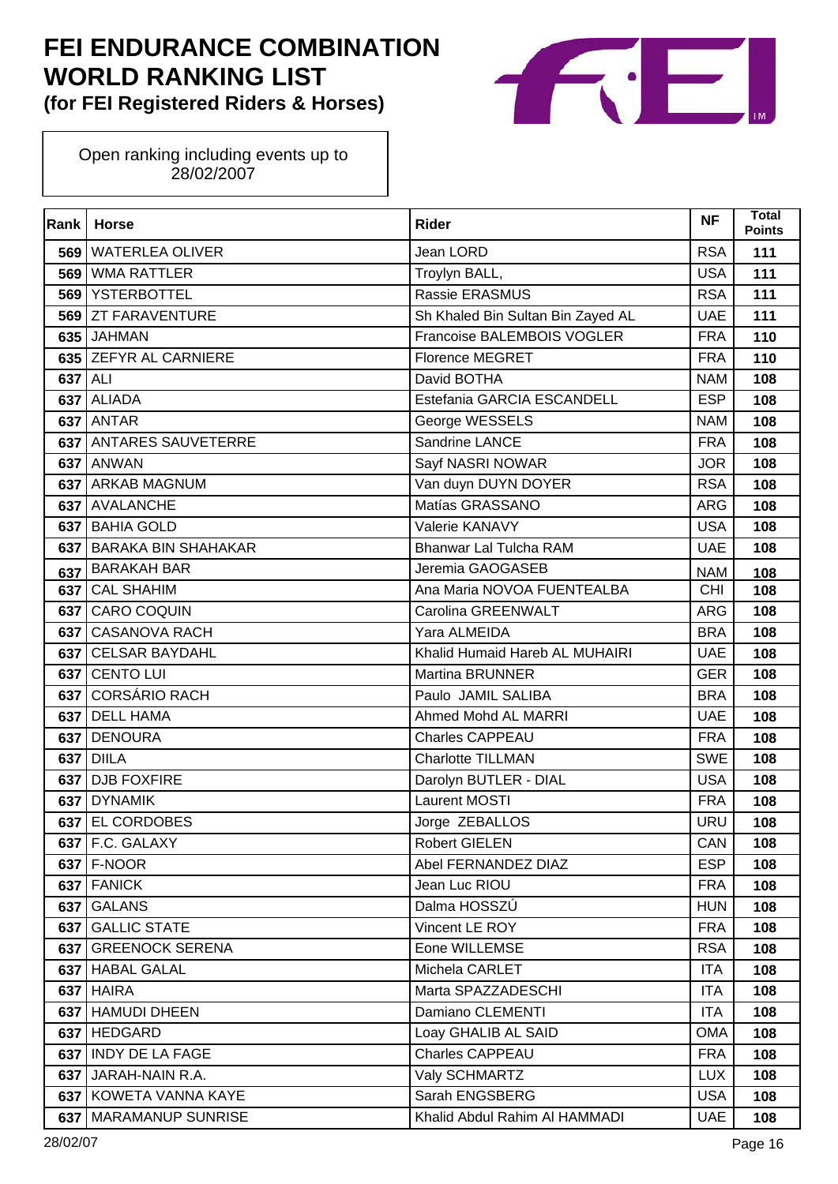# FEI ENDURANCE COMBINATION WORLD RANKING LIST
## (for FEI Registered Riders & Horses)

Open ranking including events up to 28/02/2007

| Rank | Horse | Rider | NF | Total Points |
|---|---|---|---|---|
| 569 | WATERLEA OLIVER | Jean LORD | RSA | 111 |
| 569 | WMA RATTLER | Troylyn BALL, | USA | 111 |
| 569 | YSTERBOTTEL | Rassie ERASMUS | RSA | 111 |
| 569 | ZT FARAVENTURE | Sh Khaled Bin Sultan Bin Zayed AL | UAE | 111 |
| 635 | JAHMAN | Francoise BALEMBOIS VOGLER | FRA | 110 |
| 635 | ZEFYR AL CARNIERE | Florence MEGRET | FRA | 110 |
| 637 | ALI | David BOTHA | NAM | 108 |
| 637 | ALIADA | Estefania GARCIA ESCANDELL | ESP | 108 |
| 637 | ANTAR | George WESSELS | NAM | 108 |
| 637 | ANTARES SAUVETERRE | Sandrine LANCE | FRA | 108 |
| 637 | ANWAN | Sayf NASRI NOWAR | JOR | 108 |
| 637 | ARKAB MAGNUM | Van duyn DUYN DOYER | RSA | 108 |
| 637 | AVALANCHE | Matías GRASSANO | ARG | 108 |
| 637 | BAHIA GOLD | Valerie KANAVY | USA | 108 |
| 637 | BARAKA BIN SHAHAKAR | Bhanwar Lal Tulcha RAM | UAE | 108 |
| 637 | BARAKAH BAR | Jeremia GAOGASEB | NAM | 108 |
| 637 | CAL SHAHIM | Ana Maria NOVOA FUENTEALBA | CHI | 108 |
| 637 | CARO COQUIN | Carolina GREENWALT | ARG | 108 |
| 637 | CASANOVA RACH | Yara ALMEIDA | BRA | 108 |
| 637 | CELSAR BAYDAHL | Khalid Humaid Hareb AL MUHAIRI | UAE | 108 |
| 637 | CENTO LUI | Martina BRUNNER | GER | 108 |
| 637 | CORSÁRIO RACH | Paulo JAMIL SALIBA | BRA | 108 |
| 637 | DELL HAMA | Ahmed Mohd AL MARRI | UAE | 108 |
| 637 | DENOURA | Charles CAPPEAU | FRA | 108 |
| 637 | DIILA | Charlotte TILLMAN | SWE | 108 |
| 637 | DJB FOXFIRE | Darolyn BUTLER - DIAL | USA | 108 |
| 637 | DYNAMIK | Laurent MOSTI | FRA | 108 |
| 637 | EL CORDOBES | Jorge ZEBALLOS | URU | 108 |
| 637 | F.C. GALAXY | Robert GIELEN | CAN | 108 |
| 637 | F-NOOR | Abel FERNANDEZ DIAZ | ESP | 108 |
| 637 | FANICK | Jean Luc RIOU | FRA | 108 |
| 637 | GALANS | Dalma HOSSZÚ | HUN | 108 |
| 637 | GALLIC STATE | Vincent LE ROY | FRA | 108 |
| 637 | GREENOCK SERENA | Eone WILLEMSE | RSA | 108 |
| 637 | HABAL GALAL | Michela CARLET | ITA | 108 |
| 637 | HAIRA | Marta SPAZZADESCHI | ITA | 108 |
| 637 | HAMUDI DHEEN | Damiano CLEMENTI | ITA | 108 |
| 637 | HEDGARD | Loay GHALIB AL SAID | OMA | 108 |
| 637 | INDY DE LA FAGE | Charles CAPPEAU | FRA | 108 |
| 637 | JARAH-NAIN R.A. | Valy SCHMARTZ | LUX | 108 |
| 637 | KOWETA VANNA KAYE | Sarah ENGSBERG | USA | 108 |
| 637 | MARAMANUP SUNRISE | Khalid Abdul Rahim Al HAMMADI | UAE | 108 |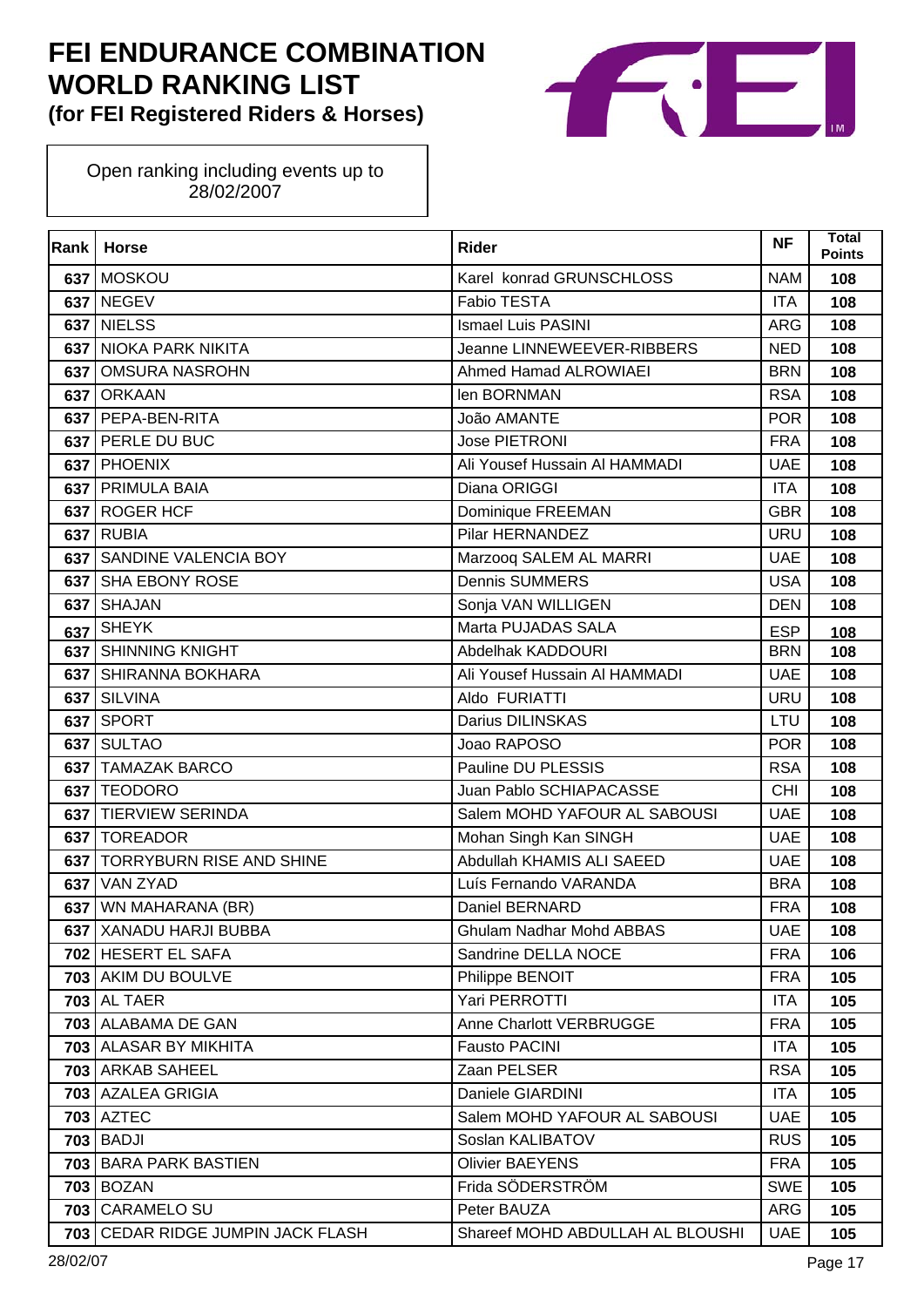# FEI ENDURANCE COMBINATION WORLD RANKING LIST
## (for FEI Registered Riders & Horses)

Open ranking including events up to 28/02/2007

| Rank | Horse | Rider | NF | Total Points |
|---|---|---|---|---|
| 637 | MOSKOU | Karel konrad GRUNSCHLOSS | NAM | 108 |
| 637 | NEGEV | Fabio TESTA | ITA | 108 |
| 637 | NIELSS | Ismael Luis PASINI | ARG | 108 |
| 637 | NIOKA PARK NIKITA | Jeanne LINNEWEEVER-RIBBERS | NED | 108 |
| 637 | OMSURA NASROHN | Ahmed Hamad ALROWIAEI | BRN | 108 |
| 637 | ORKAAN | Ien BORNMAN | RSA | 108 |
| 637 | PEPA-BEN-RITA | João AMANTE | POR | 108 |
| 637 | PERLE DU BUC | Jose PIETRONI | FRA | 108 |
| 637 | PHOENIX | Ali Yousef Hussain Al HAMMADI | UAE | 108 |
| 637 | PRIMULA BAIA | Diana ORIGGI | ITA | 108 |
| 637 | ROGER HCF | Dominique FREEMAN | GBR | 108 |
| 637 | RUBIA | Pilar HERNANDEZ | URU | 108 |
| 637 | SANDINE VALENCIA BOY | Marzooq SALEM AL MARRI | UAE | 108 |
| 637 | SHA EBONY ROSE | Dennis SUMMERS | USA | 108 |
| 637 | SHAJAN | Sonja VAN WILLIGEN | DEN | 108 |
| 637 | SHEYK | Marta PUJADAS SALA | ESP | 108 |
| 637 | SHINNING KNIGHT | Abdelhak KADDOURI | BRN | 108 |
| 637 | SHIRANNA BOKHARA | Ali Yousef Hussain Al HAMMADI | UAE | 108 |
| 637 | SILVINA | Aldo FURIATTI | URU | 108 |
| 637 | SPORT | Darius DILINSKAS | LTU | 108 |
| 637 | SULTAO | Joao RAPOSO | POR | 108 |
| 637 | TAMAZAK BARCO | Pauline DU PLESSIS | RSA | 108 |
| 637 | TEODORO | Juan Pablo SCHIAPACASSE | CHI | 108 |
| 637 | TIERVIEW SERINDA | Salem MOHD YAFOUR AL SABOUSI | UAE | 108 |
| 637 | TOREADOR | Mohan Singh Kan SINGH | UAE | 108 |
| 637 | TORRYBURN RISE AND SHINE | Abdullah KHAMIS ALI SAEED | UAE | 108 |
| 637 | VAN ZYAD | Luís Fernando VARANDA | BRA | 108 |
| 637 | WN MAHARANA (BR) | Daniel BERNARD | FRA | 108 |
| 637 | XANADU HARJI BUBBA | Ghulam Nadhar Mohd ABBAS | UAE | 108 |
| 702 | HESERT EL SAFA | Sandrine DELLA NOCE | FRA | 106 |
| 703 | AKIM DU BOULVE | Philippe BENOIT | FRA | 105 |
| 703 | AL TAER | Yari PERROTTI | ITA | 105 |
| 703 | ALABAMA DE GAN | Anne Charlott VERBRUGGE | FRA | 105 |
| 703 | ALASAR BY MIKHITA | Fausto PACINI | ITA | 105 |
| 703 | ARKAB SAHEEL | Zaan PELSER | RSA | 105 |
| 703 | AZALEA GRIGIA | Daniele GIARDINI | ITA | 105 |
| 703 | AZTEC | Salem MOHD YAFOUR AL SABOUSI | UAE | 105 |
| 703 | BADJI | Soslan KALIBATOV | RUS | 105 |
| 703 | BARA PARK BASTIEN | Olivier BAEYENS | FRA | 105 |
| 703 | BOZAN | Frida SÖDERSTRÖM | SWE | 105 |
| 703 | CARAMELO SU | Peter BAUZA | ARG | 105 |
| 703 | CEDAR RIDGE JUMPIN JACK FLASH | Shareef MOHD ABDULLAH AL BLOUSHI | UAE | 105 |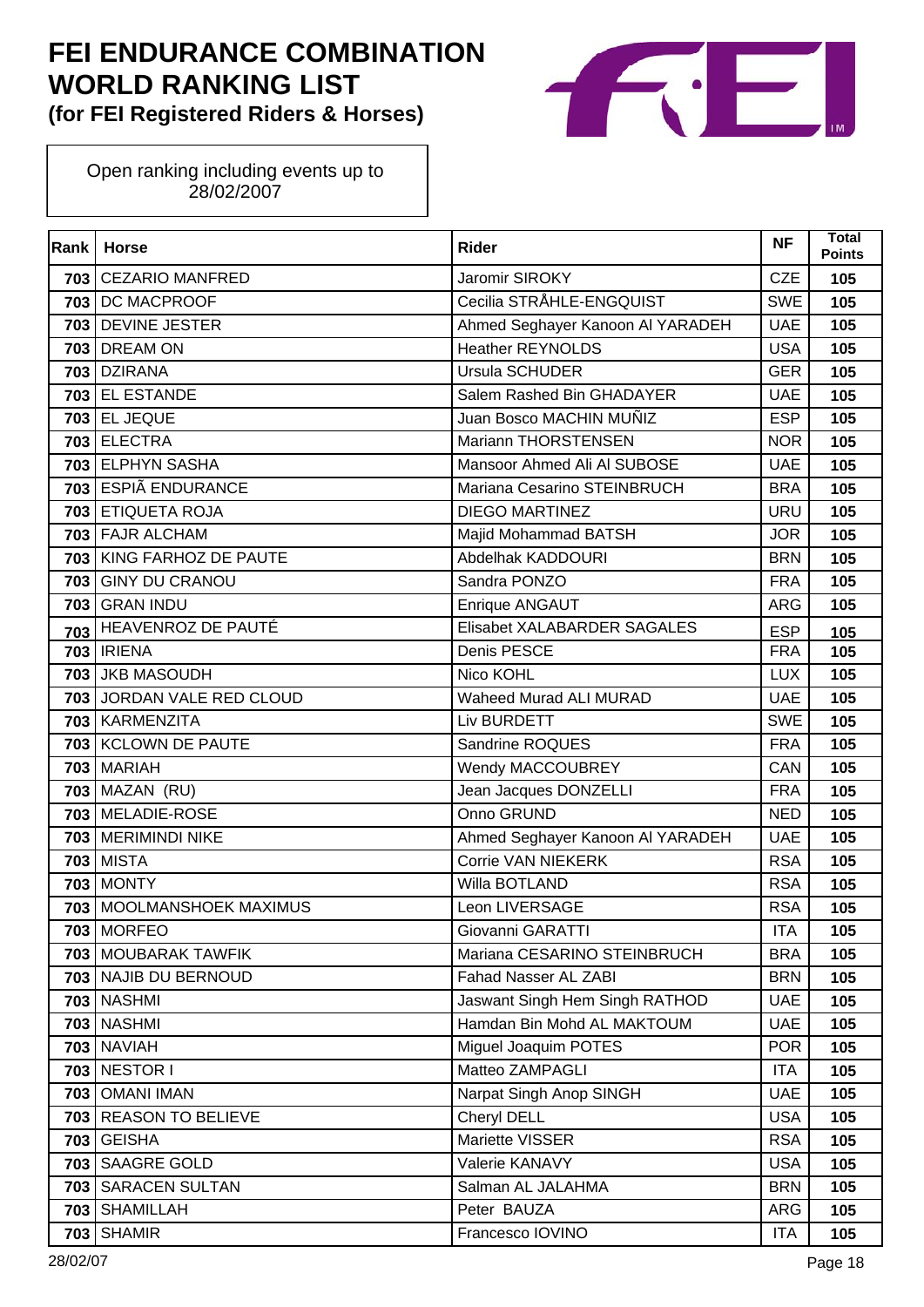# FEI ENDURANCE COMBINATION WORLD RANKING LIST
## (for FEI Registered Riders & Horses)

Open ranking including events up to 28/02/2007

| Rank | Horse | Rider | NF | Total Points |
|---|---|---|---|---|
| 703 | CEZARIO MANFRED | Jaromir SIROKY | CZE | 105 |
| 703 | DC MACPROOF | Cecilia STRÅHLE-ENGQUIST | SWE | 105 |
| 703 | DEVINE JESTER | Ahmed Seghayer Kanoon Al YARADEH | UAE | 105 |
| 703 | DREAM ON | Heather REYNOLDS | USA | 105 |
| 703 | DZIRANA | Ursula SCHUDER | GER | 105 |
| 703 | EL ESTANDE | Salem Rashed Bin GHADAYER | UAE | 105 |
| 703 | EL JEQUE | Juan Bosco MACHIN MUÑIZ | ESP | 105 |
| 703 | ELECTRA | Mariann THORSTENSEN | NOR | 105 |
| 703 | ELPHYN SASHA | Mansoor Ahmed Ali Al SUBOSE | UAE | 105 |
| 703 | ESPIÃ ENDURANCE | Mariana Cesarino STEINBRUCH | BRA | 105 |
| 703 | ETIQUETA ROJA | DIEGO MARTINEZ | URU | 105 |
| 703 | FAJR ALCHAM | Majid Mohammad BATSH | JOR | 105 |
| 703 | KING FARHOZ DE PAUTE | Abdelhak KADDOURI | BRN | 105 |
| 703 | GINY DU CRANOU | Sandra PONZO | FRA | 105 |
| 703 | GRAN INDU | Enrique ANGAUT | ARG | 105 |
| 703 | HEAVENROZ DE PAUTÉ | Elisabet XALABARDER SAGALES | ESP | 105 |
| 703 | IRIENA | Denis PESCE | FRA | 105 |
| 703 | JKB MASOUDH | Nico KOHL | LUX | 105 |
| 703 | JORDAN VALE RED CLOUD | Waheed Murad ALI MURAD | UAE | 105 |
| 703 | KARMENZITA | Liv BURDETT | SWE | 105 |
| 703 | KCLOWN DE PAUTE | Sandrine ROQUES | FRA | 105 |
| 703 | MARIAH | Wendy MACCOUBREY | CAN | 105 |
| 703 | MAZAN (RU) | Jean Jacques DONZELLI | FRA | 105 |
| 703 | MELADIE-ROSE | Onno GRUND | NED | 105 |
| 703 | MERIMINDI NIKE | Ahmed Seghayer Kanoon Al YARADEH | UAE | 105 |
| 703 | MISTA | Corrie VAN NIEKERK | RSA | 105 |
| 703 | MONTY | Willa BOTLAND | RSA | 105 |
| 703 | MOOLMANSHOEK MAXIMUS | Leon LIVERSAGE | RSA | 105 |
| 703 | MORFEO | Giovanni GARATTI | ITA | 105 |
| 703 | MOUBARAK TAWFIK | Mariana CESARINO STEINBRUCH | BRA | 105 |
| 703 | NAJIB DU BERNOUD | Fahad Nasser AL ZABI | BRN | 105 |
| 703 | NASHMI | Jaswant Singh Hem Singh RATHOD | UAE | 105 |
| 703 | NASHMI | Hamdan Bin Mohd AL MAKTOUM | UAE | 105 |
| 703 | NAVIAH | Miguel Joaquim POTES | POR | 105 |
| 703 | NESTOR I | Matteo ZAMPAGLI | ITA | 105 |
| 703 | OMANI IMAN | Narpat Singh Anop SINGH | UAE | 105 |
| 703 | REASON TO BELIEVE | Cheryl DELL | USA | 105 |
| 703 | GEISHA | Mariette VISSER | RSA | 105 |
| 703 | SAAGRE GOLD | Valerie KANAVY | USA | 105 |
| 703 | SARACEN SULTAN | Salman AL JALAHMA | BRN | 105 |
| 703 | SHAMILLAH | Peter BAUZA | ARG | 105 |
| 703 | SHAMIR | Francesco IOVINO | ITA | 105 |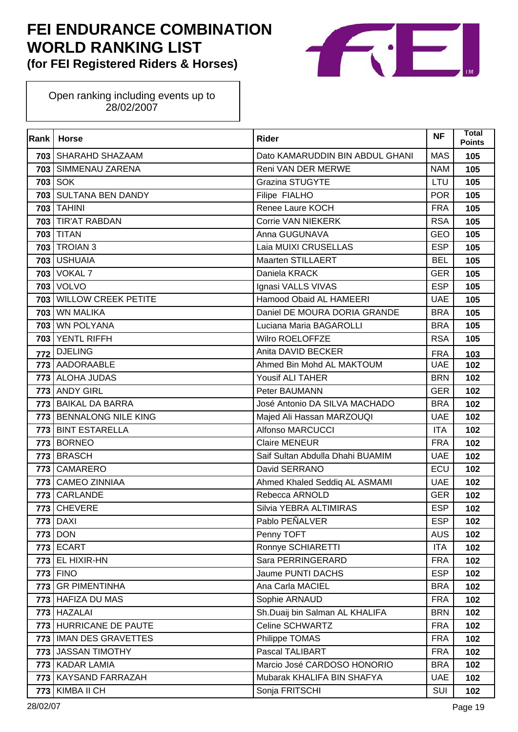# FEI ENDURANCE COMBINATION WORLD RANKING LIST

### (for FEI Registered Riders & Horses)

Open ranking including events up to 28/02/2007

| Rank | Horse | Rider | NF | Total Points |
|---|---|---|---|---|
| 703 | SHARAHD SHAZAAM | Dato KAMARUDDIN BIN ABDUL GHANI | MAS | 105 |
| 703 | SIMMENAU ZARENA | Reni VAN DER MERWE | NAM | 105 |
| 703 | SOK | Grazina STUGYTE | LTU | 105 |
| 703 | SULTANA BEN DANDY | Filipe FIALHO | POR | 105 |
| 703 | TAHINI | Renee Laure KOCH | FRA | 105 |
| 703 | TIR'AT RABDAN | Corrie VAN NIEKERK | RSA | 105 |
| 703 | TITAN | Anna GUGUNAVA | GEO | 105 |
| 703 | TROIAN 3 | Laia MUIXI CRUSELLAS | ESP | 105 |
| 703 | USHUAIA | Maarten STILLAERT | BEL | 105 |
| 703 | VOKAL 7 | Daniela KRACK | GER | 105 |
| 703 | VOLVO | Ignasi VALLS VIVAS | ESP | 105 |
| 703 | WILLOW CREEK PETITE | Hamood Obaid AL HAMEERI | UAE | 105 |
| 703 | WN MALIKA | Daniel DE MOURA DORIA GRANDE | BRA | 105 |
| 703 | WN POLYANA | Luciana Maria BAGAROLLI | BRA | 105 |
| 703 | YENTL RIFFH | Wilro ROELOFFZE | RSA | 105 |
| 772 | DJELING | Anita DAVID BECKER | FRA | 103 |
| 773 | AADORAABLE | Ahmed Bin Mohd AL MAKTOUM | UAE | 102 |
| 773 | ALOHA JUDAS | Yousif ALI TAHER | BRN | 102 |
| 773 | ANDY GIRL | Peter BAUMANN | GER | 102 |
| 773 | BAIKAL DA BARRA | José Antonio DA SILVA MACHADO | BRA | 102 |
| 773 | BENNALONG NILE KING | Majed Ali Hassan MARZOUQI | UAE | 102 |
| 773 | BINT ESTARELLA | Alfonso MARCUCCI | ITA | 102 |
| 773 | BORNEO | Claire MENEUR | FRA | 102 |
| 773 | BRASCH | Saif Sultan Abdulla Dhahi BUAMIM | UAE | 102 |
| 773 | CAMARERO | David SERRANO | ECU | 102 |
| 773 | CAMEO ZINNIAA | Ahmed Khaled Seddiq AL ASMAMI | UAE | 102 |
| 773 | CARLANDE | Rebecca ARNOLD | GER | 102 |
| 773 | CHEVERE | Silvia YEBRA ALTIMIRAS | ESP | 102 |
| 773 | DAXI | Pablo PEÑALVER | ESP | 102 |
| 773 | DON | Penny TOFT | AUS | 102 |
| 773 | ECART | Ronnye SCHIARETTI | ITA | 102 |
| 773 | EL HIXIR-HN | Sara PERRINGERARD | FRA | 102 |
| 773 | FINO | Jaume PUNTI DACHS | ESP | 102 |
| 773 | GR PIMENTINHA | Ana Carla MACIEL | BRA | 102 |
| 773 | HAFIZA DU MAS | Sophie ARNAUD | FRA | 102 |
| 773 | HAZALAI | Sh.Duaij bin Salman AL KHALIFA | BRN | 102 |
| 773 | HURRICANE DE PAUTE | Celine SCHWARTZ | FRA | 102 |
| 773 | IMAN DES GRAVETTES | Philippe TOMAS | FRA | 102 |
| 773 | JASSAN TIMOTHY | Pascal TALIBART | FRA | 102 |
| 773 | KADAR LAMIA | Marcio José CARDOSO HONORIO | BRA | 102 |
| 773 | KAYSAND FARRAZAH | Mubarak KHALIFA BIN SHAFYA | UAE | 102 |
| 773 | KIMBA II CH | Sonja FRITSCHI | SUI | 102 |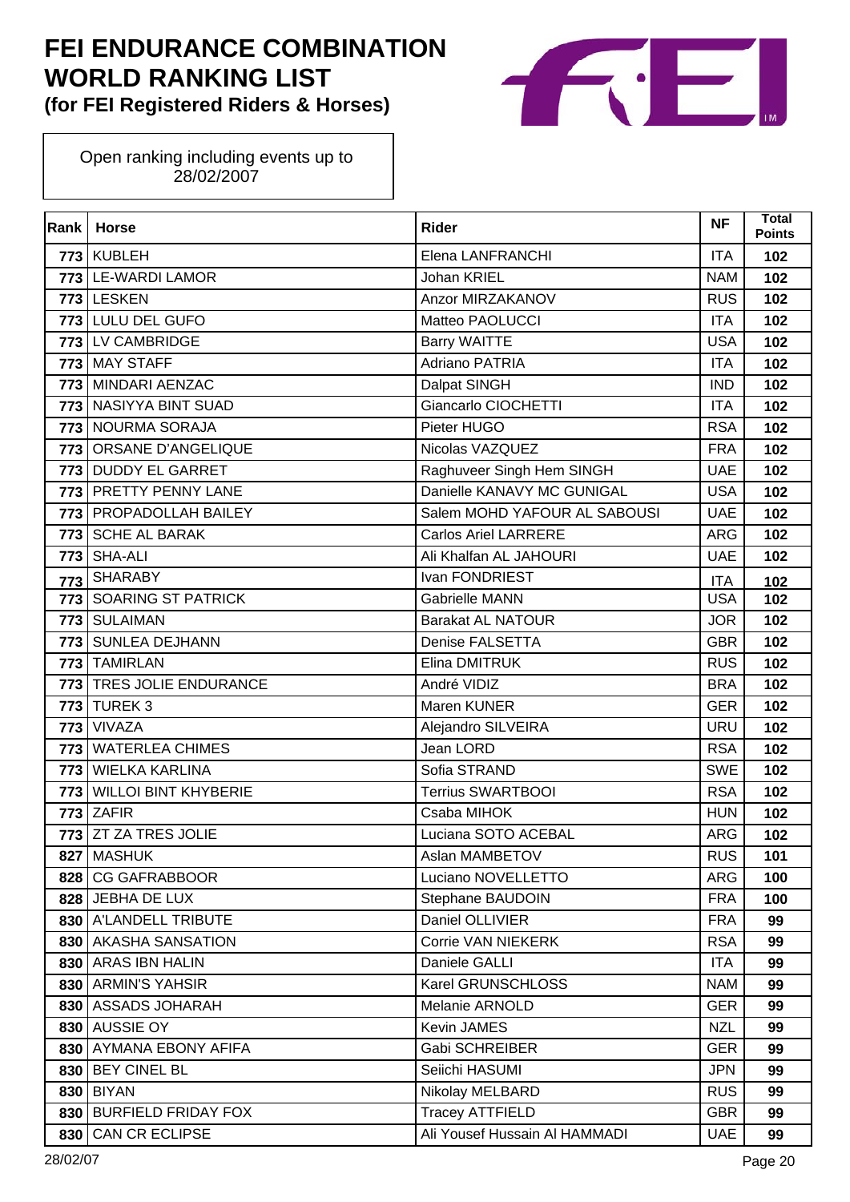# FEI ENDURANCE COMBINATION WORLD RANKING LIST

**(for FEI Registered Riders & Horses)**

Open ranking including events up to 28/02/2007

| Rank | Horse | Rider | NF | Total Points |
|---|---|---|---|---|
| 773 | KUBLEH | Elena LANFRANCHI | ITA | 102 |
| 773 | LE-WARDI LAMOR | Johan KRIEL | NAM | 102 |
| 773 | LESKEN | Anzor MIRZAKANOV | RUS | 102 |
| 773 | LULU DEL GUFO | Matteo PAOLUCCI | ITA | 102 |
| 773 | LV CAMBRIDGE | Barry WAITTE | USA | 102 |
| 773 | MAY STAFF | Adriano PATRIA | ITA | 102 |
| 773 | MINDARI AENZAC | Dalpat SINGH | IND | 102 |
| 773 | NASIYYA BINT SUAD | Giancarlo CIOCHETTI | ITA | 102 |
| 773 | NOURMA SORAJA | Pieter HUGO | RSA | 102 |
| 773 | ORSANE D'ANGELIQUE | Nicolas VAZQUEZ | FRA | 102 |
| 773 | DUDDY EL GARRET | Raghuveer Singh Hem SINGH | UAE | 102 |
| 773 | PRETTY PENNY LANE | Danielle KANAVY MC GUNIGAL | USA | 102 |
| 773 | PROPADOLLAH BAILEY | Salem MOHD YAFOUR AL SABOUSI | UAE | 102 |
| 773 | SCHE AL BARAK | Carlos Ariel LARRERE | ARG | 102 |
| 773 | SHA-ALI | Ali Khalfan AL JAHOURI | UAE | 102 |
| 773 | SHARABY | Ivan FONDRIEST | ITA | 102 |
| 773 | SOARING ST PATRICK | Gabrielle MANN | USA | 102 |
| 773 | SULAIMAN | Barakat AL NATOUR | JOR | 102 |
| 773 | SUNLEA DEJHANN | Denise FALSETTA | GBR | 102 |
| 773 | TAMIRLAN | Elina DMITRUK | RUS | 102 |
| 773 | TRES JOLIE ENDURANCE | André VIDIZ | BRA | 102 |
| 773 | TUREK 3 | Maren KUNER | GER | 102 |
| 773 | VIVAZA | Alejandro SILVEIRA | URU | 102 |
| 773 | WATERLEA CHIMES | Jean LORD | RSA | 102 |
| 773 | WIELKA KARLINA | Sofia STRAND | SWE | 102 |
| 773 | WILLOI BINT KHYBERIE | Terrius SWARTBOOI | RSA | 102 |
| 773 | ZAFIR | Csaba MIHOK | HUN | 102 |
| 773 | ZT ZA TRES JOLIE | Luciana SOTO ACEBAL | ARG | 102 |
| 827 | MASHUK | Aslan MAMBETOV | RUS | 101 |
| 828 | CG GAFRABBOOR | Luciano NOVELLETTO | ARG | 100 |
| 828 | JEBHA DE LUX | Stephane BAUDOIN | FRA | 100 |
| 830 | A'LANDELL TRIBUTE | Daniel OLLIVIER | FRA | 99 |
| 830 | AKASHA SANSATION | Corrie VAN NIEKERK | RSA | 99 |
| 830 | ARAS IBN HALIN | Daniele GALLI | ITA | 99 |
| 830 | ARMIN'S YAHSIR | Karel GRUNSCHLOSS | NAM | 99 |
| 830 | ASSADS JOHARAH | Melanie ARNOLD | GER | 99 |
| 830 | AUSSIE OY | Kevin JAMES | NZL | 99 |
| 830 | AYMANA EBONY AFIFA | Gabi SCHREIBER | GER | 99 |
| 830 | BEY CINEL BL | Seiichi HASUMI | JPN | 99 |
| 830 | BIYAN | Nikolay MELBARD | RUS | 99 |
| 830 | BURFIELD FRIDAY FOX | Tracey ATTFIELD | GBR | 99 |
| 830 | CAN CR ECLIPSE | Ali Yousef Hussain Al HAMMADI | UAE | 99 |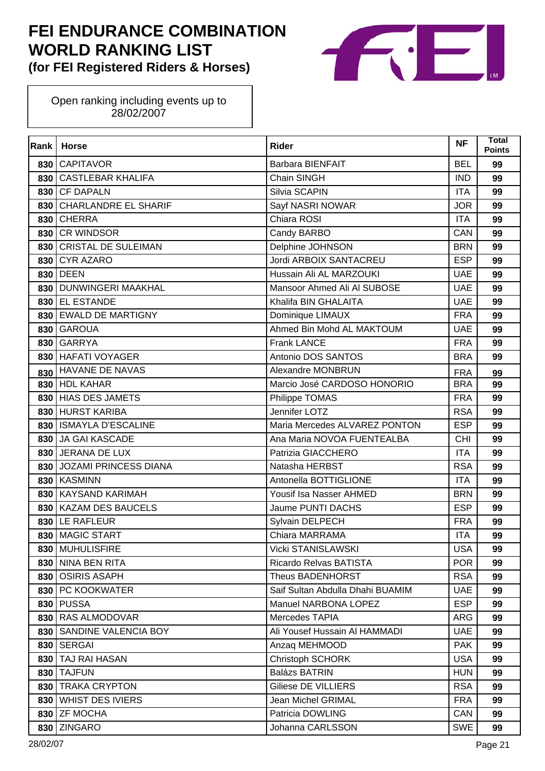# FEI ENDURANCE COMBINATION WORLD RANKING LIST
**(for FEI Registered Riders & Horses)**

Open ranking including events up to 28/02/2007

| Rank | Horse | Rider | NF | Total Points |
|---|---|---|---|---|
| 830 | CAPITAVOR | Barbara BIENFAIT | BEL | 99 |
| 830 | CASTLEBAR KHALIFA | Chain SINGH | IND | 99 |
| 830 | CF DAPALN | Silvia SCAPIN | ITA | 99 |
| 830 | CHARLANDRE EL SHARIF | Sayf NASRI NOWAR | JOR | 99 |
| 830 | CHERRA | Chiara ROSI | ITA | 99 |
| 830 | CR WINDSOR | Candy BARBO | CAN | 99 |
| 830 | CRISTAL DE SULEIMAN | Delphine JOHNSON | BRN | 99 |
| 830 | CYR AZARO | Jordi ARBOIX SANTACREU | ESP | 99 |
| 830 | DEEN | Hussain Ali AL MARZOUKI | UAE | 99 |
| 830 | DUNWINGERI MAAKHAL | Mansoor Ahmed Ali Al SUBOSE | UAE | 99 |
| 830 | EL ESTANDE | Khalifa BIN GHALAITA | UAE | 99 |
| 830 | EWALD DE MARTIGNY | Dominique LIMAUX | FRA | 99 |
| 830 | GAROUA | Ahmed Bin Mohd AL MAKTOUM | UAE | 99 |
| 830 | GARRYA | Frank LANCE | FRA | 99 |
| 830 | HAFATI VOYAGER | Antonio DOS SANTOS | BRA | 99 |
| 830 | HAVANE DE NAVAS | Alexandre MONBRUN | FRA | 99 |
| 830 | HDL KAHAR | Marcio José CARDOSO HONORIO | BRA | 99 |
| 830 | HIAS DES JAMETS | Philippe TOMAS | FRA | 99 |
| 830 | HURST KARIBA | Jennifer LOTZ | RSA | 99 |
| 830 | ISMAYLA D'ESCALINE | Maria Mercedes ALVAREZ PONTON | ESP | 99 |
| 830 | JA GAI KASCADE | Ana Maria NOVOA FUENTEALBA | CHI | 99 |
| 830 | JERANA DE LUX | Patrizia GIACCHERO | ITA | 99 |
| 830 | JOZAMI PRINCESS DIANA | Natasha HERBST | RSA | 99 |
| 830 | KASMINN | Antonella BOTTIGLIONE | ITA | 99 |
| 830 | KAYSAND KARIMAH | Yousif Isa Nasser AHMED | BRN | 99 |
| 830 | KAZAM DES BAUCELS | Jaume PUNTI DACHS | ESP | 99 |
| 830 | LE RAFLEUR | Sylvain DELPECH | FRA | 99 |
| 830 | MAGIC START | Chiara MARRAMA | ITA | 99 |
| 830 | MUHULISFIRE | Vicki STANISLAWSKI | USA | 99 |
| 830 | NINA BEN RITA | Ricardo Relvas BATISTA | POR | 99 |
| 830 | OSIRIS ASAPH | Theus BADENHORST | RSA | 99 |
| 830 | PC KOOKWATER | Saif Sultan Abdulla Dhahi BUAMIM | UAE | 99 |
| 830 | PUSSA | Manuel NARBONA LOPEZ | ESP | 99 |
| 830 | RAS ALMODOVAR | Mercedes TAPIA | ARG | 99 |
| 830 | SANDINE VALENCIA BOY | Ali Yousef Hussain Al HAMMADI | UAE | 99 |
| 830 | SERGAI | Anzaq MEHMOOD | PAK | 99 |
| 830 | TAJ RAI HASAN | Christoph SCHORK | USA | 99 |
| 830 | TAJFUN | Balázs BATRIN | HUN | 99 |
| 830 | TRAKA CRYPTON | Giliese DE VILLIERS | RSA | 99 |
| 830 | WHIST DES IVIERS | Jean Michel GRIMAL | FRA | 99 |
| 830 | ZF MOCHA | Patricia DOWLING | CAN | 99 |
| 830 | ZINGARO | Johanna CARLSSON | SWE | 99 |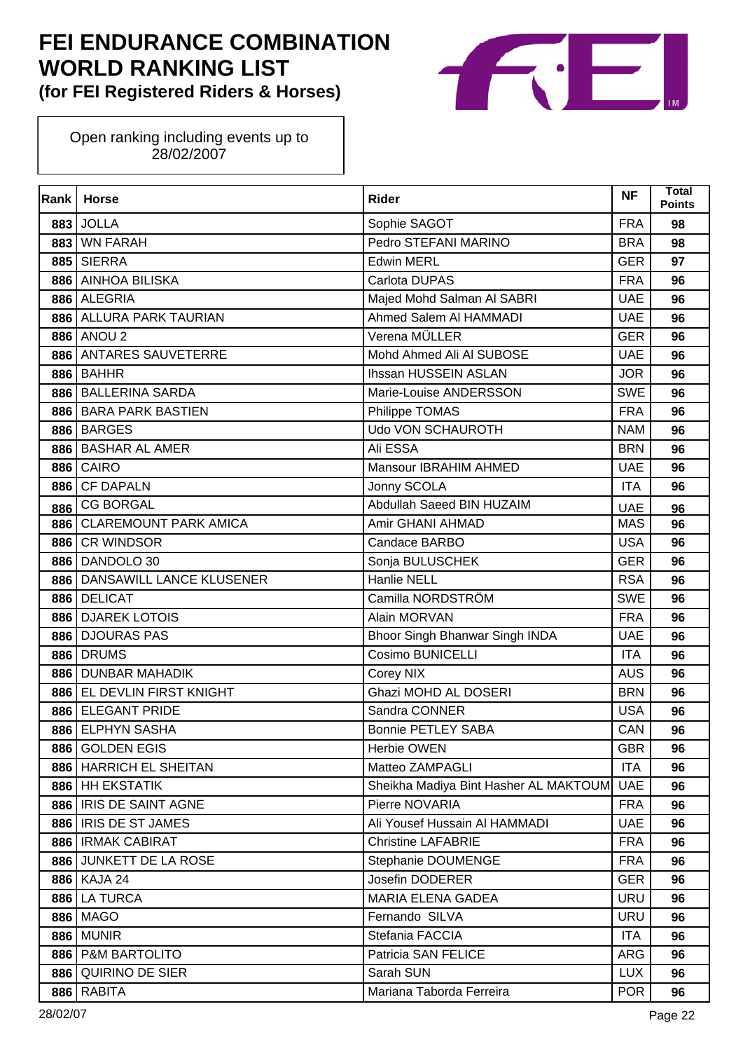# FEI ENDURANCE COMBINATION WORLD RANKING LIST
**(for FEI Registered Riders & Horses)**

Open ranking including events up to 28/02/2007

| Rank | Horse | Rider | NF | Total Points |
|---|---|---|---|---|
| 883 | JOLLA | Sophie SAGOT | FRA | 98 |
| 883 | WN FARAH | Pedro STEFANI MARINO | BRA | 98 |
| 885 | SIERRA | Edwin MERL | GER | 97 |
| 886 | AINHOA BILISKA | Carlota DUPAS | FRA | 96 |
| 886 | ALEGRIA | Majed Mohd Salman Al SABRI | UAE | 96 |
| 886 | ALLURA PARK TAURIAN | Ahmed Salem Al HAMMADI | UAE | 96 |
| 886 | ANOU 2 | Verena MÜLLER | GER | 96 |
| 886 | ANTARES SAUVETERRE | Mohd Ahmed Ali Al SUBOSE | UAE | 96 |
| 886 | BAHHR | Ihssan HUSSEIN ASLAN | JOR | 96 |
| 886 | BALLERINA SARDA | Marie-Louise ANDERSSON | SWE | 96 |
| 886 | BARA PARK BASTIEN | Philippe TOMAS | FRA | 96 |
| 886 | BARGES | Udo VON SCHAUROTH | NAM | 96 |
| 886 | BASHAR AL AMER | Ali ESSA | BRN | 96 |
| 886 | CAIRO | Mansour IBRAHIM AHMED | UAE | 96 |
| 886 | CF DAPALN | Jonny SCOLA | ITA | 96 |
| 886 | CG BORGAL | Abdullah Saeed BIN HUZAIM | UAE | 96 |
| 886 | CLAREMOUNT PARK AMICA | Amir GHANI AHMAD | MAS | 96 |
| 886 | CR WINDSOR | Candace BARBO | USA | 96 |
| 886 | DANDOLO 30 | Sonja BULUSCHEK | GER | 96 |
| 886 | DANSAWILL LANCE KLUSENER | Hanlie NELL | RSA | 96 |
| 886 | DELICAT | Camilla NORDSTRÖM | SWE | 96 |
| 886 | DJAREK LOTOIS | Alain MORVAN | FRA | 96 |
| 886 | DJOURAS PAS | Bhoor Singh Bhanwar Singh INDA | UAE | 96 |
| 886 | DRUMS | Cosimo BUNICELLI | ITA | 96 |
| 886 | DUNBAR MAHADIK | Corey NIX | AUS | 96 |
| 886 | EL DEVLIN FIRST KNIGHT | Ghazi MOHD AL DOSERI | BRN | 96 |
| 886 | ELEGANT PRIDE | Sandra CONNER | USA | 96 |
| 886 | ELPHYN SASHA | Bonnie PETLEY SABA | CAN | 96 |
| 886 | GOLDEN EGIS | Herbie OWEN | GBR | 96 |
| 886 | HARRICH EL SHEITAN | Matteo ZAMPAGLI | ITA | 96 |
| 886 | HH EKSTATIK | Sheikha Madiya Bint Hasher AL MAKTOUM | UAE | 96 |
| 886 | IRIS DE SAINT AGNE | Pierre NOVARIA | FRA | 96 |
| 886 | IRIS DE ST JAMES | Ali Yousef Hussain Al HAMMADI | UAE | 96 |
| 886 | IRMAK CABIRAT | Christine LAFABRIE | FRA | 96 |
| 886 | JUNKETT DE LA ROSE | Stephanie DOUMENGE | FRA | 96 |
| 886 | KAJA 24 | Josefin DODERER | GER | 96 |
| 886 | LA TURCA | MARIA ELENA GADEA | URU | 96 |
| 886 | MAGO | Fernando SILVA | URU | 96 |
| 886 | MUNIR | Stefania FACCIA | ITA | 96 |
| 886 | P&M BARTOLITO | Patricia SAN FELICE | ARG | 96 |
| 886 | QUIRINO DE SIER | Sarah SUN | LUX | 96 |
| 886 | RABITA | Mariana Taborda Ferreira | POR | 96 |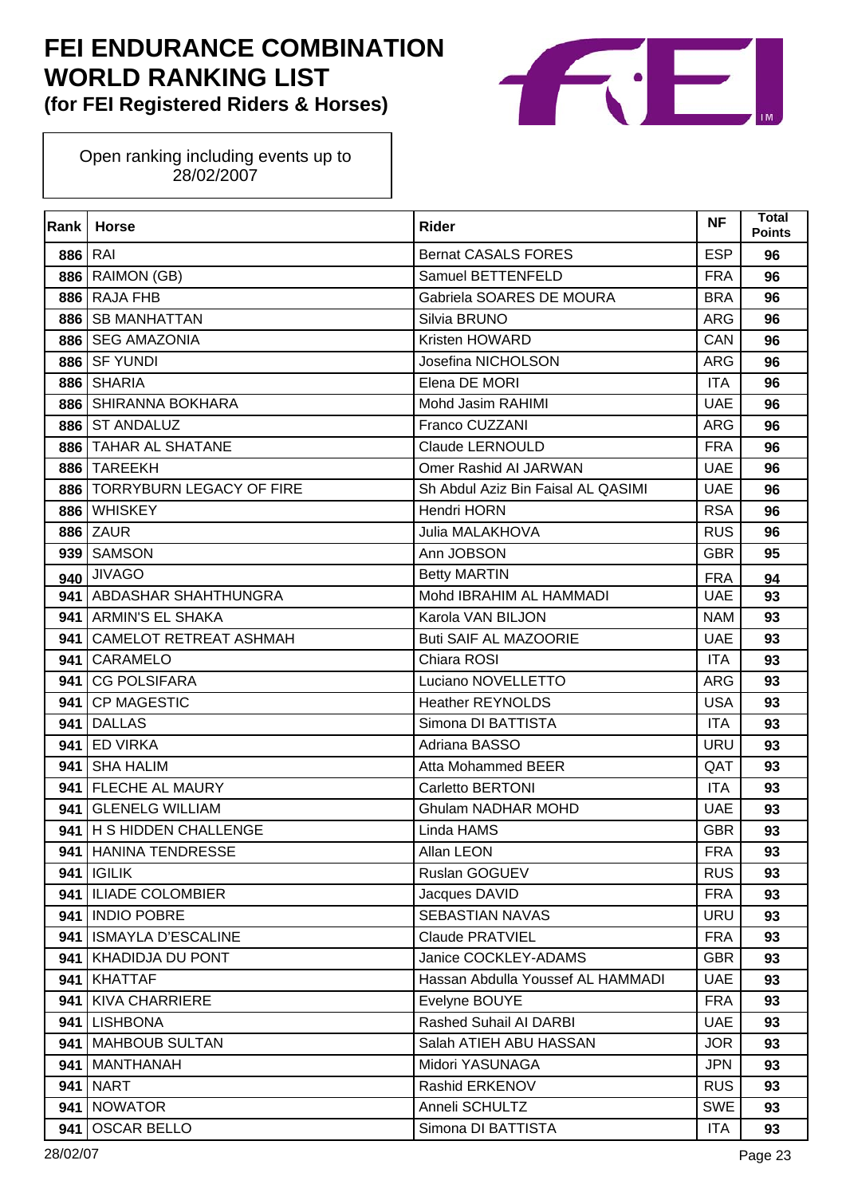# FEI ENDURANCE COMBINATION WORLD RANKING LIST
**(for FEI Registered Riders & Horses)**

Open ranking including events up to 28/02/2007

| Rank | Horse | Rider | NF | Total Points |
|---|---|---|---|---|
| 886 | RAI | Bernat CASALS FORES | ESP | 96 |
| 886 | RAIMON (GB) | Samuel BETTENFELD | FRA | 96 |
| 886 | RAJA FHB | Gabriela SOARES DE MOURA | BRA | 96 |
| 886 | SB MANHATTAN | Silvia BRUNO | ARG | 96 |
| 886 | SEG AMAZONIA | Kristen HOWARD | CAN | 96 |
| 886 | SF YUNDI | Josefina NICHOLSON | ARG | 96 |
| 886 | SHARIA | Elena DE MORI | ITA | 96 |
| 886 | SHIRANNA BOKHARA | Mohd Jasim RAHIMI | UAE | 96 |
| 886 | ST ANDALUZ | Franco CUZZANI | ARG | 96 |
| 886 | TAHAR AL SHATANE | Claude LERNOULD | FRA | 96 |
| 886 | TAREEKH | Omer Rashid Al JARWAN | UAE | 96 |
| 886 | TORRYBURN LEGACY OF FIRE | Sh Abdul Aziz Bin Faisal AL QASIMI | UAE | 96 |
| 886 | WHISKEY | Hendri HORN | RSA | 96 |
| 886 | ZAUR | Julia MALAKHOVA | RUS | 96 |
| 939 | SAMSON | Ann JOBSON | GBR | 95 |
| 940 | JIVAGO | Betty MARTIN | FRA | 94 |
| 941 | ABDASHAR SHAHTHUNGRA | Mohd IBRAHIM AL HAMMADI | UAE | 93 |
| 941 | ARMIN'S EL SHAKA | Karola VAN BILJON | NAM | 93 |
| 941 | CAMELOT RETREAT ASHMAH | Buti SAIF AL MAZOORIE | UAE | 93 |
| 941 | CARAMELO | Chiara ROSI | ITA | 93 |
| 941 | CG POLSIFARA | Luciano NOVELLETTO | ARG | 93 |
| 941 | CP MAGESTIC | Heather REYNOLDS | USA | 93 |
| 941 | DALLAS | Simona DI BATTISTA | ITA | 93 |
| 941 | ED VIRKA | Adriana BASSO | URU | 93 |
| 941 | SHA HALIM | Atta Mohammed BEER | QAT | 93 |
| 941 | FLECHE AL MAURY | Carletto BERTONI | ITA | 93 |
| 941 | GLENELG WILLIAM | Ghulam NADHAR MOHD | UAE | 93 |
| 941 | H S HIDDEN CHALLENGE | Linda HAMS | GBR | 93 |
| 941 | HANINA TENDRESSE | Allan LEON | FRA | 93 |
| 941 | IGILIK | Ruslan GOGUEV | RUS | 93 |
| 941 | ILIADE COLOMBIER | Jacques DAVID | FRA | 93 |
| 941 | INDIO POBRE | SEBASTIAN NAVAS | URU | 93 |
| 941 | ISMAYLA D'ESCALINE | Claude PRATVIEL | FRA | 93 |
| 941 | KHADIDJA DU PONT | Janice COCKLEY-ADAMS | GBR | 93 |
| 941 | KHATTAF | Hassan Abdulla Youssef AL HAMMADI | UAE | 93 |
| 941 | KIVA CHARRIERE | Evelyne BOUYE | FRA | 93 |
| 941 | LISHBONA | Rashed Suhail Al DARBI | UAE | 93 |
| 941 | MAHBOUB SULTAN | Salah ATIEH ABU HASSAN | JOR | 93 |
| 941 | MANTHANAH | Midori YASUNAGA | JPN | 93 |
| 941 | NART | Rashid ERKENOV | RUS | 93 |
| 941 | NOWATOR | Anneli SCHULTZ | SWE | 93 |
| 941 | OSCAR BELLO | Simona DI BATTISTA | ITA | 93 |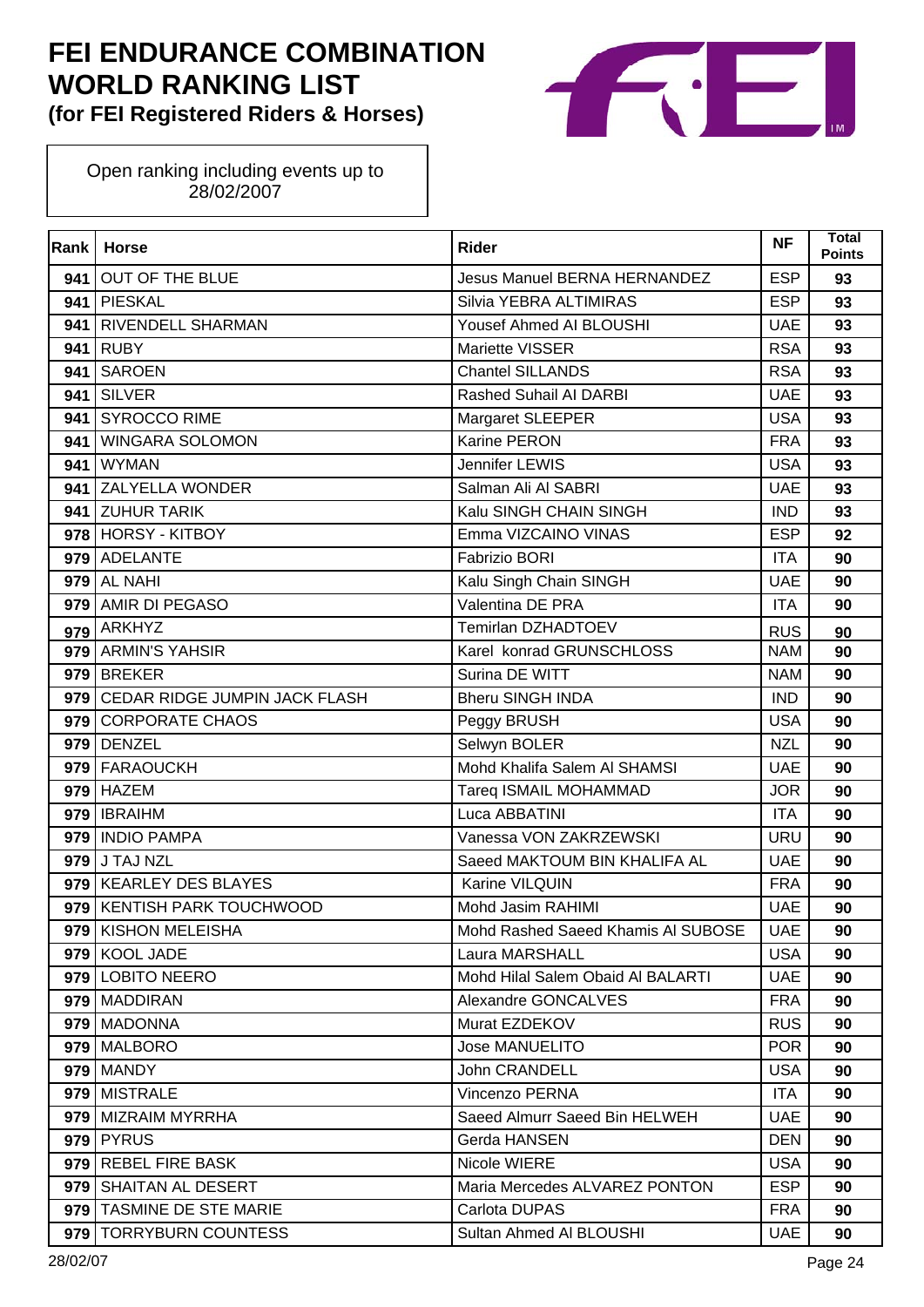# FEI ENDURANCE COMBINATION WORLD RANKING LIST

**(for FEI Registered Riders & Horses)**

Open ranking including events up to 28/02/2007

| Rank | Horse | Rider | NF | Total Points |
|---|---|---|---|---|
| 941 | OUT OF THE BLUE | Jesus Manuel BERNA HERNANDEZ | ESP | 93 |
| 941 | PIESKAL | Silvia YEBRA ALTIMIRAS | ESP | 93 |
| 941 | RIVENDELL SHARMAN | Yousef Ahmed Al BLOUSHI | UAE | 93 |
| 941 | RUBY | Mariette VISSER | RSA | 93 |
| 941 | SAROEN | Chantel SILLANDS | RSA | 93 |
| 941 | SILVER | Rashed Suhail Al DARBI | UAE | 93 |
| 941 | SYROCCO RIME | Margaret SLEEPER | USA | 93 |
| 941 | WINGARA SOLOMON | Karine PERON | FRA | 93 |
| 941 | WYMAN | Jennifer LEWIS | USA | 93 |
| 941 | ZALYELLA WONDER | Salman Ali Al SABRI | UAE | 93 |
| 941 | ZUHUR TARIK | Kalu SINGH CHAIN SINGH | IND | 93 |
| 978 | HORSY - KITBOY | Emma VIZCAINO VINAS | ESP | 92 |
| 979 | ADELANTE | Fabrizio BORI | ITA | 90 |
| 979 | AL NAHI | Kalu Singh Chain SINGH | UAE | 90 |
| 979 | AMIR DI PEGASO | Valentina DE PRA | ITA | 90 |
| 979 | ARKHYZ | Temirlan DZHADTOEV | RUS | 90 |
| 979 | ARMIN'S YAHSIR | Karel konrad GRUNSCHLOSS | NAM | 90 |
| 979 | BREKER | Surina DE WITT | NAM | 90 |
| 979 | CEDAR RIDGE JUMPIN JACK FLASH | Bheru SINGH INDA | IND | 90 |
| 979 | CORPORATE CHAOS | Peggy BRUSH | USA | 90 |
| 979 | DENZEL | Selwyn BOLER | NZL | 90 |
| 979 | FARAOUCKH | Mohd Khalifa Salem Al SHAMSI | UAE | 90 |
| 979 | HAZEM | Tareq ISMAIL MOHAMMAD | JOR | 90 |
| 979 | IBRAIHM | Luca ABBATINI | ITA | 90 |
| 979 | INDIO PAMPA | Vanessa VON ZAKRZEWSKI | URU | 90 |
| 979 | J TAJ NZL | Saeed MAKTOUM BIN KHALIFA AL | UAE | 90 |
| 979 | KEARLEY DES BLAYES | Karine VILQUIN | FRA | 90 |
| 979 | KENTISH PARK TOUCHWOOD | Mohd Jasim RAHIMI | UAE | 90 |
| 979 | KISHON MELEISHA | Mohd Rashed Saeed Khamis Al SUBOSE | UAE | 90 |
| 979 | KOOL JADE | Laura MARSHALL | USA | 90 |
| 979 | LOBITO NEERO | Mohd Hilal Salem Obaid Al BALARTI | UAE | 90 |
| 979 | MADDIRAN | Alexandre GONCALVES | FRA | 90 |
| 979 | MADONNA | Murat EZDEKOV | RUS | 90 |
| 979 | MALBORO | Jose MANUELITO | POR | 90 |
| 979 | MANDY | John CRANDELL | USA | 90 |
| 979 | MISTRALE | Vincenzo PERNA | ITA | 90 |
| 979 | MIZRAIM MYRRHA | Saeed Almurr Saeed Bin HELWEH | UAE | 90 |
| 979 | PYRUS | Gerda HANSEN | DEN | 90 |
| 979 | REBEL FIRE BASK | Nicole WIERE | USA | 90 |
| 979 | SHAITAN AL DESERT | Maria Mercedes ALVAREZ PONTON | ESP | 90 |
| 979 | TASMINE DE STE MARIE | Carlota DUPAS | FRA | 90 |
| 979 | TORRYBURN COUNTESS | Sultan Ahmed Al BLOUSHI | UAE | 90 |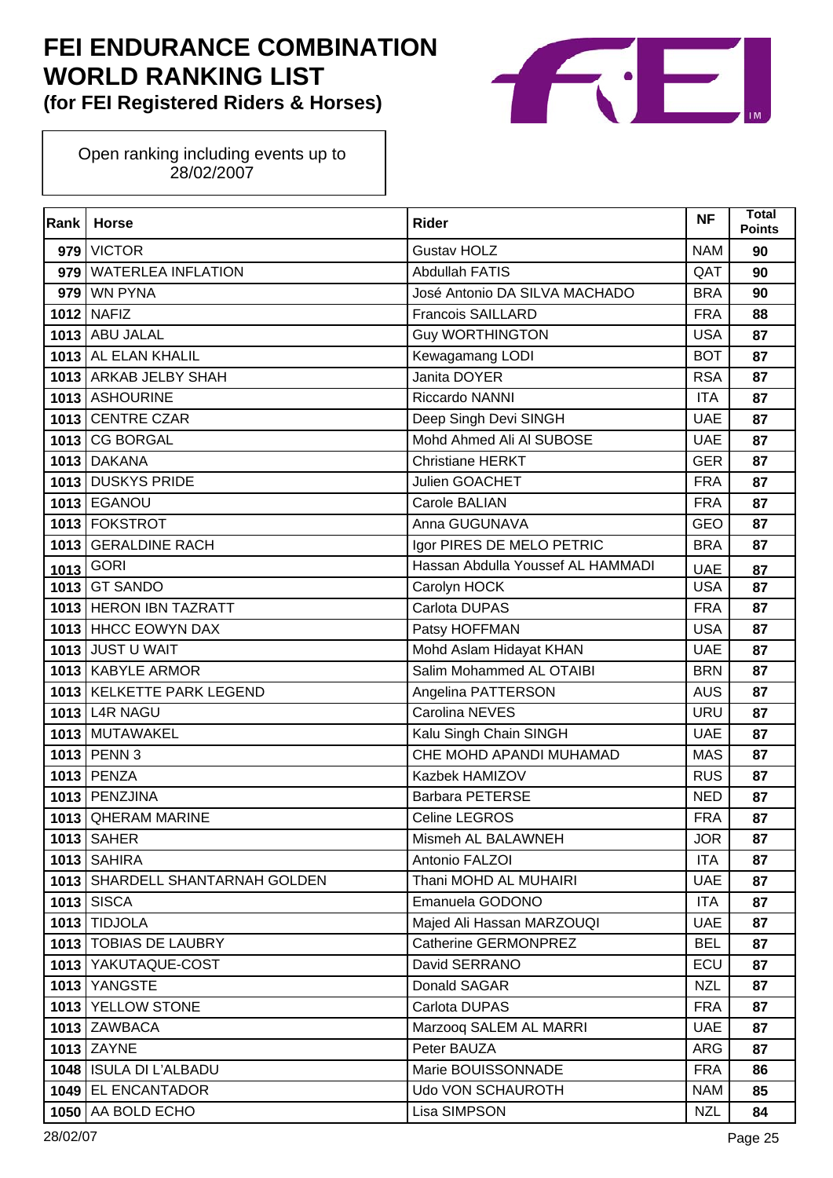# FEI ENDURANCE COMBINATION WORLD RANKING LIST
### (for FEI Registered Riders & Horses)

Open ranking including events up to 28/02/2007

| Rank | Horse | Rider | NF | Total Points |
|---|---|---|---|---|
| 979 | VICTOR | Gustav HOLZ | NAM | 90 |
| 979 | WATERLEA INFLATION | Abdullah FATIS | QAT | 90 |
| 979 | WN PYNA | José Antonio DA SILVA MACHADO | BRA | 90 |
| 1012 | NAFIZ | Francois SAILLARD | FRA | 88 |
| 1013 | ABU JALAL | Guy WORTHINGTON | USA | 87 |
| 1013 | AL ELAN KHALIL | Kewagamang LODI | BOT | 87 |
| 1013 | ARKAB JELBY SHAH | Janita DOYER | RSA | 87 |
| 1013 | ASHOURINE | Riccardo NANNI | ITA | 87 |
| 1013 | CENTRE CZAR | Deep Singh Devi SINGH | UAE | 87 |
| 1013 | CG BORGAL | Mohd Ahmed Ali Al SUBOSE | UAE | 87 |
| 1013 | DAKANA | Christiane HERKT | GER | 87 |
| 1013 | DUSKYS PRIDE | Julien GOACHET | FRA | 87 |
| 1013 | EGANOU | Carole BALIAN | FRA | 87 |
| 1013 | FOKSTROT | Anna GUGUNAVA | GEO | 87 |
| 1013 | GERALDINE RACH | Igor PIRES DE MELO PETRIC | BRA | 87 |
| 1013 | GORI | Hassan Abdulla Youssef AL HAMMADI | UAE | 87 |
| 1013 | GT SANDO | Carolyn HOCK | USA | 87 |
| 1013 | HERON IBN TAZRATT | Carlota DUPAS | FRA | 87 |
| 1013 | HHCC EOWYN DAX | Patsy HOFFMAN | USA | 87 |
| 1013 | JUST U WAIT | Mohd Aslam Hidayat KHAN | UAE | 87 |
| 1013 | KABYLE ARMOR | Salim Mohammed AL OTAIBI | BRN | 87 |
| 1013 | KELKETTE PARK LEGEND | Angelina PATTERSON | AUS | 87 |
| 1013 | L4R NAGU | Carolina NEVES | URU | 87 |
| 1013 | MUTAWAKEL | Kalu Singh Chain SINGH | UAE | 87 |
| 1013 | PENN 3 | CHE MOHD APANDI MUHAMAD | MAS | 87 |
| 1013 | PENZA | Kazbek HAMIZOV | RUS | 87 |
| 1013 | PENZJINA | Barbara PETERSE | NED | 87 |
| 1013 | QHERAM MARINE | Celine LEGROS | FRA | 87 |
| 1013 | SAHER | Mismeh AL BALAWNEH | JOR | 87 |
| 1013 | SAHIRA | Antonio FALZOI | ITA | 87 |
| 1013 | SHARDELL SHANTARNAH GOLDEN | Thani MOHD AL MUHAIRI | UAE | 87 |
| 1013 | SISCA | Emanuela GODONO | ITA | 87 |
| 1013 | TIDJOLA | Majed Ali Hassan MARZOUQI | UAE | 87 |
| 1013 | TOBIAS DE LAUBRY | Catherine GERMONPREZ | BEL | 87 |
| 1013 | YAKUTAQUE-COST | David SERRANO | ECU | 87 |
| 1013 | YANGSTE | Donald SAGAR | NZL | 87 |
| 1013 | YELLOW STONE | Carlota DUPAS | FRA | 87 |
| 1013 | ZAWBACA | Marzooq SALEM AL MARRI | UAE | 87 |
| 1013 | ZAYNE | Peter BAUZA | ARG | 87 |
| 1048 | ISULA DI L'ALBADU | Marie BOUISSONNADE | FRA | 86 |
| 1049 | EL ENCANTADOR | Udo VON SCHAUROTH | NAM | 85 |
| 1050 | AA BOLD ECHO | Lisa SIMPSON | NZL | 84 |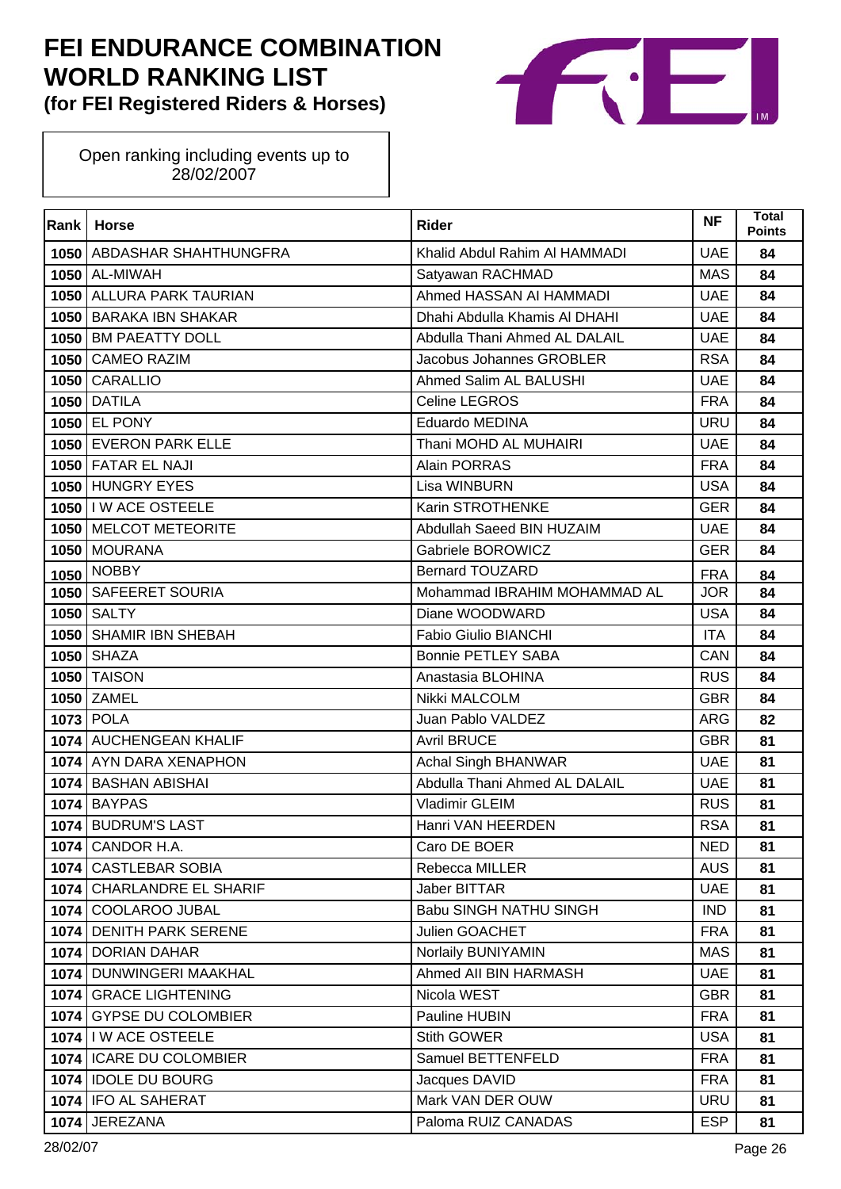# FEI ENDURANCE COMBINATION WORLD RANKING LIST

**(for FEI Registered Riders & Horses)**

Open ranking including events up to 28/02/2007

| Rank | Horse | Rider | NF | Total Points |
|---|---|---|---|---|
| 1050 | ABDASHAR SHAHTHUNGFRA | Khalid Abdul Rahim Al HAMMADI | UAE | 84 |
| 1050 | AL-MIWAH | Satyawan RACHMAD | MAS | 84 |
| 1050 | ALLURA PARK TAURIAN | Ahmed HASSAN AI HAMMADI | UAE | 84 |
| 1050 | BARAKA IBN SHAKAR | Dhahi Abdulla Khamis Al DHAHI | UAE | 84 |
| 1050 | BM PAEATTY DOLL | Abdulla Thani Ahmed AL DALAIL | UAE | 84 |
| 1050 | CAMEO RAZIM | Jacobus Johannes GROBLER | RSA | 84 |
| 1050 | CARALLIO | Ahmed Salim AL BALUSHI | UAE | 84 |
| 1050 | DATILA | Celine LEGROS | FRA | 84 |
| 1050 | EL PONY | Eduardo MEDINA | URU | 84 |
| 1050 | EVERON PARK ELLE | Thani MOHD AL MUHAIRI | UAE | 84 |
| 1050 | FATAR EL NAJI | Alain PORRAS | FRA | 84 |
| 1050 | HUNGRY EYES | Lisa WINBURN | USA | 84 |
| 1050 | I W ACE OSTEELE | Karin STROTHENKE | GER | 84 |
| 1050 | MELCOT METEORITE | Abdullah Saeed BIN HUZAIM | UAE | 84 |
| 1050 | MOURANA | Gabriele BOROWICZ | GER | 84 |
| 1050 | NOBBY | Bernard TOUZARD | FRA | 84 |
| 1050 | SAFEERET SOURIA | Mohammad IBRAHIM MOHAMMAD AL | JOR | 84 |
| 1050 | SALTY | Diane WOODWARD | USA | 84 |
| 1050 | SHAMIR IBN SHEBAH | Fabio Giulio BIANCHI | ITA | 84 |
| 1050 | SHAZA | Bonnie PETLEY SABA | CAN | 84 |
| 1050 | TAISON | Anastasia BLOHINA | RUS | 84 |
| 1050 | ZAMEL | Nikki MALCOLM | GBR | 84 |
| 1073 | POLA | Juan Pablo VALDEZ | ARG | 82 |
| 1074 | AUCHENGEAN KHALIF | Avril BRUCE | GBR | 81 |
| 1074 | AYN DARA XENAPHON | Achal Singh BHANWAR | UAE | 81 |
| 1074 | BASHAN ABISHAI | Abdulla Thani Ahmed AL DALAIL | UAE | 81 |
| 1074 | BAYPAS | Vladimir GLEIM | RUS | 81 |
| 1074 | BUDRUM'S LAST | Hanri VAN HEERDEN | RSA | 81 |
| 1074 | CANDOR H.A. | Caro DE BOER | NED | 81 |
| 1074 | CASTLEBAR SOBIA | Rebecca MILLER | AUS | 81 |
| 1074 | CHARLANDRE EL SHARIF | Jaber BITTAR | UAE | 81 |
| 1074 | COOLAROO JUBAL | Babu SINGH NATHU SINGH | IND | 81 |
| 1074 | DENITH PARK SERENE | Julien GOACHET | FRA | 81 |
| 1074 | DORIAN DAHAR | Norlaily BUNIYAMIN | MAS | 81 |
| 1074 | DUNWINGERI MAAKHAL | Ahmed All BIN HARMASH | UAE | 81 |
| 1074 | GRACE LIGHTENING | Nicola WEST | GBR | 81 |
| 1074 | GYPSE DU COLOMBIER | Pauline HUBIN | FRA | 81 |
| 1074 | I W ACE OSTEELE | Stith GOWER | USA | 81 |
| 1074 | ICARE DU COLOMBIER | Samuel BETTENFELD | FRA | 81 |
| 1074 | IDOLE DU BOURG | Jacques DAVID | FRA | 81 |
| 1074 | IFO AL SAHERAT | Mark VAN DER OUW | URU | 81 |
| 1074 | JEREZANA | Paloma RUIZ CANADAS | ESP | 81 |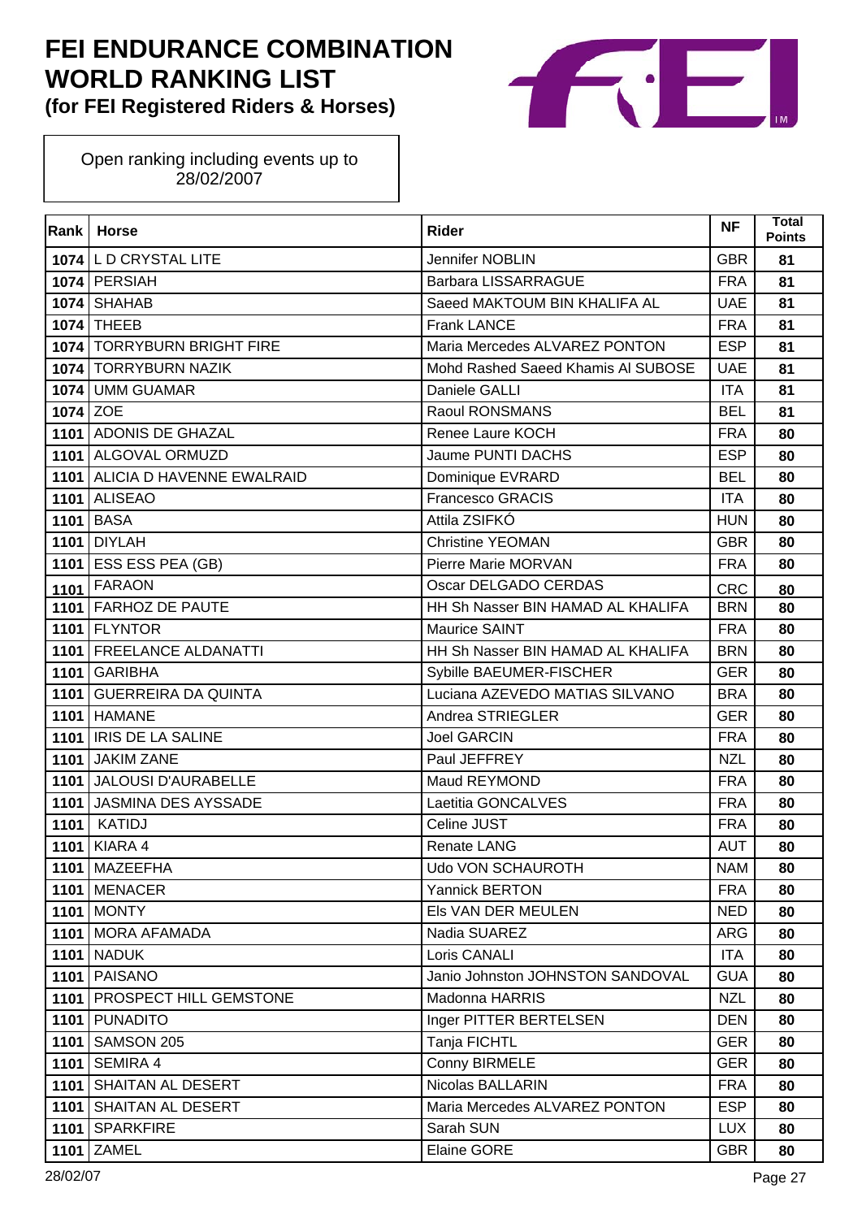# FEI ENDURANCE COMBINATION WORLD RANKING LIST
## (for FEI Registered Riders & Horses)

Open ranking including events up to 28/02/2007

| Rank | Horse | Rider | NF | Total Points |
|---|---|---|---|---|
| 1074 | L D CRYSTAL LITE | Jennifer NOBLIN | GBR | 81 |
| 1074 | PERSIAH | Barbara LISSARRAGUE | FRA | 81 |
| 1074 | SHAHAB | Saeed MAKTOUM BIN KHALIFA AL | UAE | 81 |
| 1074 | THEEB | Frank LANCE | FRA | 81 |
| 1074 | TORRYBURN BRIGHT FIRE | Maria Mercedes ALVAREZ PONTON | ESP | 81 |
| 1074 | TORRYBURN NAZIK | Mohd Rashed Saeed Khamis Al SUBOSE | UAE | 81 |
| 1074 | UMM GUAMAR | Daniele GALLI | ITA | 81 |
| 1074 | ZOE | Raoul RONSMANS | BEL | 81 |
| 1101 | ADONIS DE GHAZAL | Renee Laure KOCH | FRA | 80 |
| 1101 | ALGOVAL ORMUZD | Jaume PUNTI DACHS | ESP | 80 |
| 1101 | ALICIA D HAVENNE EWALRAID | Dominique EVRARD | BEL | 80 |
| 1101 | ALISEAO | Francesco GRACIS | ITA | 80 |
| 1101 | BASA | Attila ZSIFKÓ | HUN | 80 |
| 1101 | DIYLAH | Christine YEOMAN | GBR | 80 |
| 1101 | ESS ESS PEA (GB) | Pierre Marie MORVAN | FRA | 80 |
| 1101 | FARAON | Oscar DELGADO CERDAS | CRC | 80 |
| 1101 | FARHOZ DE PAUTE | HH Sh Nasser BIN HAMAD AL KHALIFA | BRN | 80 |
| 1101 | FLYNTOR | Maurice SAINT | FRA | 80 |
| 1101 | FREELANCE ALDANATTI | HH Sh Nasser BIN HAMAD AL KHALIFA | BRN | 80 |
| 1101 | GARIBHA | Sybille BAEUMER-FISCHER | GER | 80 |
| 1101 | GUERREIRA DA QUINTA | Luciana AZEVEDO MATIAS SILVANO | BRA | 80 |
| 1101 | HAMANE | Andrea STRIEGLER | GER | 80 |
| 1101 | IRIS DE LA SALINE | Joel GARCIN | FRA | 80 |
| 1101 | JAKIM ZANE | Paul JEFFREY | NZL | 80 |
| 1101 | JALOUSI D'AURABELLE | Maud REYMOND | FRA | 80 |
| 1101 | JASMINA DES AYSSADE | Laetitia GONCALVES | FRA | 80 |
| 1101 | KATIDJ | Celine JUST | FRA | 80 |
| 1101 | KIARA 4 | Renate LANG | AUT | 80 |
| 1101 | MAZEEFHA | Udo VON SCHAUROTH | NAM | 80 |
| 1101 | MENACER | Yannick BERTON | FRA | 80 |
| 1101 | MONTY | Els VAN DER MEULEN | NED | 80 |
| 1101 | MORA AFAMADA | Nadia SUAREZ | ARG | 80 |
| 1101 | NADUK | Loris CANALI | ITA | 80 |
| 1101 | PAISANO | Janio Johnston JOHNSTON SANDOVAL | GUA | 80 |
| 1101 | PROSPECT HILL GEMSTONE | Madonna HARRIS | NZL | 80 |
| 1101 | PUNADITO | Inger PITTER BERTELSEN | DEN | 80 |
| 1101 | SAMSON 205 | Tanja FICHTL | GER | 80 |
| 1101 | SEMIRA 4 | Conny BIRMELE | GER | 80 |
| 1101 | SHAITAN AL DESERT | Nicolas BALLARIN | FRA | 80 |
| 1101 | SHAITAN AL DESERT | Maria Mercedes ALVAREZ PONTON | ESP | 80 |
| 1101 | SPARKFIRE | Sarah SUN | LUX | 80 |
| 1101 | ZAMEL | Elaine GORE | GBR | 80 |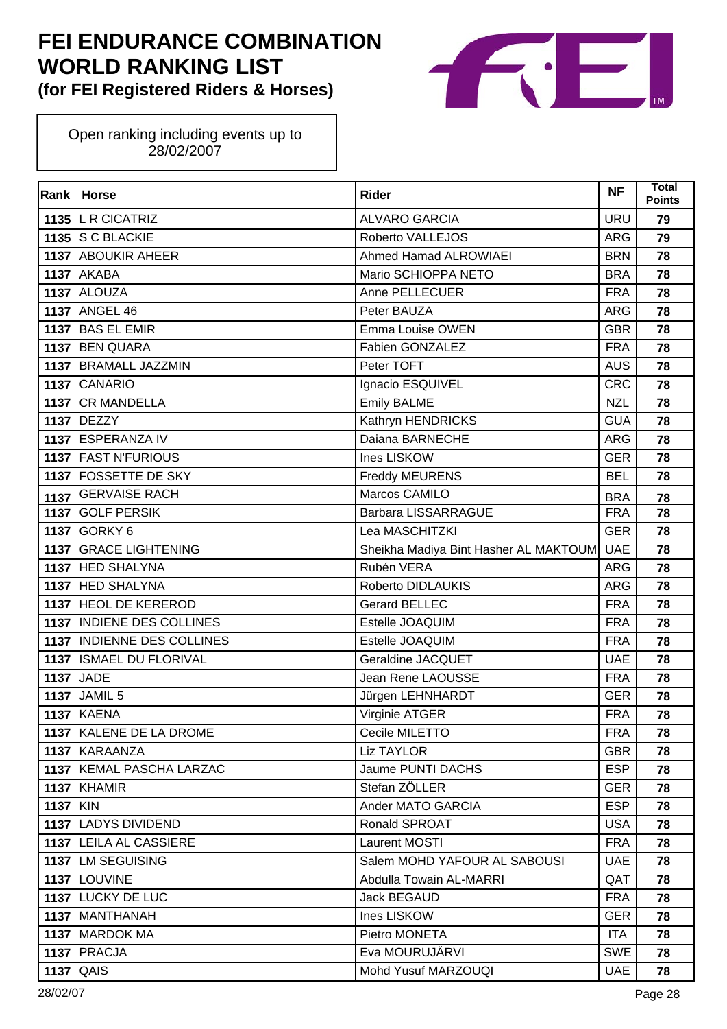# FEI ENDURANCE COMBINATION WORLD RANKING LIST

### (for FEI Registered Riders & Horses)

Open ranking including events up to 28/02/2007

| Rank | Horse | Rider | NF | Total Points |
|---|---|---|---|---|
| 1135 | L R CICATRIZ | ALVARO GARCIA | URU | 79 |
| 1135 | S C BLACKIE | Roberto VALLEJOS | ARG | 79 |
| 1137 | ABOUKIR AHEER | Ahmed Hamad ALROWIAEI | BRN | 78 |
| 1137 | AKABA | Mario SCHIOPPA NETO | BRA | 78 |
| 1137 | ALOUZA | Anne PELLECUER | FRA | 78 |
| 1137 | ANGEL 46 | Peter BAUZA | ARG | 78 |
| 1137 | BAS EL EMIR | Emma Louise OWEN | GBR | 78 |
| 1137 | BEN QUARA | Fabien GONZALEZ | FRA | 78 |
| 1137 | BRAMALL JAZZMIN | Peter TOFT | AUS | 78 |
| 1137 | CANARIO | Ignacio ESQUIVEL | CRC | 78 |
| 1137 | CR MANDELLA | Emily BALME | NZL | 78 |
| 1137 | DEZZY | Kathryn HENDRICKS | GUA | 78 |
| 1137 | ESPERANZA IV | Daiana BARNECHE | ARG | 78 |
| 1137 | FAST N'FURIOUS | Ines LISKOW | GER | 78 |
| 1137 | FOSSETTE DE SKY | Freddy MEURENS | BEL | 78 |
| 1137 | GERVAISE RACH | Marcos CAMILO | BRA | 78 |
| 1137 | GOLF PERSIK | Barbara LISSARRAGUE | FRA | 78 |
| 1137 | GORKY 6 | Lea MASCHITZKI | GER | 78 |
| 1137 | GRACE LIGHTENING | Sheikha Madiya Bint Hasher AL MAKTOUM | UAE | 78 |
| 1137 | HED SHALYNA | Rubén VERA | ARG | 78 |
| 1137 | HED SHALYNA | Roberto DIDLAUKIS | ARG | 78 |
| 1137 | HEOL DE KEREROD | Gerard BELLEC | FRA | 78 |
| 1137 | INDIENE DES COLLINES | Estelle JOAQUIM | FRA | 78 |
| 1137 | INDIENNE DES COLLINES | Estelle JOAQUIM | FRA | 78 |
| 1137 | ISMAEL DU FLORIVAL | Geraldine JACQUET | UAE | 78 |
| 1137 | JADE | Jean Rene LAOUSSE | FRA | 78 |
| 1137 | JAMIL 5 | Jürgen LEHNHARDT | GER | 78 |
| 1137 | KAENA | Virginie ATGER | FRA | 78 |
| 1137 | KALENE DE LA DROME | Cecile MILETTO | FRA | 78 |
| 1137 | KARAANZA | Liz TAYLOR | GBR | 78 |
| 1137 | KEMAL PASCHA LARZAC | Jaume PUNTI DACHS | ESP | 78 |
| 1137 | KHAMIR | Stefan ZÖLLER | GER | 78 |
| 1137 | KIN | Ander MATO GARCIA | ESP | 78 |
| 1137 | LADYS DIVIDEND | Ronald SPROAT | USA | 78 |
| 1137 | LEILA AL CASSIERE | Laurent MOSTI | FRA | 78 |
| 1137 | LM SEGUISING | Salem MOHD YAFOUR AL SABOUSI | UAE | 78 |
| 1137 | LOUVINE | Abdulla Towain AL-MARRI | QAT | 78 |
| 1137 | LUCKY DE LUC | Jack BEGAUD | FRA | 78 |
| 1137 | MANTHANAH | Ines LISKOW | GER | 78 |
| 1137 | MARDOK MA | Pietro MONETA | ITA | 78 |
| 1137 | PRACJA | Eva MOURUJÄRVI | SWE | 78 |
| 1137 | QAIS | Mohd Yusuf MARZOUQI | UAE | 78 |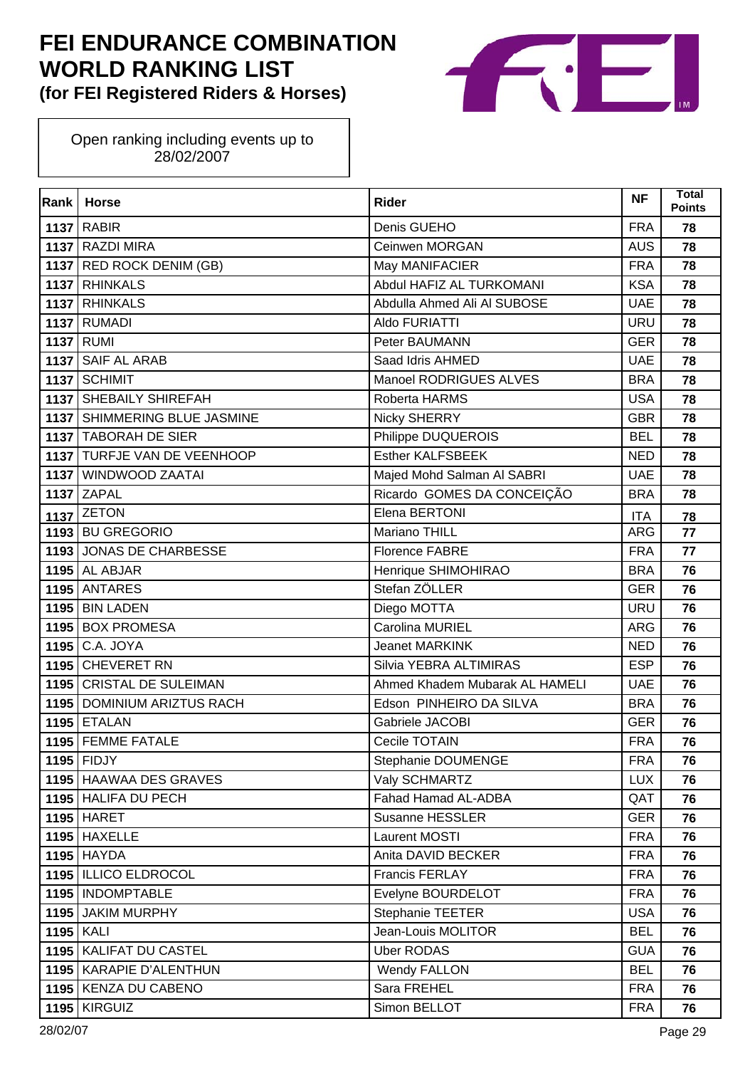# FEI ENDURANCE COMBINATION WORLD RANKING LIST
**(for FEI Registered Riders & Horses)**

Open ranking including events up to 28/02/2007

| Rank | Horse | Rider | NF | Total Points |
|---|---|---|---|---|
| 1137 | RABIR | Denis GUEHO | FRA | 78 |
| 1137 | RAZDI MIRA | Ceinwen MORGAN | AUS | 78 |
| 1137 | RED ROCK DENIM (GB) | May MANIFACIER | FRA | 78 |
| 1137 | RHINKALS | Abdul HAFIZ AL TURKOMANI | KSA | 78 |
| 1137 | RHINKALS | Abdulla Ahmed Ali Al SUBOSE | UAE | 78 |
| 1137 | RUMADI | Aldo FURIATTI | URU | 78 |
| 1137 | RUMI | Peter BAUMANN | GER | 78 |
| 1137 | SAIF AL ARAB | Saad Idris AHMED | UAE | 78 |
| 1137 | SCHIMIT | Manoel RODRIGUES ALVES | BRA | 78 |
| 1137 | SHEBAILY SHIREFAH | Roberta HARMS | USA | 78 |
| 1137 | SHIMMERING BLUE JASMINE | Nicky SHERRY | GBR | 78 |
| 1137 | TABORAH DE SIER | Philippe DUQUEROIS | BEL | 78 |
| 1137 | TURFJE VAN DE VEENHOOP | Esther KALFSBEEK | NED | 78 |
| 1137 | WINDWOOD ZAATAI | Majed Mohd Salman Al SABRI | UAE | 78 |
| 1137 | ZAPAL | Ricardo GOMES DA CONCEIÇÃO | BRA | 78 |
| 1137 | ZETON | Elena BERTONI | ITA | 78 |
| 1193 | BU GREGORIO | Mariano THILL | ARG | 77 |
| 1193 | JONAS DE CHARBESSE | Florence FABRE | FRA | 77 |
| 1195 | AL ABJAR | Henrique SHIMOHIRAO | BRA | 76 |
| 1195 | ANTARES | Stefan ZÖLLER | GER | 76 |
| 1195 | BIN LADEN | Diego MOTTA | URU | 76 |
| 1195 | BOX PROMESA | Carolina MURIEL | ARG | 76 |
| 1195 | C.A. JOYA | Jeanet MARKINK | NED | 76 |
| 1195 | CHEVERET RN | Silvia YEBRA ALTIMIRAS | ESP | 76 |
| 1195 | CRISTAL DE SULEIMAN | Ahmed Khadem Mubarak AL HAMELI | UAE | 76 |
| 1195 | DOMINIUM ARIZTUS RACH | Edson PINHEIRO DA SILVA | BRA | 76 |
| 1195 | ETALAN | Gabriele JACOBI | GER | 76 |
| 1195 | FEMME FATALE | Cecile TOTAIN | FRA | 76 |
| 1195 | FIDJY | Stephanie DOUMENGE | FRA | 76 |
| 1195 | HAAWAA DES GRAVES | Valy SCHMARTZ | LUX | 76 |
| 1195 | HALIFA DU PECH | Fahad Hamad AL-ADBA | QAT | 76 |
| 1195 | HARET | Susanne HESSLER | GER | 76 |
| 1195 | HAXELLE | Laurent MOSTI | FRA | 76 |
| 1195 | HAYDA | Anita DAVID BECKER | FRA | 76 |
| 1195 | ILLICO ELDROCOL | Francis FERLAY | FRA | 76 |
| 1195 | INDOMPTABLE | Evelyne BOURDELOT | FRA | 76 |
| 1195 | JAKIM MURPHY | Stephanie TEETER | USA | 76 |
| 1195 | KALI | Jean-Louis MOLITOR | BEL | 76 |
| 1195 | KALIFAT DU CASTEL | Uber RODAS | GUA | 76 |
| 1195 | KARAPIE D'ALENTHUN | Wendy FALLON | BEL | 76 |
| 1195 | KENZA DU CABENO | Sara FREHEL | FRA | 76 |
| 1195 | KIRGUIZ | Simon BELLOT | FRA | 76 |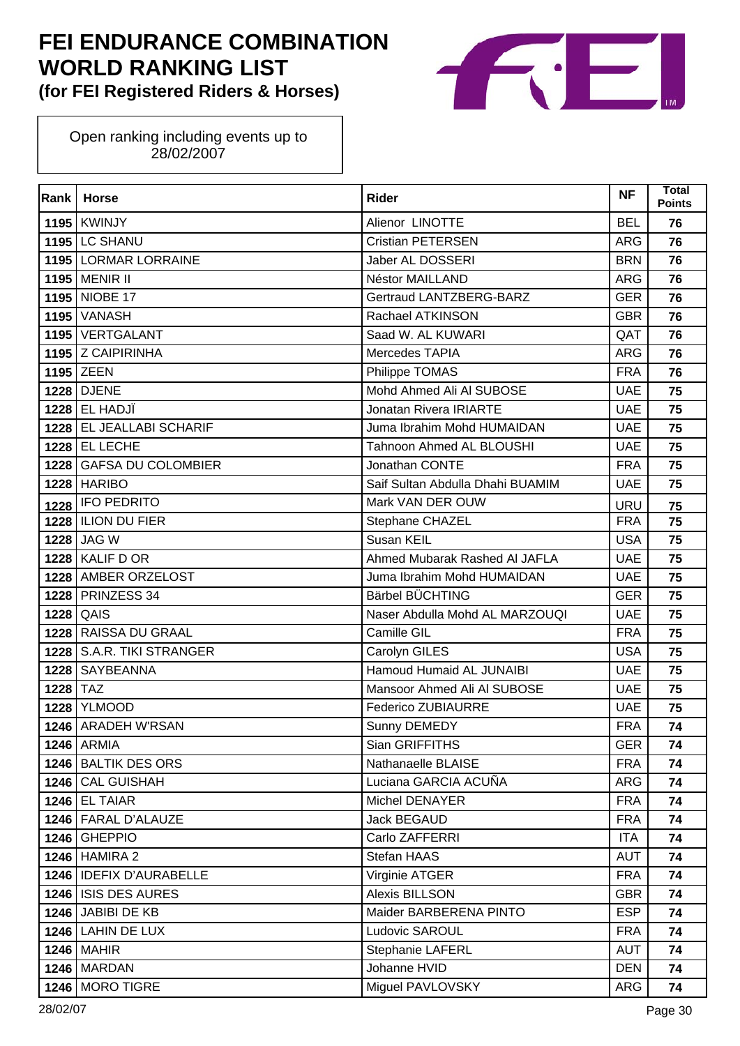# FEI ENDURANCE COMBINATION WORLD RANKING LIST
**(for FEI Registered Riders & Horses)**

Open ranking including events up to 28/02/2007

| Rank | Horse | Rider | NF | Total Points |
|---|---|---|---|---|
| 1195 | KWINJY | Alienor LINOTTE | BEL | 76 |
| 1195 | LC SHANU | Cristian PETERSEN | ARG | 76 |
| 1195 | LORMAR LORRAINE | Jaber AL DOSSERI | BRN | 76 |
| 1195 | MENIR II | Néstor MAILLAND | ARG | 76 |
| 1195 | NIOBE 17 | Gertraud LANTZBERG-BARZ | GER | 76 |
| 1195 | VANASH | Rachael ATKINSON | GBR | 76 |
| 1195 | VERTGALANT | Saad W. AL KUWARI | QAT | 76 |
| 1195 | Z CAIPIRINHA | Mercedes TAPIA | ARG | 76 |
| 1195 | ZEEN | Philippe TOMAS | FRA | 76 |
| 1228 | DJENE | Mohd Ahmed Ali Al SUBOSE | UAE | 75 |
| 1228 | EL HADJÏ | Jonatan Rivera IRIARTE | UAE | 75 |
| 1228 | EL JEALLABI SCHARIF | Juma Ibrahim Mohd HUMAIDAN | UAE | 75 |
| 1228 | EL LECHE | Tahnoon Ahmed AL BLOUSHI | UAE | 75 |
| 1228 | GAFSA DU COLOMBIER | Jonathan CONTE | FRA | 75 |
| 1228 | HARIBO | Saif Sultan Abdulla Dhahi BUAMIM | UAE | 75 |
| 1228 | IFO PEDRITO | Mark VAN DER OUW | URU | 75 |
| 1228 | ILION DU FIER | Stephane CHAZEL | FRA | 75 |
| 1228 | JAG W | Susan KEIL | USA | 75 |
| 1228 | KALIF D OR | Ahmed Mubarak Rashed Al JAFLA | UAE | 75 |
| 1228 | AMBER ORZELOST | Juma Ibrahim Mohd HUMAIDAN | UAE | 75 |
| 1228 | PRINZESS 34 | Bärbel BÜCHTING | GER | 75 |
| 1228 | QAIS | Naser Abdulla Mohd AL MARZOUQI | UAE | 75 |
| 1228 | RAISSA DU GRAAL | Camille GIL | FRA | 75 |
| 1228 | S.A.R. TIKI STRANGER | Carolyn GILES | USA | 75 |
| 1228 | SAYBEANNA | Hamoud Humaid AL JUNAIBI | UAE | 75 |
| 1228 | TAZ | Mansoor Ahmed Ali Al SUBOSE | UAE | 75 |
| 1228 | YLMOOD | Federico ZUBIAURRE | UAE | 75 |
| 1246 | ARADEH W'RSAN | Sunny DEMEDY | FRA | 74 |
| 1246 | ARMIA | Sian GRIFFITHS | GER | 74 |
| 1246 | BALTIK DES ORS | Nathanaelle BLAISE | FRA | 74 |
| 1246 | CAL GUISHAH | Luciana GARCIA ACUÑA | ARG | 74 |
| 1246 | EL TAIAR | Michel DENAYER | FRA | 74 |
| 1246 | FARAL D'ALAUZE | Jack BEGAUD | FRA | 74 |
| 1246 | GHEPPIO | Carlo ZAFFERRI | ITA | 74 |
| 1246 | HAMIRA 2 | Stefan HAAS | AUT | 74 |
| 1246 | IDEFIX D'AURABELLE | Virginie ATGER | FRA | 74 |
| 1246 | ISIS DES AURES | Alexis BILLSON | GBR | 74 |
| 1246 | JABIBI DE KB | Maider BARBERENA PINTO | ESP | 74 |
| 1246 | LAHIN DE LUX | Ludovic SAROUL | FRA | 74 |
| 1246 | MAHIR | Stephanie LAFERL | AUT | 74 |
| 1246 | MARDAN | Johanne HVID | DEN | 74 |
| 1246 | MORO TIGRE | Miguel PAVLOVSKY | ARG | 74 |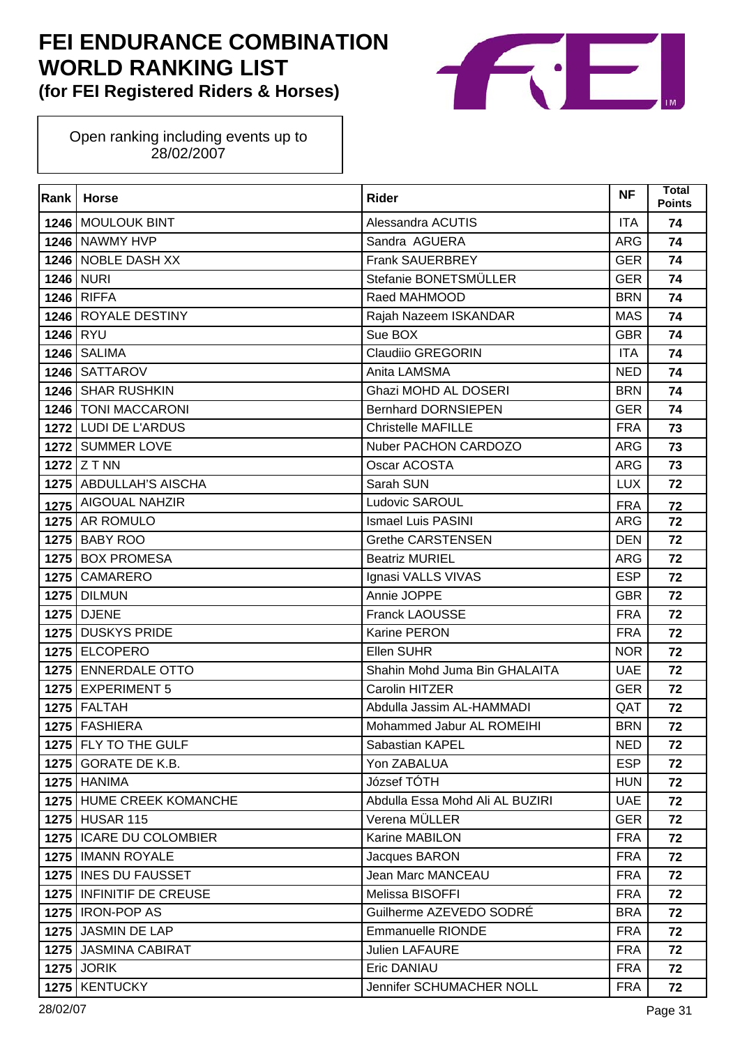# FEI ENDURANCE COMBINATION WORLD RANKING LIST
### (for FEI Registered Riders & Horses)

Open ranking including events up to 28/02/2007

| Rank | Horse | Rider | NF | Total Points |
|---|---|---|---|---|
| 1246 | MOULOUK BINT | Alessandra ACUTIS | ITA | 74 |
| 1246 | NAWMY HVP | Sandra AGUERA | ARG | 74 |
| 1246 | NOBLE DASH XX | Frank SAUERBREY | GER | 74 |
| 1246 | NURI | Stefanie BONETSMÜLLER | GER | 74 |
| 1246 | RIFFA | Raed MAHMOOD | BRN | 74 |
| 1246 | ROYALE DESTINY | Rajah Nazeem ISKANDAR | MAS | 74 |
| 1246 | RYU | Sue BOX | GBR | 74 |
| 1246 | SALIMA | Claudiio GREGORIN | ITA | 74 |
| 1246 | SATTAROV | Anita LAMSMA | NED | 74 |
| 1246 | SHAR RUSHKIN | Ghazi MOHD AL DOSERI | BRN | 74 |
| 1246 | TONI MACCARONI | Bernhard DORNSIEPEN | GER | 74 |
| 1272 | LUDI DE L'ARDUS | Christelle MAFILLE | FRA | 73 |
| 1272 | SUMMER LOVE | Nuber PACHON CARDOZO | ARG | 73 |
| 1272 | Z T NN | Oscar ACOSTA | ARG | 73 |
| 1275 | ABDULLAH'S AISCHA | Sarah SUN | LUX | 72 |
| 1275 | AIGOUAL NAHZIR | Ludovic SAROUL | FRA | 72 |
| 1275 | AR ROMULO | Ismael Luis PASINI | ARG | 72 |
| 1275 | BABY ROO | Grethe CARSTENSEN | DEN | 72 |
| 1275 | BOX PROMESA | Beatriz MURIEL | ARG | 72 |
| 1275 | CAMARERO | Ignasi VALLS VIVAS | ESP | 72 |
| 1275 | DILMUN | Annie JOPPE | GBR | 72 |
| 1275 | DJENE | Franck LAOUSSE | FRA | 72 |
| 1275 | DUSKYS PRIDE | Karine PERON | FRA | 72 |
| 1275 | ELCOPERO | Ellen SUHR | NOR | 72 |
| 1275 | ENNERDALE OTTO | Shahin Mohd Juma Bin GHALAITA | UAE | 72 |
| 1275 | EXPERIMENT 5 | Carolin HITZER | GER | 72 |
| 1275 | FALTAH | Abdulla Jassim AL-HAMMADI | QAT | 72 |
| 1275 | FASHIERA | Mohammed Jabur AL ROMEIHI | BRN | 72 |
| 1275 | FLY TO THE GULF | Sabastian KAPEL | NED | 72 |
| 1275 | GORATE DE K.B. | Yon ZABALUA | ESP | 72 |
| 1275 | HANIMA | József TÓTH | HUN | 72 |
| 1275 | HUME CREEK KOMANCHE | Abdulla Essa Mohd Ali AL BUZIRI | UAE | 72 |
| 1275 | HUSAR 115 | Verena MÜLLER | GER | 72 |
| 1275 | ICARE DU COLOMBIER | Karine MABILON | FRA | 72 |
| 1275 | IMANN ROYALE | Jacques BARON | FRA | 72 |
| 1275 | INES DU FAUSSET | Jean Marc MANCEAU | FRA | 72 |
| 1275 | INFINITIF DE CREUSE | Melissa BISOFFI | FRA | 72 |
| 1275 | IRON-POP AS | Guilherme AZEVEDO SODRÉ | BRA | 72 |
| 1275 | JASMIN DE LAP | Emmanuelle RIONDE | FRA | 72 |
| 1275 | JASMINA CABIRAT | Julien LAFAURE | FRA | 72 |
| 1275 | JORIK | Eric DANIAU | FRA | 72 |
| 1275 | KENTUCKY | Jennifer SCHUMACHER NOLL | FRA | 72 |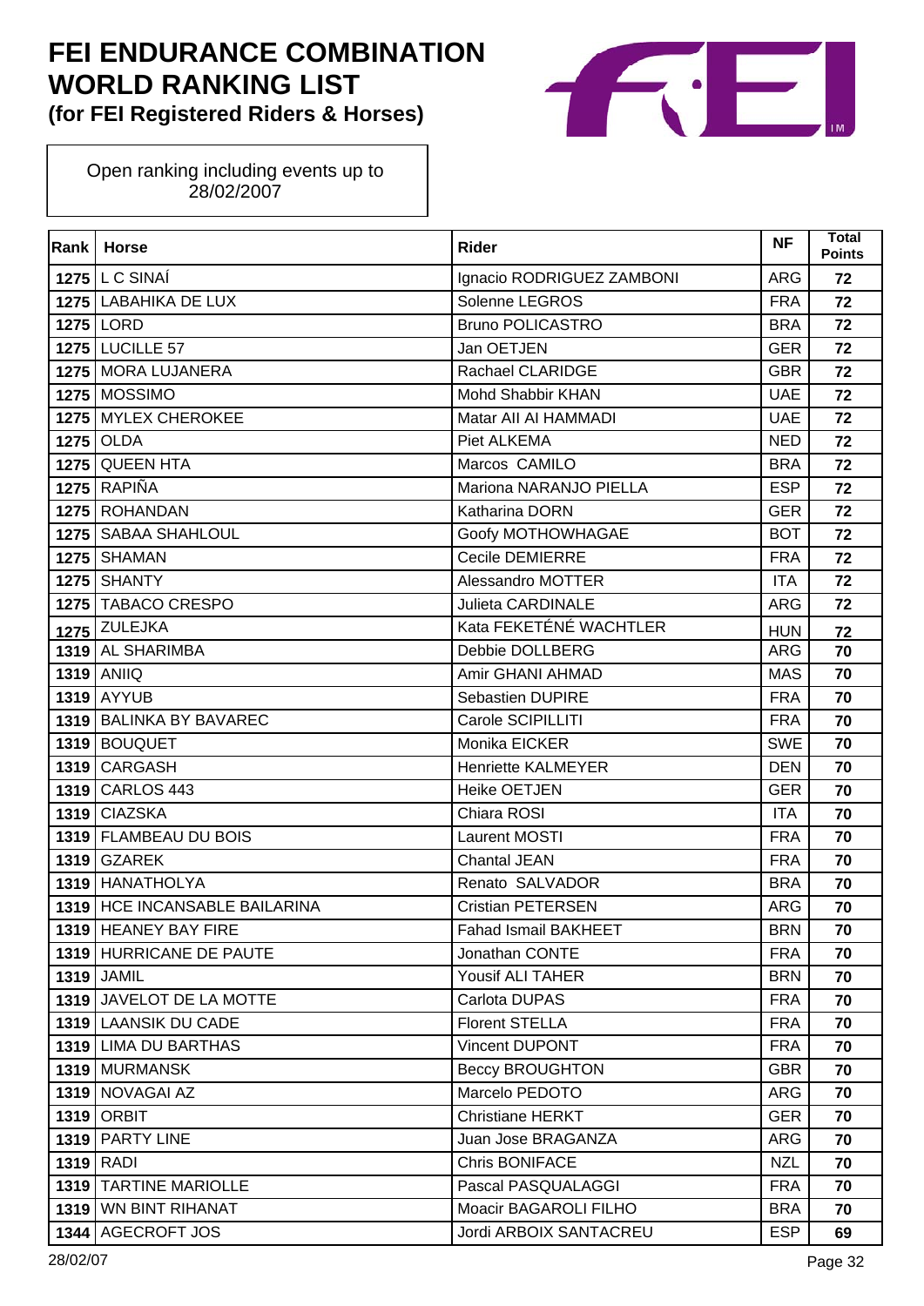# FEI ENDURANCE COMBINATION WORLD RANKING LIST
## (for FEI Registered Riders & Horses)

Open ranking including events up to 28/02/2007

| Rank | Horse | Rider | NF | Total Points |
|---|---|---|---|---|
| 1275 | L C SINAÍ | Ignacio RODRIGUEZ ZAMBONI | ARG | 72 |
| 1275 | LABAHIKA DE LUX | Solenne LEGROS | FRA | 72 |
| 1275 | LORD | Bruno POLICASTRO | BRA | 72 |
| 1275 | LUCILLE 57 | Jan OETJEN | GER | 72 |
| 1275 | MORA LUJANERA | Rachael CLARIDGE | GBR | 72 |
| 1275 | MOSSIMO | Mohd Shabbir KHAN | UAE | 72 |
| 1275 | MYLEX CHEROKEE | Matar AlI Al HAMMADI | UAE | 72 |
| 1275 | OLDA | Piet ALKEMA | NED | 72 |
| 1275 | QUEEN HTA | Marcos CAMILO | BRA | 72 |
| 1275 | RAPIÑA | Mariona NARANJO PIELLA | ESP | 72 |
| 1275 | ROHANDAN | Katharina DORN | GER | 72 |
| 1275 | SABAA SHAHLOUL | Goofy MOTHOWHAGAE | BOT | 72 |
| 1275 | SHAMAN | Cecile DEMIERRE | FRA | 72 |
| 1275 | SHANTY | Alessandro MOTTER | ITA | 72 |
| 1275 | TABACO CRESPO | Julieta CARDINALE | ARG | 72 |
| 1275 | ZULEJKA | Kata FEKETÉNÉ WACHTLER | HUN | 72 |
| 1319 | AL SHARIMBA | Debbie DOLLBERG | ARG | 70 |
| 1319 | ANIIQ | Amir GHANI AHMAD | MAS | 70 |
| 1319 | AYYUB | Sebastien DUPIRE | FRA | 70 |
| 1319 | BALINKA BY BAVAREC | Carole SCIPILLITI | FRA | 70 |
| 1319 | BOUQUET | Monika EICKER | SWE | 70 |
| 1319 | CARGASH | Henriette KALMEYER | DEN | 70 |
| 1319 | CARLOS 443 | Heike OETJEN | GER | 70 |
| 1319 | CIAZSKA | Chiara ROSI | ITA | 70 |
| 1319 | FLAMBEAU DU BOIS | Laurent MOSTI | FRA | 70 |
| 1319 | GZAREK | Chantal JEAN | FRA | 70 |
| 1319 | HANATHOLYA | Renato SALVADOR | BRA | 70 |
| 1319 | HCE INCANSABLE BAILARINA | Cristian PETERSEN | ARG | 70 |
| 1319 | HEANEY BAY FIRE | Fahad Ismail BAKHEET | BRN | 70 |
| 1319 | HURRICANE DE PAUTE | Jonathan CONTE | FRA | 70 |
| 1319 | JAMIL | Yousif ALI TAHER | BRN | 70 |
| 1319 | JAVELOT DE LA MOTTE | Carlota DUPAS | FRA | 70 |
| 1319 | LAANSIK DU CADE | Florent STELLA | FRA | 70 |
| 1319 | LIMA DU BARTHAS | Vincent DUPONT | FRA | 70 |
| 1319 | MURMANSK | Beccy BROUGHTON | GBR | 70 |
| 1319 | NOVAGAI AZ | Marcelo PEDOTO | ARG | 70 |
| 1319 | ORBIT | Christiane HERKT | GER | 70 |
| 1319 | PARTY LINE | Juan Jose BRAGANZA | ARG | 70 |
| 1319 | RADI | Chris BONIFACE | NZL | 70 |
| 1319 | TARTINE MARIOLLE | Pascal PASQUALAGGI | FRA | 70 |
| 1319 | WN BINT RIHANAT | Moacir BAGAROLI FILHO | BRA | 70 |
| 1344 | AGECROFT JOS | Jordi ARBOIX SANTACREU | ESP | 69 |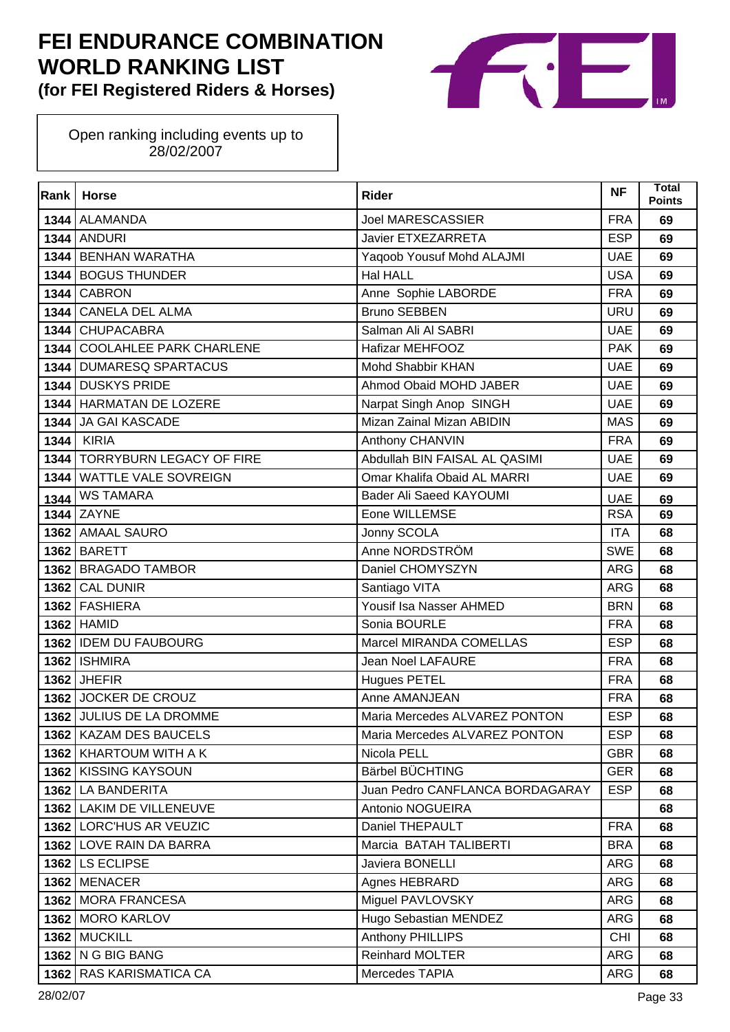# FEI ENDURANCE COMBINATION WORLD RANKING LIST

**(for FEI Registered Riders & Horses)**

Open ranking including events up to 28/02/2007

| Rank | Horse | Rider | NF | Total Points |
|---|---|---|---|---|
| 1344 | ALAMANDA | Joel MARESCASSIER | FRA | 69 |
| 1344 | ANDURI | Javier ETXEZARRETA | ESP | 69 |
| 1344 | BENHAN WARATHA | Yaqoob Yousuf Mohd ALAJMI | UAE | 69 |
| 1344 | BOGUS THUNDER | Hal HALL | USA | 69 |
| 1344 | CABRON | Anne Sophie LABORDE | FRA | 69 |
| 1344 | CANELA DEL ALMA | Bruno SEBBEN | URU | 69 |
| 1344 | CHUPACABRA | Salman Ali Al SABRI | UAE | 69 |
| 1344 | COOLAHLEE PARK CHARLENE | Hafizar MEHFOOZ | PAK | 69 |
| 1344 | DUMARESQ SPARTACUS | Mohd Shabbir KHAN | UAE | 69 |
| 1344 | DUSKYS PRIDE | Ahmod Obaid MOHD JABER | UAE | 69 |
| 1344 | HARMATAN DE LOZERE | Narpat Singh Anop SINGH | UAE | 69 |
| 1344 | JA GAI KASCADE | Mizan Zainal Mizan ABIDIN | MAS | 69 |
| 1344 | KIRIA | Anthony CHANVIN | FRA | 69 |
| 1344 | TORRYBURN LEGACY OF FIRE | Abdullah BIN FAISAL AL QASIMI | UAE | 69 |
| 1344 | WATTLE VALE SOVREIGN | Omar Khalifa Obaid AL MARRI | UAE | 69 |
| 1344 | WS TAMARA | Bader Ali Saeed KAYOUMI | UAE | 69 |
| 1344 | ZAYNE | Eone WILLEMSE | RSA | 69 |
| 1362 | AMAAL SAURO | Jonny SCOLA | ITA | 68 |
| 1362 | BARETT | Anne NORDSTRÖM | SWE | 68 |
| 1362 | BRAGADO TAMBOR | Daniel CHOMYSZYN | ARG | 68 |
| 1362 | CAL DUNIR | Santiago VITA | ARG | 68 |
| 1362 | FASHIERA | Yousif Isa Nasser AHMED | BRN | 68 |
| 1362 | HAMID | Sonia BOURLE | FRA | 68 |
| 1362 | IDEM DU FAUBOURG | Marcel MIRANDA COMELLAS | ESP | 68 |
| 1362 | ISHMIRA | Jean Noel LAFAURE | FRA | 68 |
| 1362 | JHEFIR | Hugues PETEL | FRA | 68 |
| 1362 | JOCKER DE CROUZ | Anne AMANJEAN | FRA | 68 |
| 1362 | JULIUS DE LA DROMME | Maria Mercedes ALVAREZ PONTON | ESP | 68 |
| 1362 | KAZAM DES BAUCELS | Maria Mercedes ALVAREZ PONTON | ESP | 68 |
| 1362 | KHARTOUM WITH A K | Nicola PELL | GBR | 68 |
| 1362 | KISSING KAYSOUN | Bärbel BÜCHTING | GER | 68 |
| 1362 | LA BANDERITA | Juan Pedro CANFLANCA BORDAGARAY | ESP | 68 |
| 1362 | LAKIM DE VILLENEUVE | Antonio NOGUEIRA | | 68 |
| 1362 | LORC'HUS AR VEUZIC | Daniel THEPAULT | FRA | 68 |
| 1362 | LOVE RAIN DA BARRA | Marcia BATAH TALIBERTI | BRA | 68 |
| 1362 | LS ECLIPSE | Javiera BONELLI | ARG | 68 |
| 1362 | MENACER | Agnes HEBRARD | ARG | 68 |
| 1362 | MORA FRANCESA | Miguel PAVLOVSKY | ARG | 68 |
| 1362 | MORO KARLOV | Hugo Sebastian MENDEZ | ARG | 68 |
| 1362 | MUCKILL | Anthony PHILLIPS | CHI | 68 |
| 1362 | N G BIG BANG | Reinhard MOLTER | ARG | 68 |
| 1362 | RAS KARISMATICA CA | Mercedes TAPIA | ARG | 68 |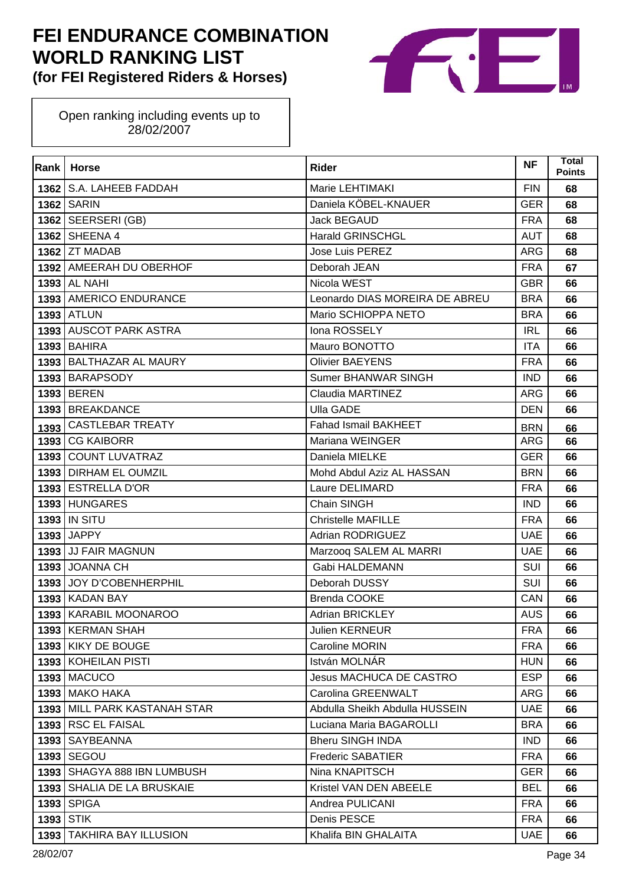# FEI ENDURANCE COMBINATION WORLD RANKING LIST

**(for FEI Registered Riders & Horses)**

Open ranking including events up to 28/02/2007

| Rank | Horse | Rider | NF | Total Points |
|---|---|---|---|---|
| 1362 | S.A. LAHEEB FADDAH | Marie LEHTIMAKI | FIN | 68 |
| 1362 | SARIN | Daniela KÖBEL-KNAUER | GER | 68 |
| 1362 | SEERSERI (GB) | Jack BEGAUD | FRA | 68 |
| 1362 | SHEENA 4 | Harald GRINSCHGL | AUT | 68 |
| 1362 | ZT MADAB | Jose Luis PEREZ | ARG | 68 |
| 1392 | AMEERAH DU OBERHOF | Deborah JEAN | FRA | 67 |
| 1393 | AL NAHI | Nicola WEST | GBR | 66 |
| 1393 | AMERICO ENDURANCE | Leonardo DIAS MOREIRA DE ABREU | BRA | 66 |
| 1393 | ATLUN | Mario SCHIOPPA NETO | BRA | 66 |
| 1393 | AUSCOT PARK ASTRA | Iona ROSSELY | IRL | 66 |
| 1393 | BAHIRA | Mauro BONOTTO | ITA | 66 |
| 1393 | BALTHAZAR AL MAURY | Olivier BAEYENS | FRA | 66 |
| 1393 | BARAPSODY | Sumer BHANWAR SINGH | IND | 66 |
| 1393 | BEREN | Claudia MARTINEZ | ARG | 66 |
| 1393 | BREAKDANCE | Ulla GADE | DEN | 66 |
| 1393 | CASTLEBAR TREATY | Fahad Ismail BAKHEET | BRN | 66 |
| 1393 | CG KAIBORR | Mariana WEINGER | ARG | 66 |
| 1393 | COUNT LUVATRAZ | Daniela MIELKE | GER | 66 |
| 1393 | DIRHAM EL OUMZIL | Mohd Abdul Aziz AL HASSAN | BRN | 66 |
| 1393 | ESTRELLA D'OR | Laure DELIMARD | FRA | 66 |
| 1393 | HUNGARES | Chain SINGH | IND | 66 |
| 1393 | IN SITU | Christelle MAFILLE | FRA | 66 |
| 1393 | JAPPY | Adrian RODRIGUEZ | UAE | 66 |
| 1393 | JJ FAIR MAGNUN | Marzooq SALEM AL MARRI | UAE | 66 |
| 1393 | JOANNA CH | Gabi HALDEMANN | SUI | 66 |
| 1393 | JOY D'COBENHERPHIL | Deborah DUSSY | SUI | 66 |
| 1393 | KADAN BAY | Brenda COOKE | CAN | 66 |
| 1393 | KARABIL MOONAROO | Adrian BRICKLEY | AUS | 66 |
| 1393 | KERMAN SHAH | Julien KERNEUR | FRA | 66 |
| 1393 | KIKY DE BOUGE | Caroline MORIN | FRA | 66 |
| 1393 | KOHEILAN PISTI | István MOLNÁR | HUN | 66 |
| 1393 | MACUCO | Jesus MACHUCA DE CASTRO | ESP | 66 |
| 1393 | MAKO HAKA | Carolina GREENWALT | ARG | 66 |
| 1393 | MILL PARK KASTANAH STAR | Abdulla Sheikh Abdulla HUSSEIN | UAE | 66 |
| 1393 | RSC EL FAISAL | Luciana Maria BAGAROLLI | BRA | 66 |
| 1393 | SAYBEANNA | Bheru SINGH INDA | IND | 66 |
| 1393 | SEGOU | Frederic SABATIER | FRA | 66 |
| 1393 | SHAGYA 888 IBN LUMBUSH | Nina KNAPITSCH | GER | 66 |
| 1393 | SHALIA DE LA BRUSKAIE | Kristel VAN DEN ABEELE | BEL | 66 |
| 1393 | SPIGA | Andrea PULICANI | FRA | 66 |
| 1393 | STIK | Denis PESCE | FRA | 66 |
| 1393 | TAKHIRA BAY ILLUSION | Khalifa BIN GHALAITA | UAE | 66 |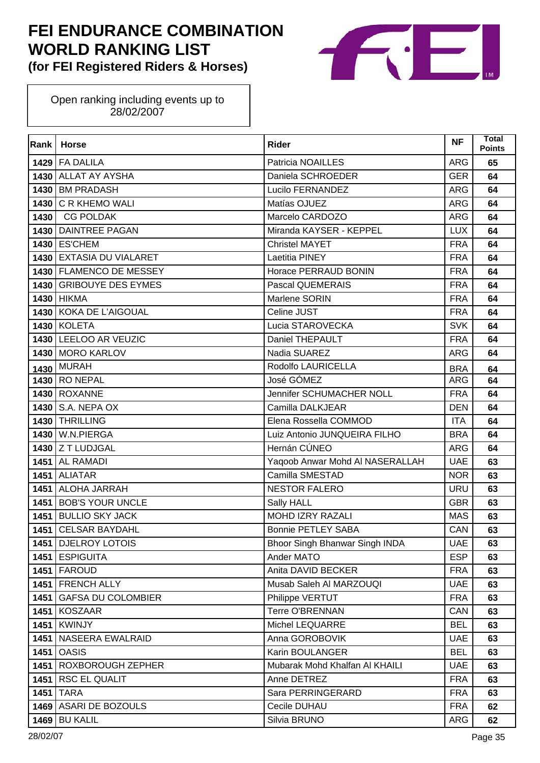# FEI ENDURANCE COMBINATION WORLD RANKING LIST

**(for FEI Registered Riders & Horses)**

Open ranking including events up to 28/02/2007

| Rank | Horse | Rider | NF | Total Points |
|---|---|---|---|---|
| 1429 | FA DALILA | Patricia NOAILLES | ARG | 65 |
| 1430 | ALLAT AY AYSHA | Daniela SCHROEDER | GER | 64 |
| 1430 | BM PRADASH | Lucilo FERNANDEZ | ARG | 64 |
| 1430 | C R KHEMO WALI | Matías OJUEZ | ARG | 64 |
| 1430 | CG POLDAK | Marcelo CARDOZO | ARG | 64 |
| 1430 | DAINTREE PAGAN | Miranda KAYSER - KEPPEL | LUX | 64 |
| 1430 | ES'CHEM | Christel MAYET | FRA | 64 |
| 1430 | EXTASIA DU VIALARET | Laetitia PINEY | FRA | 64 |
| 1430 | FLAMENCO DE MESSEY | Horace PERRAUD BONIN | FRA | 64 |
| 1430 | GRIBOUYE DES EYMES | Pascal QUEMERAIS | FRA | 64 |
| 1430 | HIKMA | Marlene SORIN | FRA | 64 |
| 1430 | KOKA DE L'AIGOUAL | Celine JUST | FRA | 64 |
| 1430 | KOLETA | Lucia STAROVECKA | SVK | 64 |
| 1430 | LEELOO AR VEUZIC | Daniel THEPAULT | FRA | 64 |
| 1430 | MORO KARLOV | Nadia SUAREZ | ARG | 64 |
| 1430 | MURAH | Rodolfo LAURICELLA | BRA | 64 |
| 1430 | RO NEPAL | José GÓMEZ | ARG | 64 |
| 1430 | ROXANNE | Jennifer SCHUMACHER NOLL | FRA | 64 |
| 1430 | S.A. NEPA OX | Camilla DALKJEAR | DEN | 64 |
| 1430 | THRILLING | Elena Rossella COMMOD | ITA | 64 |
| 1430 | W.N.PIERGA | Luiz Antonio JUNQUEIRA FILHO | BRA | 64 |
| 1430 | Z T LUDJGAL | Hernán CÚNEO | ARG | 64 |
| 1451 | AL RAMADI | Yaqoob Anwar Mohd Al NASERALLAH | UAE | 63 |
| 1451 | ALIATAR | Camilla SMESTAD | NOR | 63 |
| 1451 | ALOHA JARRAH | NESTOR FALERO | URU | 63 |
| 1451 | BOB'S YOUR UNCLE | Sally HALL | GBR | 63 |
| 1451 | BULLIO SKY JACK | MOHD IZRY RAZALI | MAS | 63 |
| 1451 | CELSAR BAYDAHL | Bonnie PETLEY SABA | CAN | 63 |
| 1451 | DJELROY LOTOIS | Bhoor Singh Bhanwar Singh INDA | UAE | 63 |
| 1451 | ESPIGUITA | Ander MATO | ESP | 63 |
| 1451 | FAROUD | Anita DAVID BECKER | FRA | 63 |
| 1451 | FRENCH ALLY | Musab Saleh Al MARZOUQI | UAE | 63 |
| 1451 | GAFSA DU COLOMBIER | Philippe VERTUT | FRA | 63 |
| 1451 | KOSZAAR | Terre O'BRENNAN | CAN | 63 |
| 1451 | KWINJY | Michel LEQUARRE | BEL | 63 |
| 1451 | NASEERA EWALRAID | Anna GOROBOVIK | UAE | 63 |
| 1451 | OASIS | Karin BOULANGER | BEL | 63 |
| 1451 | ROXBOROUGH ZEPHER | Mubarak Mohd Khalfan Al KHAILI | UAE | 63 |
| 1451 | RSC EL QUALIT | Anne DETREZ | FRA | 63 |
| 1451 | TARA | Sara PERRINGERARD | FRA | 63 |
| 1469 | ASARI DE BOZOULS | Cecile DUHAU | FRA | 62 |
| 1469 | BU KALIL | Silvia BRUNO | ARG | 62 |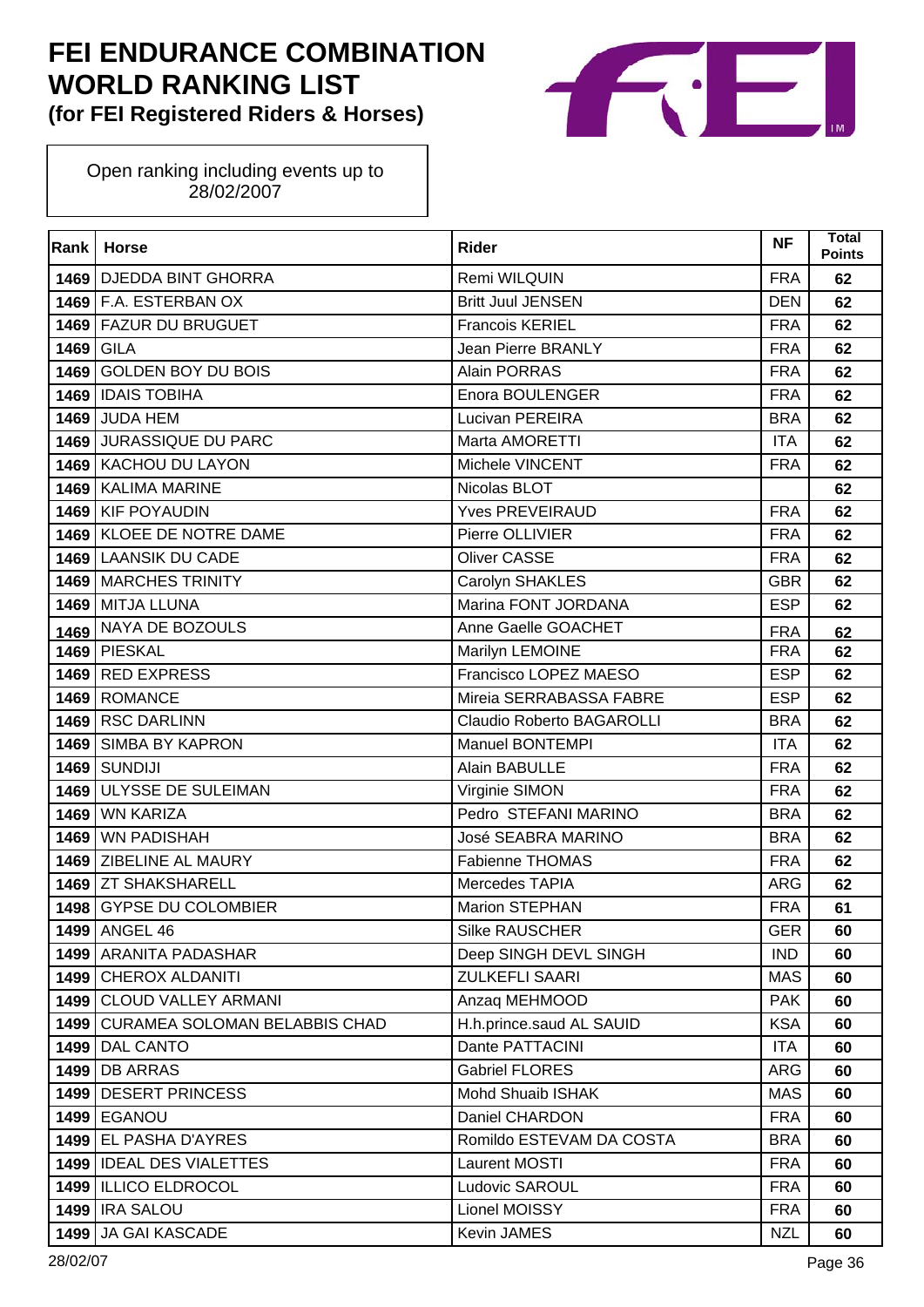# FEI ENDURANCE COMBINATION WORLD RANKING LIST
**(for FEI Registered Riders & Horses)**

Open ranking including events up to 28/02/2007

| Rank | Horse | Rider | NF | Total Points |
|---|---|---|---|---|
| 1469 | DJEDDA BINT GHORRA | Remi WILQUIN | FRA | 62 |
| 1469 | F.A. ESTERBAN OX | Britt Juul JENSEN | DEN | 62 |
| 1469 | FAZUR DU BRUGUET | Francois KERIEL | FRA | 62 |
| 1469 | GILA | Jean Pierre BRANLY | FRA | 62 |
| 1469 | GOLDEN BOY DU BOIS | Alain PORRAS | FRA | 62 |
| 1469 | IDAIS TOBIHA | Enora BOULENGER | FRA | 62 |
| 1469 | JUDA HEM | Lucivan PEREIRA | BRA | 62 |
| 1469 | JURASSIQUE DU PARC | Marta AMORETTI | ITA | 62 |
| 1469 | KACHOU DU LAYON | Michele VINCENT | FRA | 62 |
| 1469 | KALIMA MARINE | Nicolas BLOT | | 62 |
| 1469 | KIF POYAUDIN | Yves PREVEIRAUD | FRA | 62 |
| 1469 | KLOEE DE NOTRE DAME | Pierre OLLIVIER | FRA | 62 |
| 1469 | LAANSIK DU CADE | Oliver CASSE | FRA | 62 |
| 1469 | MARCHES TRINITY | Carolyn SHAKLES | GBR | 62 |
| 1469 | MITJA LLUNA | Marina FONT JORDANA | ESP | 62 |
| 1469 | NAYA DE BOZOULS | Anne Gaelle GOACHET | FRA | 62 |
| 1469 | PIESKAL | Marilyn LEMOINE | FRA | 62 |
| 1469 | RED EXPRESS | Francisco LOPEZ MAESO | ESP | 62 |
| 1469 | ROMANCE | Mireia SERRABASSA FABRE | ESP | 62 |
| 1469 | RSC DARLINN | Claudio Roberto BAGAROLLI | BRA | 62 |
| 1469 | SIMBA BY KAPRON | Manuel BONTEMPI | ITA | 62 |
| 1469 | SUNDIJI | Alain BABULLE | FRA | 62 |
| 1469 | ULYSSE DE SULEIMAN | Virginie SIMON | FRA | 62 |
| 1469 | WN KARIZA | Pedro STEFANI MARINO | BRA | 62 |
| 1469 | WN PADISHAH | José SEABRA MARINO | BRA | 62 |
| 1469 | ZIBELINE AL MAURY | Fabienne THOMAS | FRA | 62 |
| 1469 | ZT SHAKSHARELL | Mercedes TAPIA | ARG | 62 |
| 1498 | GYPSE DU COLOMBIER | Marion STEPHAN | FRA | 61 |
| 1499 | ANGEL 46 | Silke RAUSCHER | GER | 60 |
| 1499 | ARANITA PADASHAR | Deep SINGH DEVL SINGH | IND | 60 |
| 1499 | CHEROX ALDANITI | ZULKEFLI SAARI | MAS | 60 |
| 1499 | CLOUD VALLEY ARMANI | Anzaq MEHMOOD | PAK | 60 |
| 1499 | CURAMEA SOLOMAN BELABBIS CHAD | H.h.prince.saud AL SAUID | KSA | 60 |
| 1499 | DAL CANTO | Dante PATTACINI | ITA | 60 |
| 1499 | DB ARRAS | Gabriel FLORES | ARG | 60 |
| 1499 | DESERT PRINCESS | Mohd Shuaib ISHAK | MAS | 60 |
| 1499 | EGANOU | Daniel CHARDON | FRA | 60 |
| 1499 | EL PASHA D'AYRES | Romildo ESTEVAM DA COSTA | BRA | 60 |
| 1499 | IDEAL DES VIALETTES | Laurent MOSTI | FRA | 60 |
| 1499 | ILLICO ELDROCOL | Ludovic SAROUL | FRA | 60 |
| 1499 | IRA SALOU | Lionel MOISSY | FRA | 60 |
| 1499 | JA GAI KASCADE | Kevin JAMES | NZL | 60 |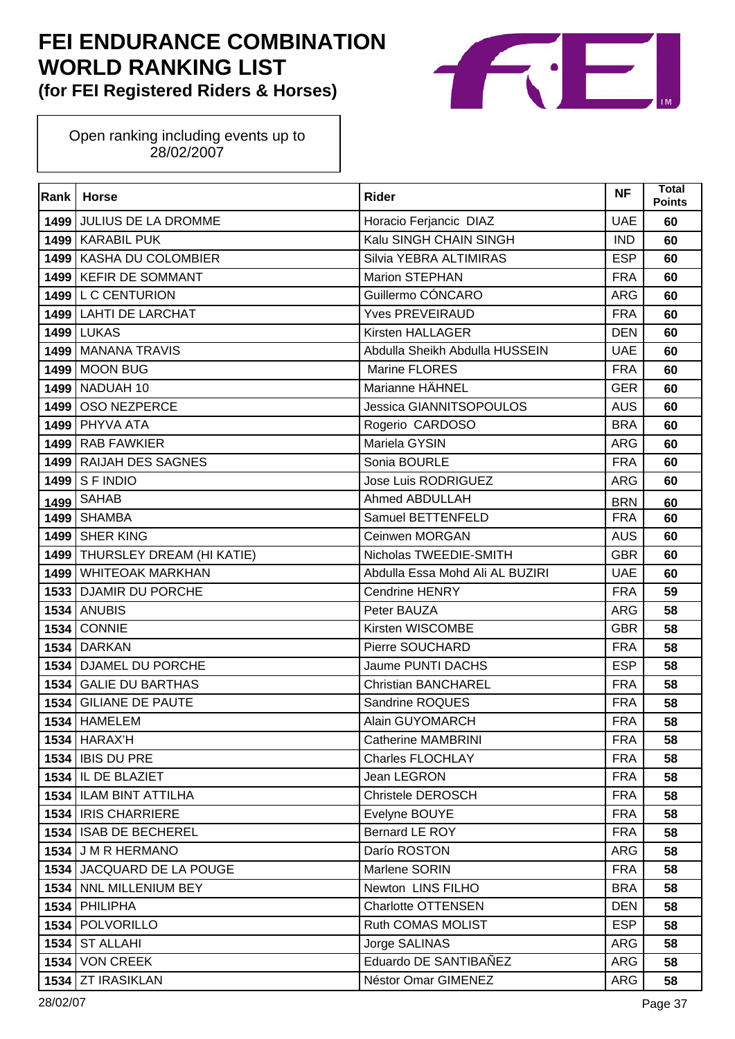# FEI ENDURANCE COMBINATION WORLD RANKING LIST
### (for FEI Registered Riders & Horses)

Open ranking including events up to 28/02/2007

| Rank | Horse | Rider | NF | Total Points |
|---|---|---|---|---|
| 1499 | JULIUS DE LA DROMME | Horacio Ferjancic DIAZ | UAE | 60 |
| 1499 | KARABIL PUK | Kalu SINGH CHAIN SINGH | IND | 60 |
| 1499 | KASHA DU COLOMBIER | Silvia YEBRA ALTIMIRAS | ESP | 60 |
| 1499 | KEFIR DE SOMMANT | Marion STEPHAN | FRA | 60 |
| 1499 | L C CENTURION | Guillermo CÓNCARO | ARG | 60 |
| 1499 | LAHTI DE LARCHAT | Yves PREVEIRAUD | FRA | 60 |
| 1499 | LUKAS | Kirsten HALLAGER | DEN | 60 |
| 1499 | MANANA TRAVIS | Abdulla Sheikh Abdulla HUSSEIN | UAE | 60 |
| 1499 | MOON BUG | Marine FLORES | FRA | 60 |
| 1499 | NADUAH 10 | Marianne HÄHNEL | GER | 60 |
| 1499 | OSO NEZPERCE | Jessica GIANNITSOPOULOS | AUS | 60 |
| 1499 | PHYVA ATA | Rogerio CARDOSO | BRA | 60 |
| 1499 | RAB FAWKIER | Mariela GYSIN | ARG | 60 |
| 1499 | RAIJAH DES SAGNES | Sonia BOURLE | FRA | 60 |
| 1499 | S F INDIO | Jose Luis RODRIGUEZ | ARG | 60 |
| 1499 | SAHAB | Ahmed ABDULLAH | BRN | 60 |
| 1499 | SHAMBA | Samuel BETTENFELD | FRA | 60 |
| 1499 | SHER KING | Ceinwen MORGAN | AUS | 60 |
| 1499 | THURSLEY DREAM (HI KATIE) | Nicholas TWEEDIE-SMITH | GBR | 60 |
| 1499 | WHITEOAK MARKHAN | Abdulla Essa Mohd Ali AL BUZIRI | UAE | 60 |
| 1533 | DJAMIR DU PORCHE | Cendrine HENRY | FRA | 59 |
| 1534 | ANUBIS | Peter BAUZA | ARG | 58 |
| 1534 | CONNIE | Kirsten WISCOMBE | GBR | 58 |
| 1534 | DARKAN | Pierre SOUCHARD | FRA | 58 |
| 1534 | DJAMEL DU PORCHE | Jaume PUNTI DACHS | ESP | 58 |
| 1534 | GALIE DU BARTHAS | Christian BANCHAREL | FRA | 58 |
| 1534 | GILIANE DE PAUTE | Sandrine ROQUES | FRA | 58 |
| 1534 | HAMELEM | Alain GUYOMARCH | FRA | 58 |
| 1534 | HARAX'H | Catherine MAMBRINI | FRA | 58 |
| 1534 | IBIS DU PRE | Charles FLOCHLAY | FRA | 58 |
| 1534 | IL DE BLAZIET | Jean LEGRON | FRA | 58 |
| 1534 | ILAM BINT ATTILHA | Christele DEROSCH | FRA | 58 |
| 1534 | IRIS CHARRIERE | Evelyne BOUYE | FRA | 58 |
| 1534 | ISAB DE BECHEREL | Bernard LE ROY | FRA | 58 |
| 1534 | J M R HERMANO | Darío ROSTON | ARG | 58 |
| 1534 | JACQUARD DE LA POUGE | Marlene SORIN | FRA | 58 |
| 1534 | NNL MILLENIUM BEY | Newton LINS FILHO | BRA | 58 |
| 1534 | PHILIPHA | Charlotte OTTENSEN | DEN | 58 |
| 1534 | POLVORILLO | Ruth COMAS MOLIST | ESP | 58 |
| 1534 | ST ALLAHI | Jorge SALINAS | ARG | 58 |
| 1534 | VON CREEK | Eduardo DE SANTIBAÑEZ | ARG | 58 |
| 1534 | ZT IRASIKLAN | Néstor Omar GIMENEZ | ARG | 58 |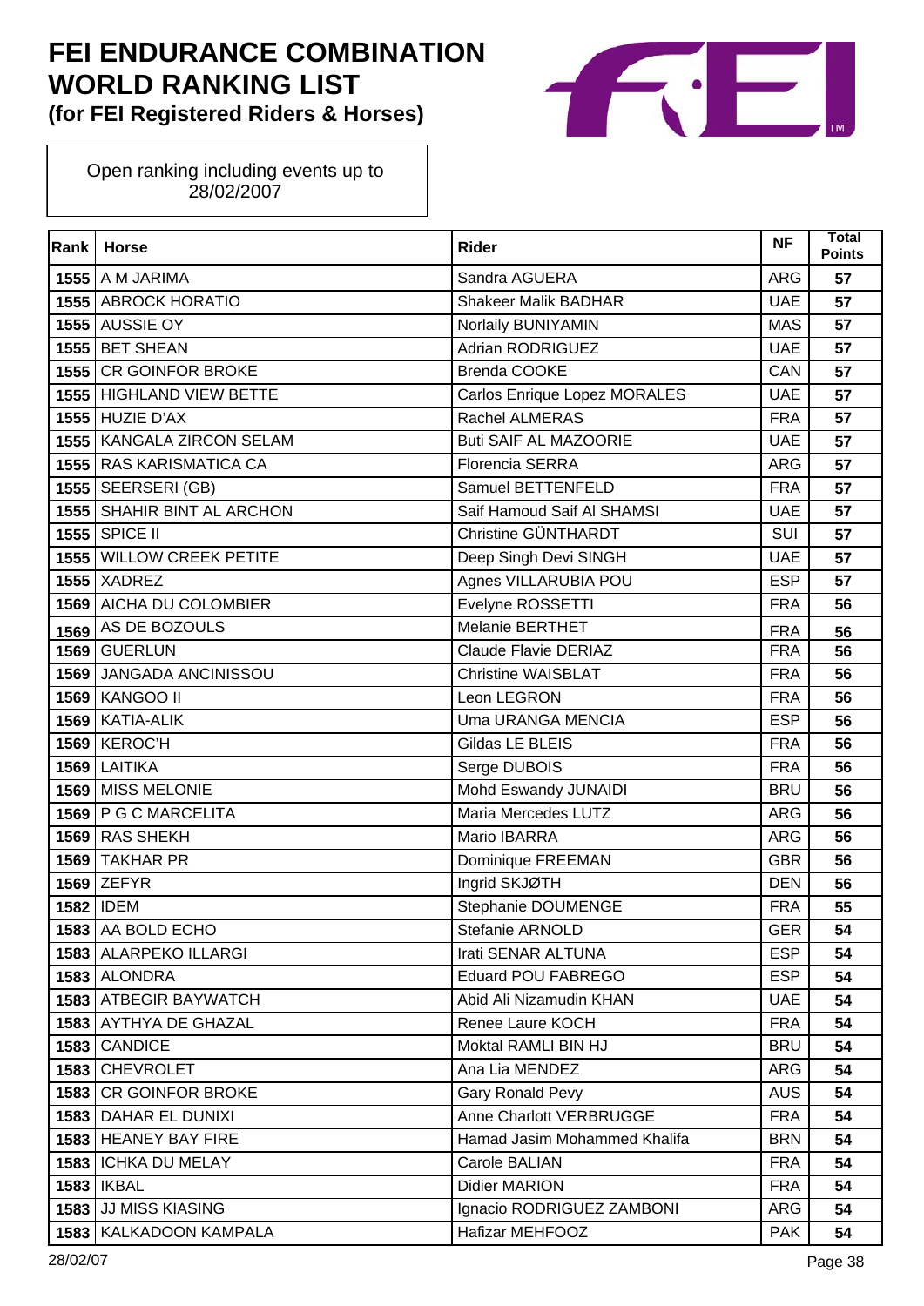# FEI ENDURANCE COMBINATION WORLD RANKING LIST
**(for FEI Registered Riders & Horses)**

Open ranking including events up to 28/02/2007

| Rank | Horse | Rider | NF | Total Points |
|---|---|---|---|---|
| 1555 | A M JARIMA | Sandra AGUERA | ARG | 57 |
| 1555 | ABROCK HORATIO | Shakeer Malik BADHAR | UAE | 57 |
| 1555 | AUSSIE OY | Norlaily BUNIYAMIN | MAS | 57 |
| 1555 | BET SHEAN | Adrian RODRIGUEZ | UAE | 57 |
| 1555 | CR GOINFOR BROKE | Brenda COOKE | CAN | 57 |
| 1555 | HIGHLAND VIEW BETTE | Carlos Enrique Lopez MORALES | UAE | 57 |
| 1555 | HUZIE D'AX | Rachel ALMERAS | FRA | 57 |
| 1555 | KANGALA ZIRCON SELAM | Buti SAIF AL MAZOORIE | UAE | 57 |
| 1555 | RAS KARISMATICA CA | Florencia SERRA | ARG | 57 |
| 1555 | SEERSERI (GB) | Samuel BETTENFELD | FRA | 57 |
| 1555 | SHAHIR BINT AL ARCHON | Saif Hamoud Saif Al SHAMSI | UAE | 57 |
| 1555 | SPICE II | Christine GÜNTHARDT | SUI | 57 |
| 1555 | WILLOW CREEK PETITE | Deep Singh Devi SINGH | UAE | 57 |
| 1555 | XADREZ | Agnes VILLARUBIA POU | ESP | 57 |
| 1569 | AICHA DU COLOMBIER | Evelyne ROSSETTI | FRA | 56 |
| 1569 | AS DE BOZOULS | Melanie BERTHET | FRA | 56 |
| 1569 | GUERLUN | Claude Flavie DERIAZ | FRA | 56 |
| 1569 | JANGADA ANCINISSOU | Christine WAISBLAT | FRA | 56 |
| 1569 | KANGOO II | Leon LEGRON | FRA | 56 |
| 1569 | KATIA-ALIK | Uma URANGA MENCIA | ESP | 56 |
| 1569 | KEROC'H | Gildas LE BLEIS | FRA | 56 |
| 1569 | LAITIKA | Serge DUBOIS | FRA | 56 |
| 1569 | MISS MELONIE | Mohd Eswandy JUNAIDI | BRU | 56 |
| 1569 | P G C MARCELITA | Maria Mercedes LUTZ | ARG | 56 |
| 1569 | RAS SHEKH | Mario IBARRA | ARG | 56 |
| 1569 | TAKHAR PR | Dominique FREEMAN | GBR | 56 |
| 1569 | ZEFYR | Ingrid SKJØTH | DEN | 56 |
| 1582 | IDEM | Stephanie DOUMENGE | FRA | 55 |
| 1583 | AA BOLD ECHO | Stefanie ARNOLD | GER | 54 |
| 1583 | ALARPEKO ILLARGI | Irati SENAR ALTUNA | ESP | 54 |
| 1583 | ALONDRA | Eduard POU FABREGO | ESP | 54 |
| 1583 | ATBEGIR BAYWATCH | Abid Ali Nizamudin KHAN | UAE | 54 |
| 1583 | AYTHYA DE GHAZAL | Renee Laure KOCH | FRA | 54 |
| 1583 | CANDICE | Moktal RAMLI BIN HJ | BRU | 54 |
| 1583 | CHEVROLET | Ana Lia MENDEZ | ARG | 54 |
| 1583 | CR GOINFOR BROKE | Gary Ronald Pevy | AUS | 54 |
| 1583 | DAHAR EL DUNIXI | Anne Charlott VERBRUGGE | FRA | 54 |
| 1583 | HEANEY BAY FIRE | Hamad Jasim Mohammed Khalifa | BRN | 54 |
| 1583 | ICHKA DU MELAY | Carole BALIAN | FRA | 54 |
| 1583 | IKBAL | Didier MARION | FRA | 54 |
| 1583 | JJ MISS KIASING | Ignacio RODRIGUEZ ZAMBONI | ARG | 54 |
| 1583 | KALKADOON KAMPALA | Hafizar MEHFOOZ | PAK | 54 |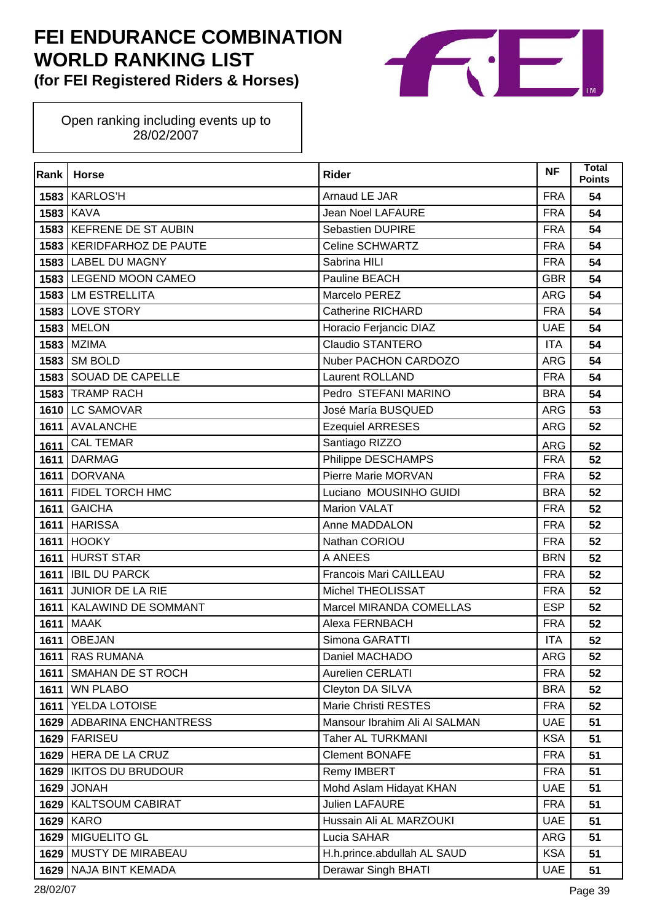# FEI ENDURANCE COMBINATION WORLD RANKING LIST
**(for FEI Registered Riders & Horses)**

Open ranking including events up to 28/02/2007

| Rank | Horse | Rider | NF | Total Points |
|---|---|---|---|---|
| 1583 | KARLOS'H | Arnaud LE JAR | FRA | 54 |
| 1583 | KAVA | Jean Noel LAFAURE | FRA | 54 |
| 1583 | KEFRENE DE ST AUBIN | Sebastien DUPIRE | FRA | 54 |
| 1583 | KERIDFARHOZ DE PAUTE | Celine SCHWARTZ | FRA | 54 |
| 1583 | LABEL DU MAGNY | Sabrina HILI | FRA | 54 |
| 1583 | LEGEND MOON CAMEO | Pauline BEACH | GBR | 54 |
| 1583 | LM ESTRELLITA | Marcelo PEREZ | ARG | 54 |
| 1583 | LOVE STORY | Catherine RICHARD | FRA | 54 |
| 1583 | MELON | Horacio Ferjancic DIAZ | UAE | 54 |
| 1583 | MZIMA | Claudio STANTERO | ITA | 54 |
| 1583 | SM BOLD | Nuber PACHON CARDOZO | ARG | 54 |
| 1583 | SOUAD DE CAPELLE | Laurent ROLLAND | FRA | 54 |
| 1583 | TRAMP RACH | Pedro STEFANI MARINO | BRA | 54 |
| 1610 | LC SAMOVAR | José María BUSQUED | ARG | 53 |
| 1611 | AVALANCHE | Ezequiel ARRESES | ARG | 52 |
| 1611 | CAL TEMAR | Santiago RIZZO | ARG | 52 |
| 1611 | DARMAG | Philippe DESCHAMPS | FRA | 52 |
| 1611 | DORVANA | Pierre Marie MORVAN | FRA | 52 |
| 1611 | FIDEL TORCH HMC | Luciano MOUSINHO GUIDI | BRA | 52 |
| 1611 | GAICHA | Marion VALAT | FRA | 52 |
| 1611 | HARISSA | Anne MADDALON | FRA | 52 |
| 1611 | HOOKY | Nathan CORIOU | FRA | 52 |
| 1611 | HURST STAR | A ANEES | BRN | 52 |
| 1611 | IBIL DU PARCK | Francois Mari CAILLEAU | FRA | 52 |
| 1611 | JUNIOR DE LA RIE | Michel THEOLISSAT | FRA | 52 |
| 1611 | KALAWIND DE SOMMANT | Marcel MIRANDA COMELLAS | ESP | 52 |
| 1611 | MAAK | Alexa FERNBACH | FRA | 52 |
| 1611 | OBEJAN | Simona GARATTI | ITA | 52 |
| 1611 | RAS RUMANA | Daniel MACHADO | ARG | 52 |
| 1611 | SMAHAN DE ST ROCH | Aurelien CERLATI | FRA | 52 |
| 1611 | WN PLABO | Cleyton DA SILVA | BRA | 52 |
| 1611 | YELDA LOTOISE | Marie Christi RESTES | FRA | 52 |
| 1629 | ADBARINA ENCHANTRESS | Mansour Ibrahim Ali Al SALMAN | UAE | 51 |
| 1629 | FARISEU | Taher AL TURKMANI | KSA | 51 |
| 1629 | HERA DE LA CRUZ | Clement BONAFE | FRA | 51 |
| 1629 | IKITOS DU BRUDOUR | Remy IMBERT | FRA | 51 |
| 1629 | JONAH | Mohd Aslam Hidayat KHAN | UAE | 51 |
| 1629 | KALTSOUM CABIRAT | Julien LAFAURE | FRA | 51 |
| 1629 | KARO | Hussain Ali AL MARZOUKI | UAE | 51 |
| 1629 | MIGUELITO GL | Lucia SAHAR | ARG | 51 |
| 1629 | MUSTY DE MIRABEAU | H.h.prince.abdullah AL SAUD | KSA | 51 |
| 1629 | NAJA BINT KEMADA | Derawar Singh BHATI | UAE | 51 |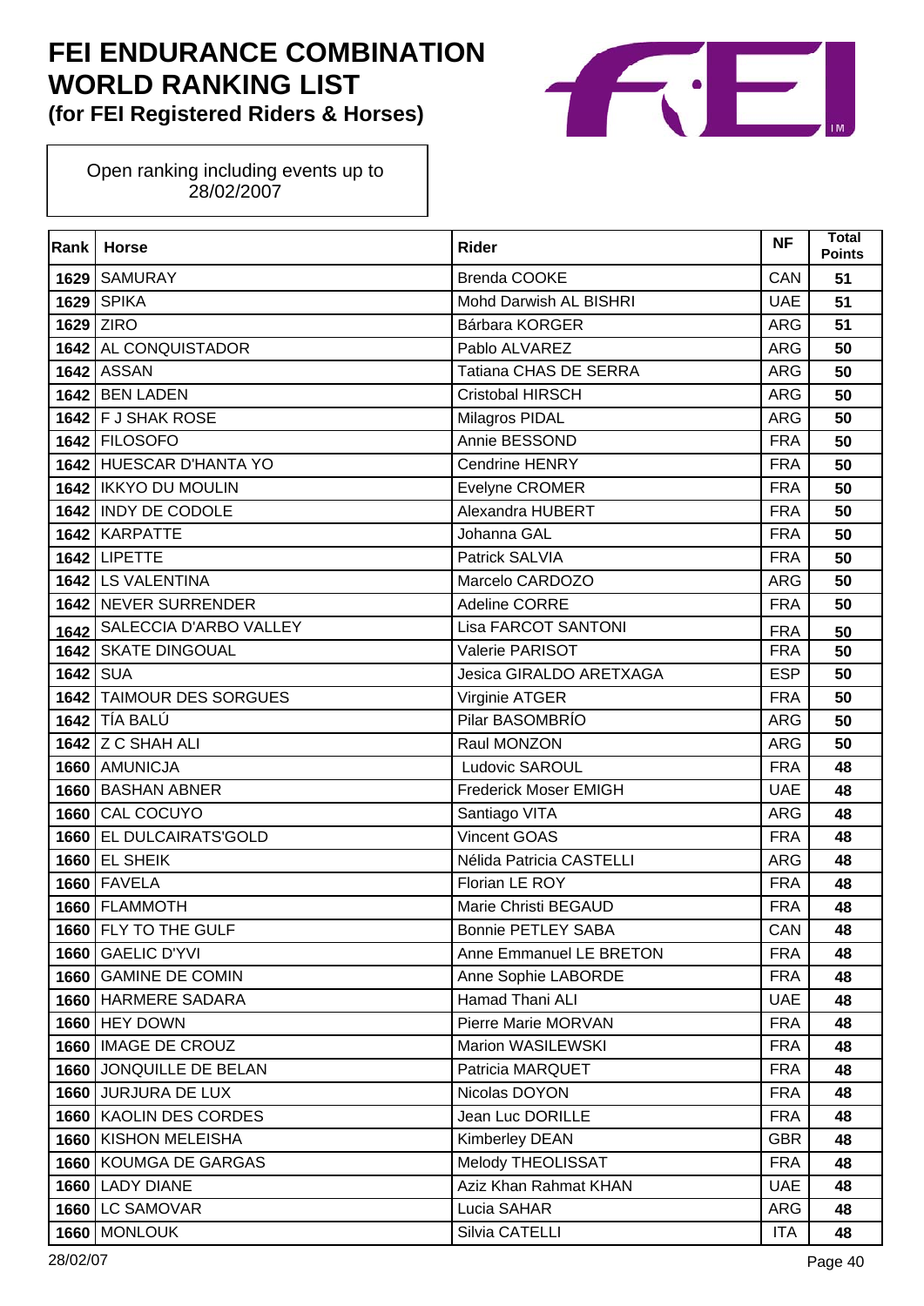# FEI ENDURANCE COMBINATION WORLD RANKING LIST
**(for FEI Registered Riders & Horses)**

Open ranking including events up to 28/02/2007

| Rank | Horse | Rider | NF | Total Points |
|---|---|---|---|---|
| 1629 | SAMURAY | Brenda COOKE | CAN | 51 |
| 1629 | SPIKA | Mohd Darwish AL BISHRI | UAE | 51 |
| 1629 | ZIRO | Bárbara KORGER | ARG | 51 |
| 1642 | AL CONQUISTADOR | Pablo ALVAREZ | ARG | 50 |
| 1642 | ASSAN | Tatiana CHAS DE SERRA | ARG | 50 |
| 1642 | BEN LADEN | Cristobal HIRSCH | ARG | 50 |
| 1642 | F J SHAK ROSE | Milagros PIDAL | ARG | 50 |
| 1642 | FILOSOFO | Annie BESSOND | FRA | 50 |
| 1642 | HUESCAR D'HANTA YO | Cendrine HENRY | FRA | 50 |
| 1642 | IKKYO DU MOULIN | Evelyne CROMER | FRA | 50 |
| 1642 | INDY DE CODOLE | Alexandra HUBERT | FRA | 50 |
| 1642 | KARPATTE | Johanna GAL | FRA | 50 |
| 1642 | LIPETTE | Patrick SALVIA | FRA | 50 |
| 1642 | LS VALENTINA | Marcelo CARDOZO | ARG | 50 |
| 1642 | NEVER SURRENDER | Adeline CORRE | FRA | 50 |
| 1642 | SALECCIA D'ARBO VALLEY | Lisa FARCOT SANTONI | FRA | 50 |
| 1642 | SKATE DINGOUAL | Valerie PARISOT | FRA | 50 |
| 1642 | SUA | Jesica GIRALDO ARETXAGA | ESP | 50 |
| 1642 | TAIMOUR DES SORGUES | Virginie ATGER | FRA | 50 |
| 1642 | TÍA BALÚ | Pilar BASOMBRÍO | ARG | 50 |
| 1642 | Z C SHAH ALI | Raul MONZON | ARG | 50 |
| 1660 | AMUNICJA | Ludovic SAROUL | FRA | 48 |
| 1660 | BASHAN ABNER | Frederick Moser EMIGH | UAE | 48 |
| 1660 | CAL COCUYO | Santiago VITA | ARG | 48 |
| 1660 | EL DULCAIRATS'GOLD | Vincent GOAS | FRA | 48 |
| 1660 | EL SHEIK | Nélida Patricia CASTELLI | ARG | 48 |
| 1660 | FAVELA | Florian LE ROY | FRA | 48 |
| 1660 | FLAMMOTH | Marie Christi BEGAUD | FRA | 48 |
| 1660 | FLY TO THE GULF | Bonnie PETLEY SABA | CAN | 48 |
| 1660 | GAELIC D'YVI | Anne Emmanuel LE BRETON | FRA | 48 |
| 1660 | GAMINE DE COMIN | Anne Sophie LABORDE | FRA | 48 |
| 1660 | HARMERE SADARA | Hamad Thani ALI | UAE | 48 |
| 1660 | HEY DOWN | Pierre Marie MORVAN | FRA | 48 |
| 1660 | IMAGE DE CROUZ | Marion WASILEWSKI | FRA | 48 |
| 1660 | JONQUILLE DE BELAN | Patricia MARQUET | FRA | 48 |
| 1660 | JURJURA DE LUX | Nicolas DOYON | FRA | 48 |
| 1660 | KAOLIN DES CORDES | Jean Luc DORILLE | FRA | 48 |
| 1660 | KISHON MELEISHA | Kimberley DEAN | GBR | 48 |
| 1660 | KOUMGA DE GARGAS | Melody THEOLISSAT | FRA | 48 |
| 1660 | LADY DIANE | Aziz Khan Rahmat KHAN | UAE | 48 |
| 1660 | LC SAMOVAR | Lucia SAHAR | ARG | 48 |
| 1660 | MONLOUK | Silvia CATELLI | ITA | 48 |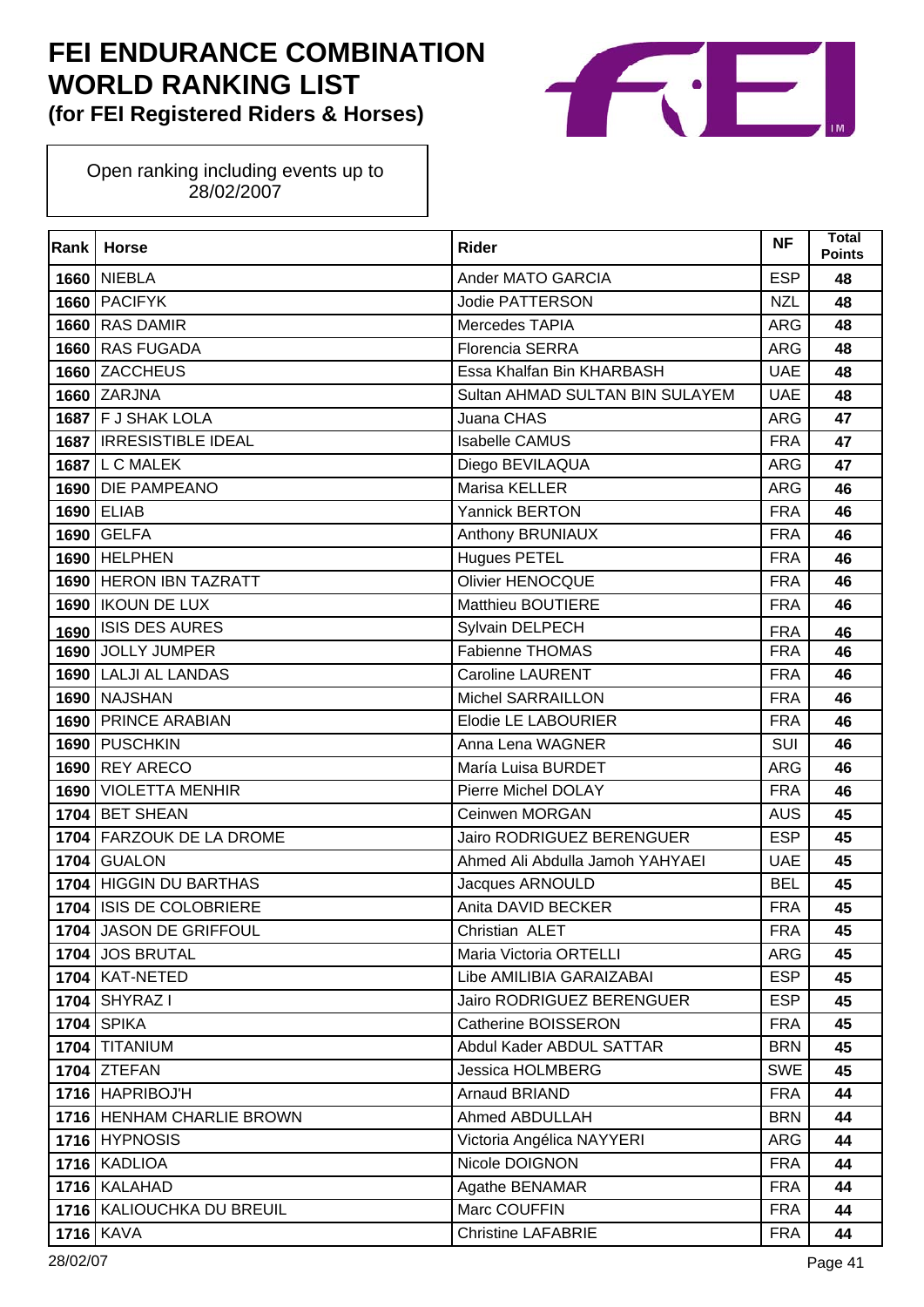# FEI ENDURANCE COMBINATION WORLD RANKING LIST

**(for FEI Registered Riders & Horses)**

Open ranking including events up to 28/02/2007

| Rank | Horse | Rider | NF | Total Points |
|---|---|---|---|---|
| 1660 | NIEBLA | Ander MATO GARCIA | ESP | 48 |
| 1660 | PACIFYK | Jodie PATTERSON | NZL | 48 |
| 1660 | RAS DAMIR | Mercedes TAPIA | ARG | 48 |
| 1660 | RAS FUGADA | Florencia SERRA | ARG | 48 |
| 1660 | ZACCHEUS | Essa Khalfan Bin KHARBASH | UAE | 48 |
| 1660 | ZARJNA | Sultan AHMAD SULTAN BIN SULAYEM | UAE | 48 |
| 1687 | F J SHAK LOLA | Juana CHAS | ARG | 47 |
| 1687 | IRRESISTIBLE IDEAL | Isabelle CAMUS | FRA | 47 |
| 1687 | L C MALEK | Diego BEVILAQUA | ARG | 47 |
| 1690 | DIE PAMPEANO | Marisa KELLER | ARG | 46 |
| 1690 | ELIAB | Yannick BERTON | FRA | 46 |
| 1690 | GELFA | Anthony BRUNIAUX | FRA | 46 |
| 1690 | HELPHEN | Hugues PETEL | FRA | 46 |
| 1690 | HERON IBN TAZRATT | Olivier HENOCQUE | FRA | 46 |
| 1690 | IKOUN DE LUX | Matthieu BOUTIERE | FRA | 46 |
| 1690 | ISIS DES AURES | Sylvain DELPECH | FRA | 46 |
| 1690 | JOLLY JUMPER | Fabienne THOMAS | FRA | 46 |
| 1690 | LALJI AL LANDAS | Caroline LAURENT | FRA | 46 |
| 1690 | NAJSHAN | Michel SARRAILLON | FRA | 46 |
| 1690 | PRINCE ARABIAN | Elodie LE LABOURIER | FRA | 46 |
| 1690 | PUSCHKIN | Anna Lena WAGNER | SUI | 46 |
| 1690 | REY ARECO | María Luisa BURDET | ARG | 46 |
| 1690 | VIOLETTA MENHIR | Pierre Michel DOLAY | FRA | 46 |
| 1704 | BET SHEAN | Ceinwen MORGAN | AUS | 45 |
| 1704 | FARZOUK DE LA DROME | Jairo RODRIGUEZ BERENGUER | ESP | 45 |
| 1704 | GUALON | Ahmed Ali Abdulla Jamoh YAHYAEI | UAE | 45 |
| 1704 | HIGGIN DU BARTHAS | Jacques ARNOULD | BEL | 45 |
| 1704 | ISIS DE COLOBRIERE | Anita DAVID BECKER | FRA | 45 |
| 1704 | JASON DE GRIFFOUL | Christian ALET | FRA | 45 |
| 1704 | JOS BRUTAL | Maria Victoria ORTELLI | ARG | 45 |
| 1704 | KAT-NETED | Libe AMILIBIA GARAIZABAI | ESP | 45 |
| 1704 | SHYRAZ I | Jairo RODRIGUEZ BERENGUER | ESP | 45 |
| 1704 | SPIKA | Catherine BOISSERON | FRA | 45 |
| 1704 | TITANIUM | Abdul Kader ABDUL SATTAR | BRN | 45 |
| 1704 | ZTEFAN | Jessica HOLMBERG | SWE | 45 |
| 1716 | HAPRIBOJ'H | Arnaud BRIAND | FRA | 44 |
| 1716 | HENHAM CHARLIE BROWN | Ahmed ABDULLAH | BRN | 44 |
| 1716 | HYPNOSIS | Victoria Angélica NAYYERI | ARG | 44 |
| 1716 | KADLIOA | Nicole DOIGNON | FRA | 44 |
| 1716 | KALAHAD | Agathe BENAMAR | FRA | 44 |
| 1716 | KALIOUCHKA DU BREUIL | Marc COUFFIN | FRA | 44 |
| 1716 | KAVA | Christine LAFABRIE | FRA | 44 |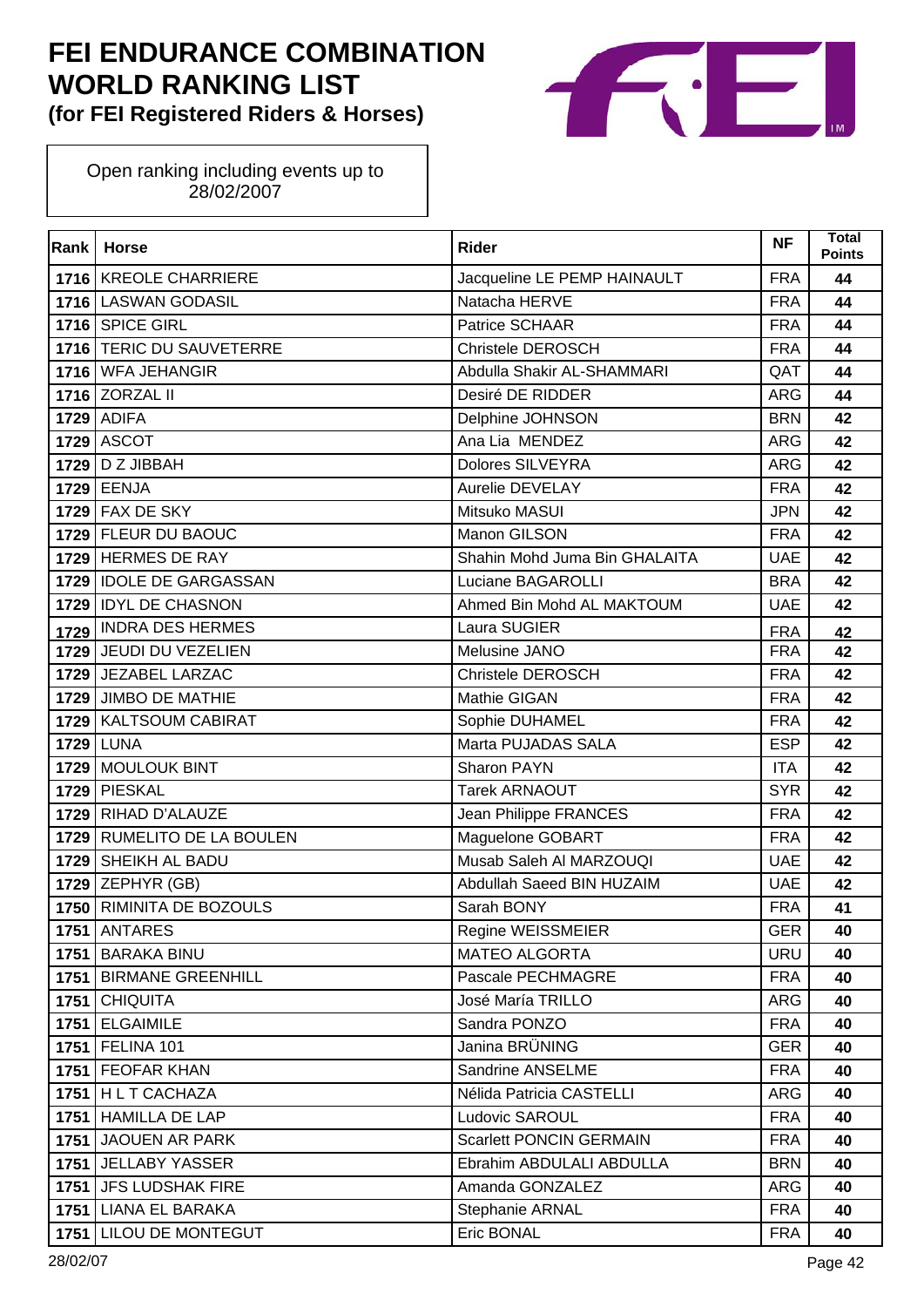# FEI ENDURANCE COMBINATION WORLD RANKING LIST

**(for FEI Registered Riders & Horses)**

Open ranking including events up to 28/02/2007

| Rank | Horse | Rider | NF | Total Points |
|---|---|---|---|---|
| 1716 | KREOLE CHARRIERE | Jacqueline LE PEMP HAINAULT | FRA | 44 |
| 1716 | LASWAN GODASIL | Natacha HERVE | FRA | 44 |
| 1716 | SPICE GIRL | Patrice SCHAAR | FRA | 44 |
| 1716 | TERIC DU SAUVETERRE | Christele DEROSCH | FRA | 44 |
| 1716 | WFA JEHANGIR | Abdulla Shakir AL-SHAMMARI | QAT | 44 |
| 1716 | ZORZAL II | Desiré DE RIDDER | ARG | 44 |
| 1729 | ADIFA | Delphine JOHNSON | BRN | 42 |
| 1729 | ASCOT | Ana Lia MENDEZ | ARG | 42 |
| 1729 | D Z JIBBAH | Dolores SILVEYRA | ARG | 42 |
| 1729 | EENJA | Aurelie DEVELAY | FRA | 42 |
| 1729 | FAX DE SKY | Mitsuko MASUI | JPN | 42 |
| 1729 | FLEUR DU BAOUC | Manon GILSON | FRA | 42 |
| 1729 | HERMES DE RAY | Shahin Mohd Juma Bin GHALAITA | UAE | 42 |
| 1729 | IDOLE DE GARGASSAN | Luciane BAGAROLLI | BRA | 42 |
| 1729 | IDYL DE CHASNON | Ahmed Bin Mohd AL MAKTOUM | UAE | 42 |
| 1729 | INDRA DES HERMES | Laura SUGIER | FRA | 42 |
| 1729 | JEUDI DU VEZELIEN | Melusine JANO | FRA | 42 |
| 1729 | JEZABEL LARZAC | Christele DEROSCH | FRA | 42 |
| 1729 | JIMBO DE MATHIE | Mathie GIGAN | FRA | 42 |
| 1729 | KALTSOUM CABIRAT | Sophie DUHAMEL | FRA | 42 |
| 1729 | LUNA | Marta PUJADAS SALA | ESP | 42 |
| 1729 | MOULOUK BINT | Sharon PAYN | ITA | 42 |
| 1729 | PIESKAL | Tarek ARNAOUT | SYR | 42 |
| 1729 | RIHAD D'ALAUZE | Jean Philippe FRANCES | FRA | 42 |
| 1729 | RUMELITO DE LA BOULEN | Maguelone GOBART | FRA | 42 |
| 1729 | SHEIKH AL BADU | Musab Saleh Al MARZOUQI | UAE | 42 |
| 1729 | ZEPHYR (GB) | Abdullah Saeed BIN HUZAIM | UAE | 42 |
| 1750 | RIMINITA DE BOZOULS | Sarah BONY | FRA | 41 |
| 1751 | ANTARES | Regine WEISSMEIER | GER | 40 |
| 1751 | BARAKA BINU | MATEO ALGORTA | URU | 40 |
| 1751 | BIRMANE GREENHILL | Pascale PECHMAGRE | FRA | 40 |
| 1751 | CHIQUITA | José María TRILLO | ARG | 40 |
| 1751 | ELGAIMILE | Sandra PONZO | FRA | 40 |
| 1751 | FELINA 101 | Janina BRÜNING | GER | 40 |
| 1751 | FEOFAR KHAN | Sandrine ANSELME | FRA | 40 |
| 1751 | H L T CACHAZA | Nélida Patricia CASTELLI | ARG | 40 |
| 1751 | HAMILLA DE LAP | Ludovic SAROUL | FRA | 40 |
| 1751 | JAOUEN AR PARK | Scarlett PONCIN GERMAIN | FRA | 40 |
| 1751 | JELLABY YASSER | Ebrahim ABDULALI ABDULLA | BRN | 40 |
| 1751 | JFS LUDSHAK FIRE | Amanda GONZALEZ | ARG | 40 |
| 1751 | LIANA EL BARAKA | Stephanie ARNAL | FRA | 40 |
| 1751 | LILOU DE MONTEGUT | Eric BONAL | FRA | 40 |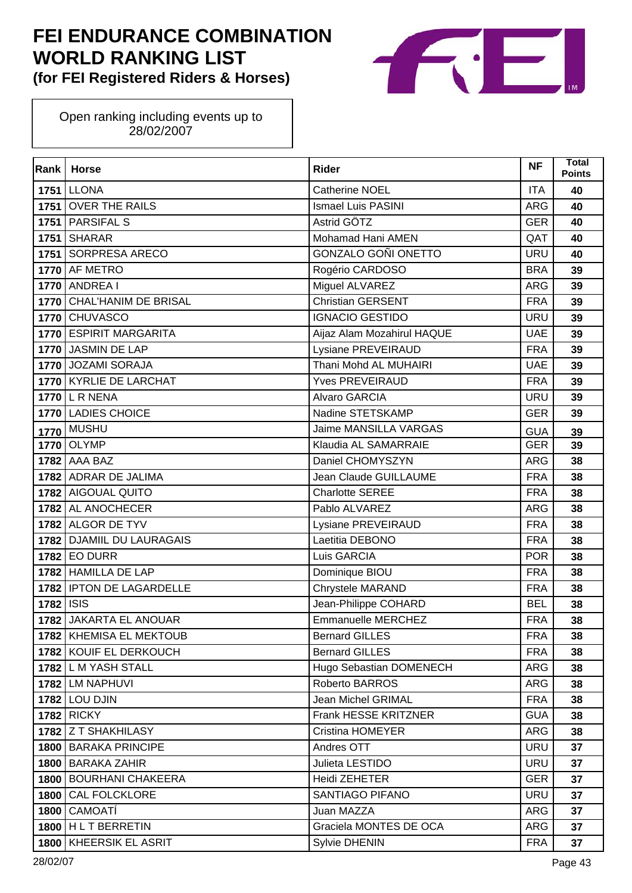# FEI ENDURANCE COMBINATION WORLD RANKING LIST
**(for FEI Registered Riders & Horses)**

Open ranking including events up to 28/02/2007

| Rank | Horse | Rider | NF | Total Points |
|---|---|---|---|---|
| 1751 | LLONA | Catherine NOEL | ITA | 40 |
| 1751 | OVER THE RAILS | Ismael Luis PASINI | ARG | 40 |
| 1751 | PARSIFAL S | Astrid GÖTZ | GER | 40 |
| 1751 | SHARAR | Mohamad Hani AMEN | QAT | 40 |
| 1751 | SORPRESA ARECO | GONZALO GOÑI ONETTO | URU | 40 |
| 1770 | AF METRO | Rogério CARDOSO | BRA | 39 |
| 1770 | ANDREA I | Miguel ALVAREZ | ARG | 39 |
| 1770 | CHAL'HANIM DE BRISAL | Christian GERSENT | FRA | 39 |
| 1770 | CHUVASCO | IGNACIO GESTIDO | URU | 39 |
| 1770 | ESPIRIT MARGARITA | Aijaz Alam Mozahirul HAQUE | UAE | 39 |
| 1770 | JASMIN DE LAP | Lysiane PREVEIRAUD | FRA | 39 |
| 1770 | JOZAMI SORAJA | Thani Mohd AL MUHAIRI | UAE | 39 |
| 1770 | KYRLIE DE LARCHAT | Yves PREVEIRAUD | FRA | 39 |
| 1770 | L R NENA | Alvaro GARCIA | URU | 39 |
| 1770 | LADIES CHOICE | Nadine STETSKAMP | GER | 39 |
| 1770 | MUSHU | Jaime MANSILLA VARGAS | GUA | 39 |
| 1770 | OLYMP | Klaudia AL SAMARRAIE | GER | 39 |
| 1782 | AAA BAZ | Daniel CHOMYSZYN | ARG | 38 |
| 1782 | ADRAR DE JALIMA | Jean Claude GUILLAUME | FRA | 38 |
| 1782 | AIGOUAL QUITO | Charlotte SEREE | FRA | 38 |
| 1782 | AL ANOCHECER | Pablo ALVAREZ | ARG | 38 |
| 1782 | ALGOR DE TYV | Lysiane PREVEIRAUD | FRA | 38 |
| 1782 | DJAMIIL DU LAURAGAIS | Laetitia DEBONO | FRA | 38 |
| 1782 | EO DURR | Luis GARCIA | POR | 38 |
| 1782 | HAMILLA DE LAP | Dominique BIOU | FRA | 38 |
| 1782 | IPTON DE LAGARDELLE | Chrystele MARAND | FRA | 38 |
| 1782 | ISIS | Jean-Philippe COHARD | BEL | 38 |
| 1782 | JAKARTA EL ANOUAR | Emmanuelle MERCHEZ | FRA | 38 |
| 1782 | KHEMISA EL MEKTOUB | Bernard GILLES | FRA | 38 |
| 1782 | KOUIF EL DERKOUCH | Bernard GILLES | FRA | 38 |
| 1782 | L M YASH STALL | Hugo Sebastian DOMENECH | ARG | 38 |
| 1782 | LM NAPHUVI | Roberto BARROS | ARG | 38 |
| 1782 | LOU DJIN | Jean Michel GRIMAL | FRA | 38 |
| 1782 | RICKY | Frank HESSE KRITZNER | GUA | 38 |
| 1782 | Z T SHAKHILASY | Cristina HOMEYER | ARG | 38 |
| 1800 | BARAKA PRINCIPE | Andres OTT | URU | 37 |
| 1800 | BARAKA ZAHIR | Julieta LESTIDO | URU | 37 |
| 1800 | BOURHANI CHAKEERA | Heidi ZEHETER | GER | 37 |
| 1800 | CAL FOLCKLORE | SANTIAGO PIFANO | URU | 37 |
| 1800 | CAMOATÍ | Juan MAZZA | ARG | 37 |
| 1800 | H L T BERRETIN | Graciela MONTES DE OCA | ARG | 37 |
| 1800 | KHEERSIK EL ASRIT | Sylvie DHENIN | FRA | 37 |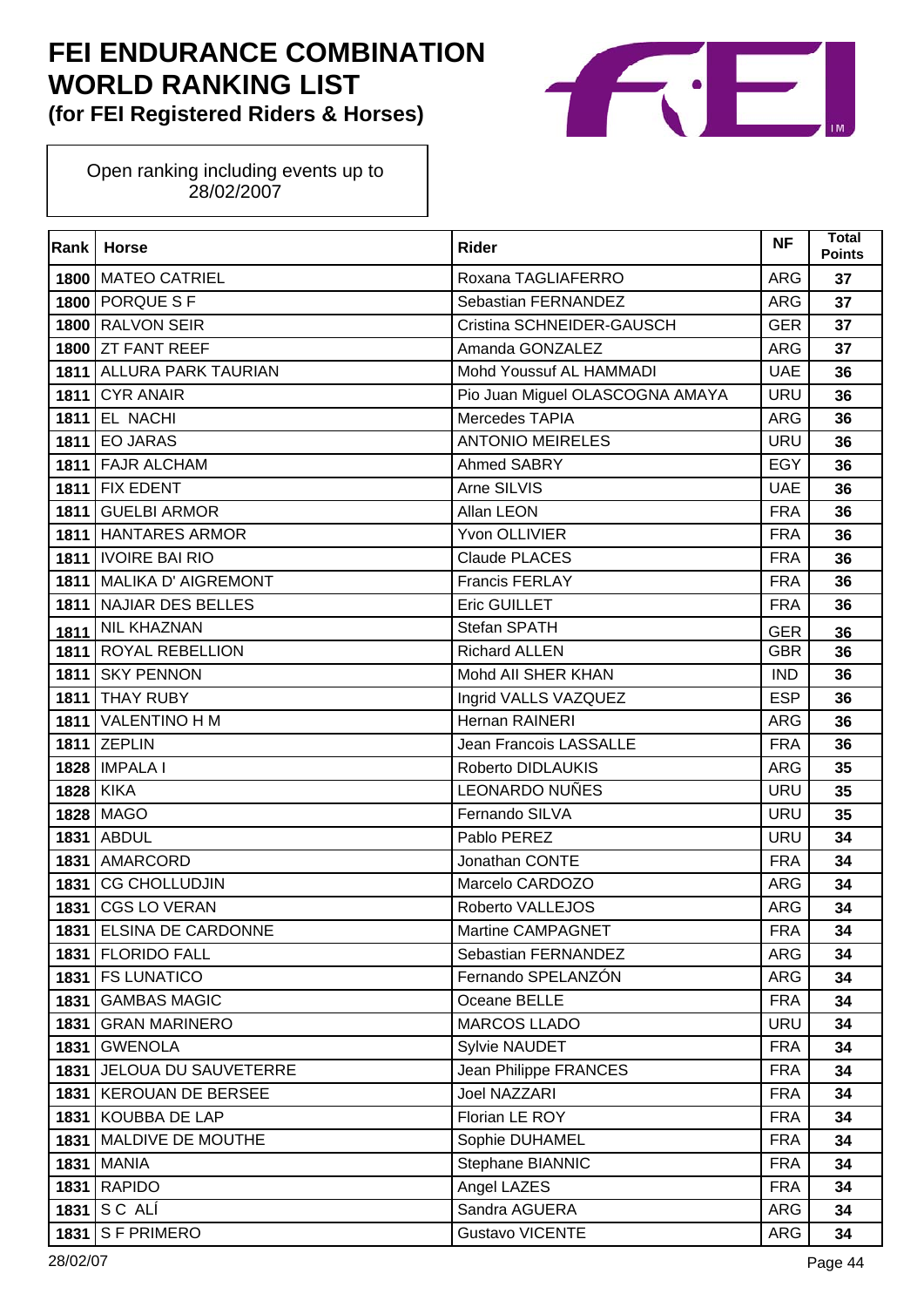# FEI ENDURANCE COMBINATION WORLD RANKING LIST

**(for FEI Registered Riders & Horses)**

Open ranking including events up to 28/02/2007

| Rank | Horse | Rider | NF | Total Points |
|---|---|---|---|---|
| 1800 | MATEO CATRIEL | Roxana TAGLIAFERRO | ARG | 37 |
| 1800 | PORQUE S F | Sebastian FERNANDEZ | ARG | 37 |
| 1800 | RALVON SEIR | Cristina SCHNEIDER-GAUSCH | GER | 37 |
| 1800 | ZT FANT REEF | Amanda GONZALEZ | ARG | 37 |
| 1811 | ALLURA PARK TAURIAN | Mohd Youssuf AL HAMMADI | UAE | 36 |
| 1811 | CYR ANAIR | Pio Juan Miguel OLASCOGNA AMAYA | URU | 36 |
| 1811 | EL NACHI | Mercedes TAPIA | ARG | 36 |
| 1811 | EO JARAS | ANTONIO MEIRELES | URU | 36 |
| 1811 | FAJR ALCHAM | Ahmed SABRY | EGY | 36 |
| 1811 | FIX EDENT | Arne SILVIS | UAE | 36 |
| 1811 | GUELBI ARMOR | Allan LEON | FRA | 36 |
| 1811 | HANTARES ARMOR | Yvon OLLIVIER | FRA | 36 |
| 1811 | IVOIRE BAI RIO | Claude PLACES | FRA | 36 |
| 1811 | MALIKA D' AIGREMONT | Francis FERLAY | FRA | 36 |
| 1811 | NAJIAR DES BELLES | Eric GUILLET | FRA | 36 |
| 1811 | NIL KHAZNAN | Stefan SPATH | GER | 36 |
| 1811 | ROYAL REBELLION | Richard ALLEN | GBR | 36 |
| 1811 | SKY PENNON | Mohd AlI SHER KHAN | IND | 36 |
| 1811 | THAY RUBY | Ingrid VALLS VAZQUEZ | ESP | 36 |
| 1811 | VALENTINO H M | Hernan RAINERI | ARG | 36 |
| 1811 | ZEPLIN | Jean Francois LASSALLE | FRA | 36 |
| 1828 | IMPALA I | Roberto DIDLAUKIS | ARG | 35 |
| 1828 | KIKA | LEONARDO NUÑES | URU | 35 |
| 1828 | MAGO | Fernando SILVA | URU | 35 |
| 1831 | ABDUL | Pablo PEREZ | URU | 34 |
| 1831 | AMARCORD | Jonathan CONTE | FRA | 34 |
| 1831 | CG CHOLLUDJIN | Marcelo CARDOZO | ARG | 34 |
| 1831 | CGS LO VERAN | Roberto VALLEJOS | ARG | 34 |
| 1831 | ELSINA DE CARDONNE | Martine CAMPAGNET | FRA | 34 |
| 1831 | FLORIDO FALL | Sebastian FERNANDEZ | ARG | 34 |
| 1831 | FS LUNATICO | Fernando SPELANZÓN | ARG | 34 |
| 1831 | GAMBAS MAGIC | Oceane BELLE | FRA | 34 |
| 1831 | GRAN MARINERO | MARCOS LLADO | URU | 34 |
| 1831 | GWENOLA | Sylvie NAUDET | FRA | 34 |
| 1831 | JELOUA DU SAUVETERRE | Jean Philippe FRANCES | FRA | 34 |
| 1831 | KEROUAN DE BERSEE | Joel NAZZARI | FRA | 34 |
| 1831 | KOUBBA DE LAP | Florian LE ROY | FRA | 34 |
| 1831 | MALDIVE DE MOUTHE | Sophie DUHAMEL | FRA | 34 |
| 1831 | MANIA | Stephane BIANNIC | FRA | 34 |
| 1831 | RAPIDO | Angel LAZES | FRA | 34 |
| 1831 | S C ALÍ | Sandra AGUERA | ARG | 34 |
| 1831 | S F PRIMERO | Gustavo VICENTE | ARG | 34 |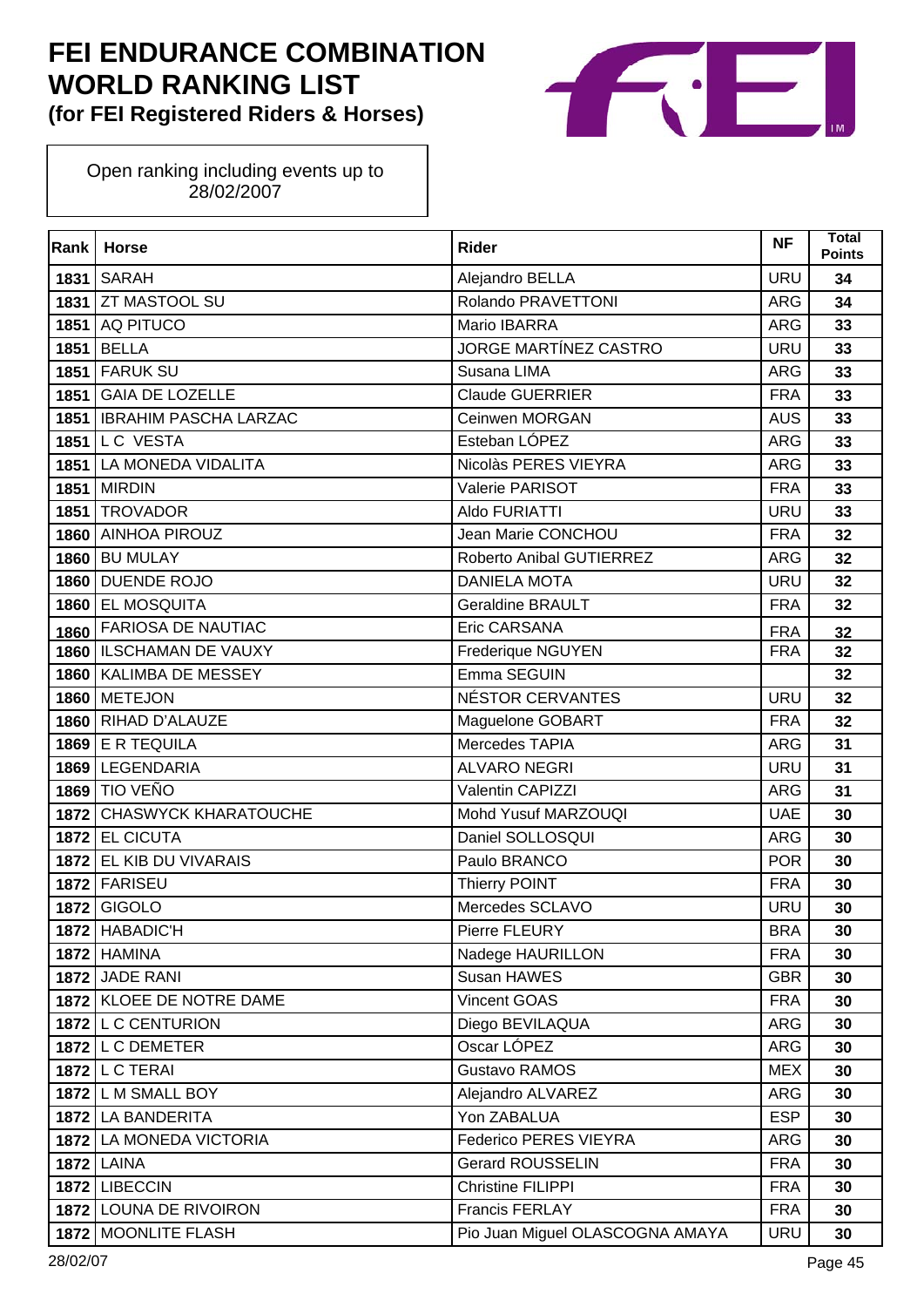# FEI ENDURANCE COMBINATION WORLD RANKING LIST
**(for FEI Registered Riders & Horses)**

Open ranking including events up to 28/02/2007

| Rank | Horse | Rider | NF | Total Points |
|---|---|---|---|---|
| 1831 | SARAH | Alejandro BELLA | URU | 34 |
| 1831 | ZT MASTOOL SU | Rolando PRAVETTONI | ARG | 34 |
| 1851 | AQ PITUCO | Mario IBARRA | ARG | 33 |
| 1851 | BELLA | JORGE MARTÍNEZ CASTRO | URU | 33 |
| 1851 | FARUK SU | Susana LIMA | ARG | 33 |
| 1851 | GAIA DE LOZELLE | Claude GUERRIER | FRA | 33 |
| 1851 | IBRAHIM PASCHA LARZAC | Ceinwen MORGAN | AUS | 33 |
| 1851 | L C VESTA | Esteban LÓPEZ | ARG | 33 |
| 1851 | LA MONEDA VIDALITA | Nicolàs PERES VIEYRA | ARG | 33 |
| 1851 | MIRDIN | Valerie PARISOT | FRA | 33 |
| 1851 | TROVADOR | Aldo FURIATTI | URU | 33 |
| 1860 | AINHOA PIROUZ | Jean Marie CONCHOU | FRA | 32 |
| 1860 | BU MULAY | Roberto Anibal GUTIERREZ | ARG | 32 |
| 1860 | DUENDE ROJO | DANIELA MOTA | URU | 32 |
| 1860 | EL MOSQUITA | Geraldine BRAULT | FRA | 32 |
| 1860 | FARIOSA DE NAUTIAC | Eric CARSANA | FRA | 32 |
| 1860 | ILSCHAMAN DE VAUXY | Frederique NGUYEN | FRA | 32 |
| 1860 | KALIMBA DE MESSEY | Emma SEGUIN | | 32 |
| 1860 | METEJON | NÉSTOR CERVANTES | URU | 32 |
| 1860 | RIHAD D'ALAUZE | Maguelone GOBART | FRA | 32 |
| 1869 | E R TEQUILA | Mercedes TAPIA | ARG | 31 |
| 1869 | LEGENDARIA | ALVARO NEGRI | URU | 31 |
| 1869 | TIO VEÑO | Valentin CAPIZZI | ARG | 31 |
| 1872 | CHASWYCK KHARATOUCHE | Mohd Yusuf MARZOUQI | UAE | 30 |
| 1872 | EL CICUTA | Daniel SOLLOSQUI | ARG | 30 |
| 1872 | EL KIB DU VIVARAIS | Paulo BRANCO | POR | 30 |
| 1872 | FARISEU | Thierry POINT | FRA | 30 |
| 1872 | GIGOLO | Mercedes SCLAVO | URU | 30 |
| 1872 | HABADIC'H | Pierre FLEURY | BRA | 30 |
| 1872 | HAMINA | Nadege HAURILLON | FRA | 30 |
| 1872 | JADE RANI | Susan HAWES | GBR | 30 |
| 1872 | KLOEE DE NOTRE DAME | Vincent GOAS | FRA | 30 |
| 1872 | L C CENTURION | Diego BEVILAQUA | ARG | 30 |
| 1872 | L C DEMETER | Oscar LÓPEZ | ARG | 30 |
| 1872 | L C TERAI | Gustavo RAMOS | MEX | 30 |
| 1872 | L M SMALL BOY | Alejandro ALVAREZ | ARG | 30 |
| 1872 | LA BANDERITA | Yon ZABALUA | ESP | 30 |
| 1872 | LA MONEDA VICTORIA | Federico PERES VIEYRA | ARG | 30 |
| 1872 | LAINA | Gerard ROUSSELIN | FRA | 30 |
| 1872 | LIBECCIN | Christine FILIPPI | FRA | 30 |
| 1872 | LOUNA DE RIVOIRON | Francis FERLAY | FRA | 30 |
| 1872 | MOONLITE FLASH | Pio Juan Miguel OLASCOGNA AMAYA | URU | 30 |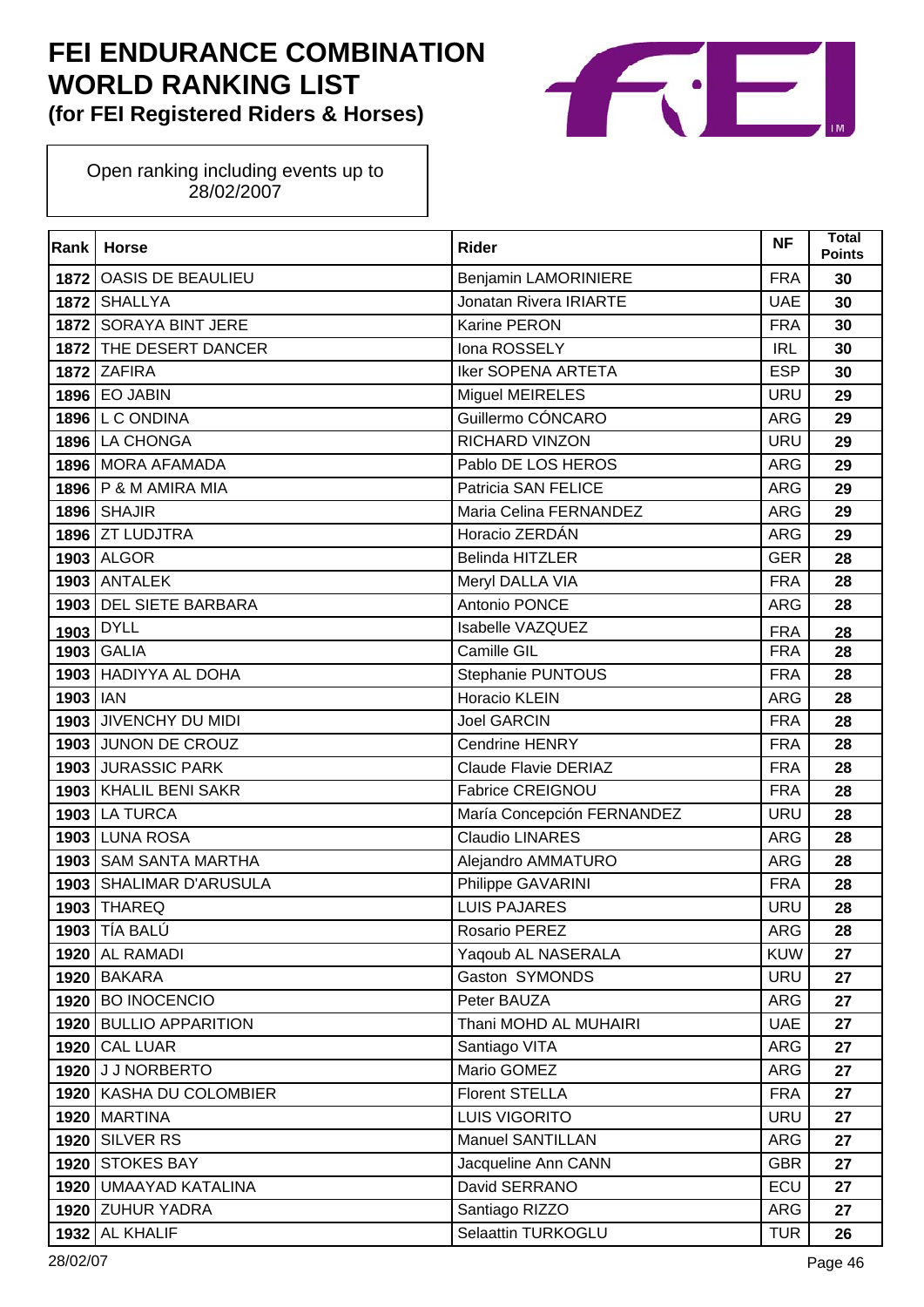# FEI ENDURANCE COMBINATION WORLD RANKING LIST

**(for FEI Registered Riders & Horses)**

Open ranking including events up to 28/02/2007

| Rank | Horse | Rider | NF | Total Points |
|---|---|---|---|---|
| 1872 | OASIS DE BEAULIEU | Benjamin LAMORINIERE | FRA | 30 |
| 1872 | SHALLYA | Jonatan Rivera IRIARTE | UAE | 30 |
| 1872 | SORAYA BINT JERE | Karine PERON | FRA | 30 |
| 1872 | THE DESERT DANCER | Iona ROSSELY | IRL | 30 |
| 1872 | ZAFIRA | Iker SOPENA ARTETA | ESP | 30 |
| 1896 | EO JABIN | Miguel MEIRELES | URU | 29 |
| 1896 | L C ONDINA | Guillermo CÓNCARO | ARG | 29 |
| 1896 | LA CHONGA | RICHARD VINZON | URU | 29 |
| 1896 | MORA AFAMADA | Pablo DE LOS HEROS | ARG | 29 |
| 1896 | P & M AMIRA MIA | Patricia SAN FELICE | ARG | 29 |
| 1896 | SHAJIR | Maria Celina FERNANDEZ | ARG | 29 |
| 1896 | ZT LUDJTRA | Horacio ZERDÁN | ARG | 29 |
| 1903 | ALGOR | Belinda HITZLER | GER | 28 |
| 1903 | ANTALEK | Meryl DALLA VIA | FRA | 28 |
| 1903 | DEL SIETE BARBARA | Antonio PONCE | ARG | 28 |
| 1903 | DYLL | Isabelle VAZQUEZ | FRA | 28 |
| 1903 | GALIA | Camille GIL | FRA | 28 |
| 1903 | HADIYYA AL DOHA | Stephanie PUNTOUS | FRA | 28 |
| 1903 | IAN | Horacio KLEIN | ARG | 28 |
| 1903 | JIVENCHY DU MIDI | Joel GARCIN | FRA | 28 |
| 1903 | JUNON DE CROUZ | Cendrine HENRY | FRA | 28 |
| 1903 | JURASSIC PARK | Claude Flavie DERIAZ | FRA | 28 |
| 1903 | KHALIL BENI SAKR | Fabrice CREIGNOU | FRA | 28 |
| 1903 | LA TURCA | María Concepción FERNANDEZ | URU | 28 |
| 1903 | LUNA ROSA | Claudio LINARES | ARG | 28 |
| 1903 | SAM SANTA MARTHA | Alejandro AMMATURO | ARG | 28 |
| 1903 | SHALIMAR D'ARUSULA | Philippe GAVARINI | FRA | 28 |
| 1903 | THAREQ | LUIS PAJARES | URU | 28 |
| 1903 | TÍA BALÚ | Rosario PEREZ | ARG | 28 |
| 1920 | AL RAMADI | Yaqoub AL NASERALA | KUW | 27 |
| 1920 | BAKARA | Gaston SYMONDS | URU | 27 |
| 1920 | BO INOCENCIO | Peter BAUZA | ARG | 27 |
| 1920 | BULLIO APPARITION | Thani MOHD AL MUHAIRI | UAE | 27 |
| 1920 | CAL LUAR | Santiago VITA | ARG | 27 |
| 1920 | J J NORBERTO | Mario GOMEZ | ARG | 27 |
| 1920 | KASHA DU COLOMBIER | Florent STELLA | FRA | 27 |
| 1920 | MARTINA | LUIS VIGORITO | URU | 27 |
| 1920 | SILVER RS | Manuel SANTILLAN | ARG | 27 |
| 1920 | STOKES BAY | Jacqueline Ann CANN | GBR | 27 |
| 1920 | UMAAYAD KATALINA | David SERRANO | ECU | 27 |
| 1920 | ZUHUR YADRA | Santiago RIZZO | ARG | 27 |
| 1932 | AL KHALIF | Selaattin TURKOGLU | TUR | 26 |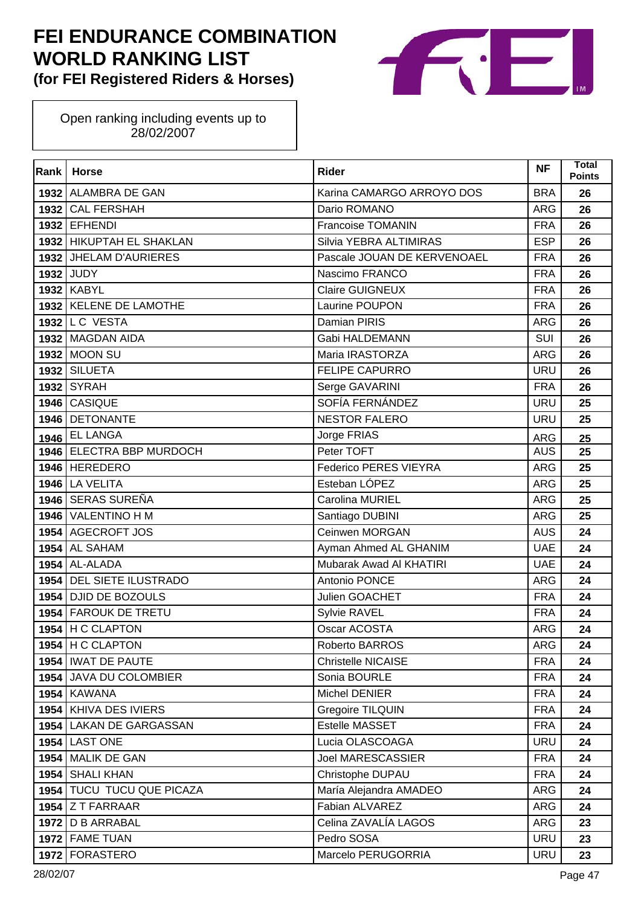# FEI ENDURANCE COMBINATION WORLD RANKING LIST
**(for FEI Registered Riders & Horses)**

Open ranking including events up to 28/02/2007

| Rank | Horse | Rider | NF | Total Points |
|---|---|---|---|---|
| 1932 | ALAMBRA DE GAN | Karina CAMARGO ARROYO DOS | BRA | 26 |
| 1932 | CAL FERSHAH | Dario ROMANO | ARG | 26 |
| 1932 | EFHENDI | Francoise TOMANIN | FRA | 26 |
| 1932 | HIKUPTAH EL SHAKLAN | Silvia YEBRA ALTIMIRAS | ESP | 26 |
| 1932 | JHELAM D'AURIERES | Pascale JOUAN DE KERVENOAEL | FRA | 26 |
| 1932 | JUDY | Nascimo FRANCO | FRA | 26 |
| 1932 | KABYL | Claire GUIGNEUX | FRA | 26 |
| 1932 | KELENE DE LAMOTHE | Laurine POUPON | FRA | 26 |
| 1932 | L C VESTA | Damian PIRIS | ARG | 26 |
| 1932 | MAGDAN AIDA | Gabi HALDEMANN | SUI | 26 |
| 1932 | MOON SU | Maria IRASTORZA | ARG | 26 |
| 1932 | SILUETA | FELIPE CAPURRO | URU | 26 |
| 1932 | SYRAH | Serge GAVARINI | FRA | 26 |
| 1946 | CASIQUE | SOFÍA FERNÁNDEZ | URU | 25 |
| 1946 | DETONANTE | NESTOR FALERO | URU | 25 |
| 1946 | EL LANGA | Jorge FRIAS | ARG | 25 |
| 1946 | ELECTRA BBP MURDOCH | Peter TOFT | AUS | 25 |
| 1946 | HEREDERO | Federico PERES VIEYRA | ARG | 25 |
| 1946 | LA VELITA | Esteban LÓPEZ | ARG | 25 |
| 1946 | SERAS SUREÑA | Carolina MURIEL | ARG | 25 |
| 1946 | VALENTINO H M | Santiago DUBINI | ARG | 25 |
| 1954 | AGECROFT JOS | Ceinwen MORGAN | AUS | 24 |
| 1954 | AL SAHAM | Ayman Ahmed AL GHANIM | UAE | 24 |
| 1954 | AL-ALADA | Mubarak Awad Al KHATIRI | UAE | 24 |
| 1954 | DEL SIETE ILUSTRADO | Antonio PONCE | ARG | 24 |
| 1954 | DJID DE BOZOULS | Julien GOACHET | FRA | 24 |
| 1954 | FAROUK DE TRETU | Sylvie RAVEL | FRA | 24 |
| 1954 | H C CLAPTON | Oscar ACOSTA | ARG | 24 |
| 1954 | H C CLAPTON | Roberto BARROS | ARG | 24 |
| 1954 | IWAT DE PAUTE | Christelle NICAISE | FRA | 24 |
| 1954 | JAVA DU COLOMBIER | Sonia BOURLE | FRA | 24 |
| 1954 | KAWANA | Michel DENIER | FRA | 24 |
| 1954 | KHIVA DES IVIERS | Gregoire TILQUIN | FRA | 24 |
| 1954 | LAKAN DE GARGASSAN | Estelle MASSET | FRA | 24 |
| 1954 | LAST ONE | Lucia OLASCOAGA | URU | 24 |
| 1954 | MALIK DE GAN | Joel MARESCASSIER | FRA | 24 |
| 1954 | SHALI KHAN | Christophe DUPAU | FRA | 24 |
| 1954 | TUCU TUCU QUE PICAZA | María Alejandra AMADEO | ARG | 24 |
| 1954 | Z T FARRAAR | Fabian ALVAREZ | ARG | 24 |
| 1972 | D B ARRABAL | Celina ZAVALÍA LAGOS | ARG | 23 |
| 1972 | FAME TUAN | Pedro SOSA | URU | 23 |
| 1972 | FORASTERO | Marcelo PERUGORRIA | URU | 23 |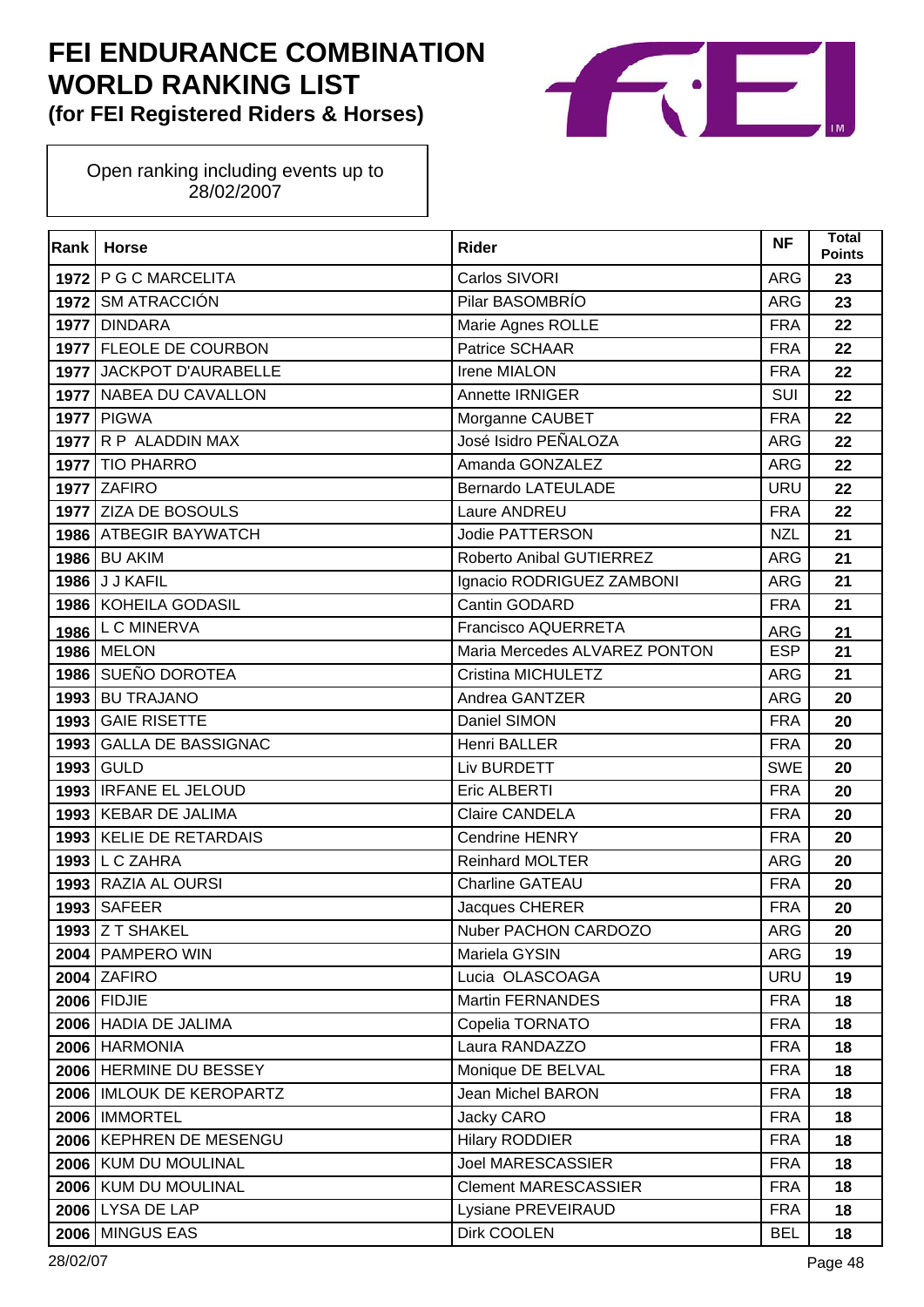# FEI ENDURANCE COMBINATION WORLD RANKING LIST

**(for FEI Registered Riders & Horses)**

Open ranking including events up to 28/02/2007

| Rank | Horse | Rider | NF | Total Points |
|---|---|---|---|---|
| 1972 | P G C MARCELITA | Carlos SIVORI | ARG | 23 |
| 1972 | SM ATRACCIÓN | Pilar BASOMBRÍO | ARG | 23 |
| 1977 | DINDARA | Marie Agnes ROLLE | FRA | 22 |
| 1977 | FLEOLE DE COURBON | Patrice SCHAAR | FRA | 22 |
| 1977 | JACKPOT D'AURABELLE | Irene MIALON | FRA | 22 |
| 1977 | NABEA DU CAVALLON | Annette IRNIGER | SUI | 22 |
| 1977 | PIGWA | Morganne CAUBET | FRA | 22 |
| 1977 | R P ALADDIN MAX | José Isidro PEÑALOZA | ARG | 22 |
| 1977 | TIO PHARRO | Amanda GONZALEZ | ARG | 22 |
| 1977 | ZAFIRO | Bernardo LATEULADE | URU | 22 |
| 1977 | ZIZA DE BOSOULS | Laure ANDREU | FRA | 22 |
| 1986 | ATBEGIR BAYWATCH | Jodie PATTERSON | NZL | 21 |
| 1986 | BU AKIM | Roberto Anibal GUTIERREZ | ARG | 21 |
| 1986 | J J KAFIL | Ignacio RODRIGUEZ ZAMBONI | ARG | 21 |
| 1986 | KOHEILA GODASIL | Cantin GODARD | FRA | 21 |
| 1986 | L C MINERVA | Francisco AQUERRETA | ARG | 21 |
| 1986 | MELON | Maria Mercedes ALVAREZ PONTON | ESP | 21 |
| 1986 | SUEÑO DOROTEA | Cristina MICHULETZ | ARG | 21 |
| 1993 | BU TRAJANO | Andrea GANTZER | ARG | 20 |
| 1993 | GAIE RISETTE | Daniel SIMON | FRA | 20 |
| 1993 | GALLA DE BASSIGNAC | Henri BALLER | FRA | 20 |
| 1993 | GULD | Liv BURDETT | SWE | 20 |
| 1993 | IRFANE EL JELOUD | Eric ALBERTI | FRA | 20 |
| 1993 | KEBAR DE JALIMA | Claire CANDELA | FRA | 20 |
| 1993 | KELIE DE RETARDAIS | Cendrine HENRY | FRA | 20 |
| 1993 | L C ZAHRA | Reinhard MOLTER | ARG | 20 |
| 1993 | RAZIA AL OURSI | Charline GATEAU | FRA | 20 |
| 1993 | SAFEER | Jacques CHERER | FRA | 20 |
| 1993 | Z T SHAKEL | Nuber PACHON CARDOZO | ARG | 20 |
| 2004 | PAMPERO WIN | Mariela GYSIN | ARG | 19 |
| 2004 | ZAFIRO | Lucia OLASCOAGA | URU | 19 |
| 2006 | FIDJIE | Martin FERNANDES | FRA | 18 |
| 2006 | HADIA DE JALIMA | Copelia TORNATO | FRA | 18 |
| 2006 | HARMONIA | Laura RANDAZZO | FRA | 18 |
| 2006 | HERMINE DU BESSEY | Monique DE BELVAL | FRA | 18 |
| 2006 | IMLOUK DE KEROPARTZ | Jean Michel BARON | FRA | 18 |
| 2006 | IMMORTEL | Jacky CARO | FRA | 18 |
| 2006 | KEPHREN DE MESENGU | Hilary RODDIER | FRA | 18 |
| 2006 | KUM DU MOULINAL | Joel MARESCASSIER | FRA | 18 |
| 2006 | KUM DU MOULINAL | Clement MARESCASSIER | FRA | 18 |
| 2006 | LYSA DE LAP | Lysiane PREVEIRAUD | FRA | 18 |
| 2006 | MINGUS EAS | Dirk COOLEN | BEL | 18 |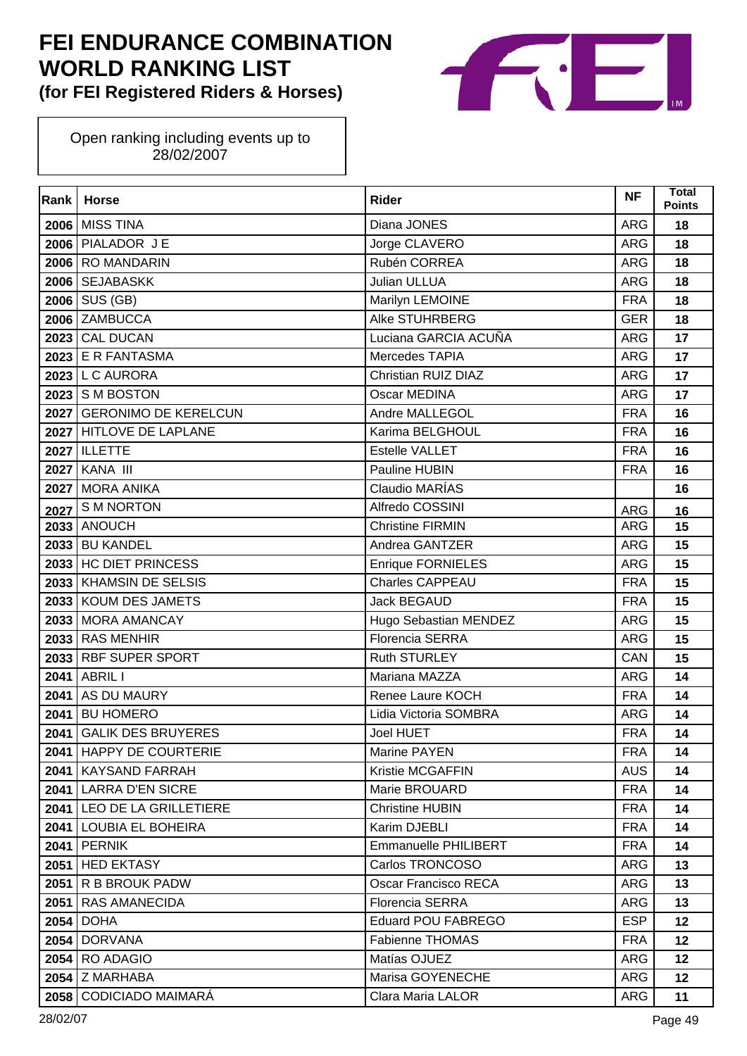# FEI ENDURANCE COMBINATION WORLD RANKING LIST
## (for FEI Registered Riders & Horses)

Open ranking including events up to 28/02/2007

| Rank | Horse | Rider | NF | Total Points |
|---|---|---|---|---|
| 2006 | MISS TINA | Diana JONES | ARG | 18 |
| 2006 | PIALADOR J E | Jorge CLAVERO | ARG | 18 |
| 2006 | RO MANDARIN | Rubén CORREA | ARG | 18 |
| 2006 | SEJABASKK | Julian ULLUA | ARG | 18 |
| 2006 | SUS (GB) | Marilyn LEMOINE | FRA | 18 |
| 2006 | ZAMBUCCA | Alke STUHRBERG | GER | 18 |
| 2023 | CAL DUCAN | Luciana GARCIA ACUÑA | ARG | 17 |
| 2023 | E R FANTASMA | Mercedes TAPIA | ARG | 17 |
| 2023 | L C AURORA | Christian RUIZ DIAZ | ARG | 17 |
| 2023 | S M BOSTON | Oscar MEDINA | ARG | 17 |
| 2027 | GERONIMO DE KERELCUN | Andre MALLEGOL | FRA | 16 |
| 2027 | HITLOVE DE LAPLANE | Karima BELGHOUL | FRA | 16 |
| 2027 | ILLETTE | Estelle VALLET | FRA | 16 |
| 2027 | KANA III | Pauline HUBIN | FRA | 16 |
| 2027 | MORA ANIKA | Claudio MARÍAS | | 16 |
| 2027 | S M NORTON | Alfredo COSSINI | ARG | 16 |
| 2033 | ANOUCH | Christine FIRMIN | ARG | 15 |
| 2033 | BU KANDEL | Andrea GANTZER | ARG | 15 |
| 2033 | HC DIET PRINCESS | Enrique FORNIELES | ARG | 15 |
| 2033 | KHAMSIN DE SELSIS | Charles CAPPEAU | FRA | 15 |
| 2033 | KOUM DES JAMETS | Jack BEGAUD | FRA | 15 |
| 2033 | MORA AMANCAY | Hugo Sebastian MENDEZ | ARG | 15 |
| 2033 | RAS MENHIR | Florencia SERRA | ARG | 15 |
| 2033 | RBF SUPER SPORT | Ruth STURLEY | CAN | 15 |
| 2041 | ABRIL I | Mariana MAZZA | ARG | 14 |
| 2041 | AS DU MAURY | Renee Laure KOCH | FRA | 14 |
| 2041 | BU HOMERO | Lidia Victoria SOMBRA | ARG | 14 |
| 2041 | GALIK DES BRUYERES | Joel HUET | FRA | 14 |
| 2041 | HAPPY DE COURTERIE | Marine PAYEN | FRA | 14 |
| 2041 | KAYSAND FARRAH | Kristie MCGAFFIN | AUS | 14 |
| 2041 | LARRA D'EN SICRE | Marie BROUARD | FRA | 14 |
| 2041 | LEO DE LA GRILLETIERE | Christine HUBIN | FRA | 14 |
| 2041 | LOUBIA EL BOHEIRA | Karim DJEBLI | FRA | 14 |
| 2041 | PERNIK | Emmanuelle PHILIBERT | FRA | 14 |
| 2051 | HED EKTASY | Carlos TRONCOSO | ARG | 13 |
| 2051 | R B BROUK PADW | Oscar Francisco RECA | ARG | 13 |
| 2051 | RAS AMANECIDA | Florencia SERRA | ARG | 13 |
| 2054 | DOHA | Eduard POU FABREGO | ESP | 12 |
| 2054 | DORVANA | Fabienne THOMAS | FRA | 12 |
| 2054 | RO ADAGIO | Matías OJUEZ | ARG | 12 |
| 2054 | Z MARHABA | Marisa GOYENECHE | ARG | 12 |
| 2058 | CODICIADO MAIMARÁ | Clara Maria LALOR | ARG | 11 |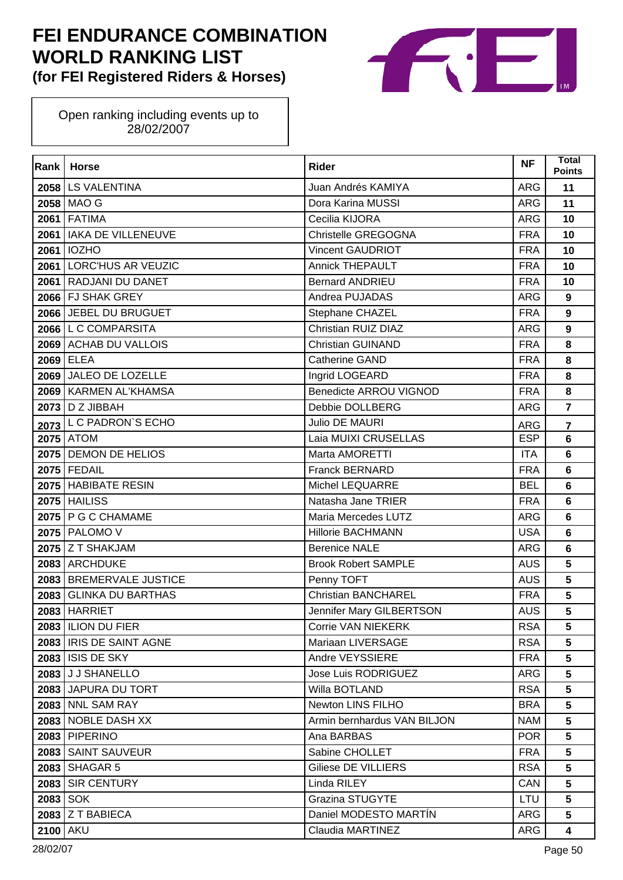# FEI ENDURANCE COMBINATION WORLD RANKING LIST
**(for FEI Registered Riders & Horses)**

Open ranking including events up to 28/02/2007

| Rank | Horse | Rider | NF | Total Points |
|---|---|---|---|---|
| 2058 | LS VALENTINA | Juan Andrés KAMIYA | ARG | 11 |
| 2058 | MAO G | Dora Karina MUSSI | ARG | 11 |
| 2061 | FATIMA | Cecilia KIJORA | ARG | 10 |
| 2061 | IAKA DE VILLENEUVE | Christelle GREGOGNA | FRA | 10 |
| 2061 | IOZHO | Vincent GAUDRIOT | FRA | 10 |
| 2061 | LORC'HUS AR VEUZIC | Annick THEPAULT | FRA | 10 |
| 2061 | RADJANI DU DANET | Bernard ANDRIEU | FRA | 10 |
| 2066 | FJ SHAK GREY | Andrea PUJADAS | ARG | 9 |
| 2066 | JEBEL DU BRUGUET | Stephane CHAZEL | FRA | 9 |
| 2066 | L C COMPARSITA | Christian RUIZ DIAZ | ARG | 9 |
| 2069 | ACHAB DU VALLOIS | Christian GUINAND | FRA | 8 |
| 2069 | ELEA | Catherine GAND | FRA | 8 |
| 2069 | JALEO DE LOZELLE | Ingrid LOGEARD | FRA | 8 |
| 2069 | KARMEN AL'KHAMSA | Benedicte ARROU VIGNOD | FRA | 8 |
| 2073 | D Z JIBBAH | Debbie DOLLBERG | ARG | 7 |
| 2073 | L C PADRON`S ECHO | Julio DE MAURI | ARG | 7 |
| 2075 | ATOM | Laia MUIXI CRUSELLAS | ESP | 6 |
| 2075 | DEMON DE HELIOS | Marta AMORETTI | ITA | 6 |
| 2075 | FEDAIL | Franck BERNARD | FRA | 6 |
| 2075 | HABIBATE RESIN | Michel LEQUARRE | BEL | 6 |
| 2075 | HAILISS | Natasha Jane TRIER | FRA | 6 |
| 2075 | P G C CHAMAME | Maria Mercedes LUTZ | ARG | 6 |
| 2075 | PALOMO V | Hillorie BACHMANN | USA | 6 |
| 2075 | Z T SHAKJAM | Berenice NALE | ARG | 6 |
| 2083 | ARCHDUKE | Brook Robert SAMPLE | AUS | 5 |
| 2083 | BREMERVALE JUSTICE | Penny TOFT | AUS | 5 |
| 2083 | GLINKA DU BARTHAS | Christian BANCHAREL | FRA | 5 |
| 2083 | HARRIET | Jennifer Mary GILBERTSON | AUS | 5 |
| 2083 | ILION DU FIER | Corrie VAN NIEKERK | RSA | 5 |
| 2083 | IRIS DE SAINT AGNE | Mariaan LIVERSAGE | RSA | 5 |
| 2083 | ISIS DE SKY | Andre VEYSSIERE | FRA | 5 |
| 2083 | J J SHANELLO | Jose Luis RODRIGUEZ | ARG | 5 |
| 2083 | JAPURA DU TORT | Willa BOTLAND | RSA | 5 |
| 2083 | NNL SAM RAY | Newton LINS FILHO | BRA | 5 |
| 2083 | NOBLE DASH XX | Armin bernhardus VAN BILJON | NAM | 5 |
| 2083 | PIPERINO | Ana BARBAS | POR | 5 |
| 2083 | SAINT SAUVEUR | Sabine CHOLLET | FRA | 5 |
| 2083 | SHAGAR 5 | Giliese DE VILLIERS | RSA | 5 |
| 2083 | SIR CENTURY | Linda RILEY | CAN | 5 |
| 2083 | SOK | Grazina STUGYTE | LTU | 5 |
| 2083 | Z T BABIECA | Daniel MODESTO MARTÍN | ARG | 5 |
| 2100 | AKU | Claudia MARTINEZ | ARG | 4 |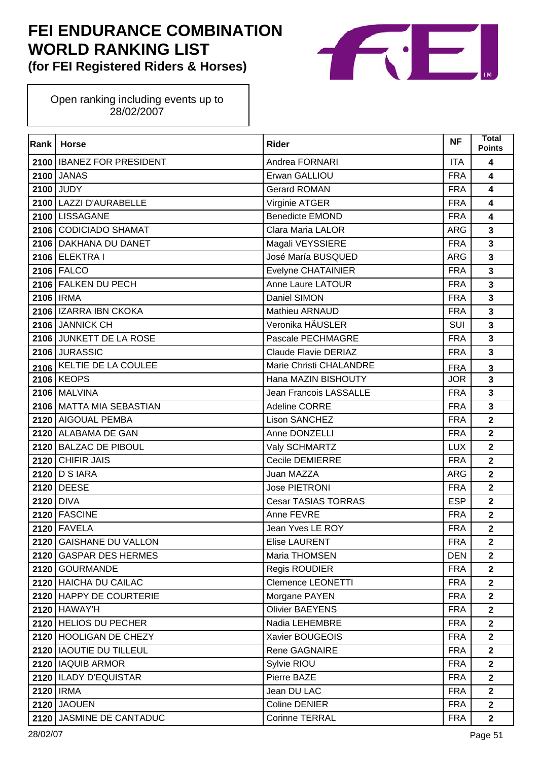# FEI ENDURANCE COMBINATION WORLD RANKING LIST
### (for FEI Registered Riders & Horses)

Open ranking including events up to 28/02/2007

| Rank | Horse | Rider | NF | Total Points |
|---|---|---|---|---|
| 2100 | IBANEZ FOR PRESIDENT | Andrea FORNARI | ITA | 4 |
| 2100 | JANAS | Erwan GALLIOU | FRA | 4 |
| 2100 | JUDY | Gerard ROMAN | FRA | 4 |
| 2100 | LAZZI D'AURABELLE | Virginie ATGER | FRA | 4 |
| 2100 | LISSAGANE | Benedicte EMOND | FRA | 4 |
| 2106 | CODICIADO SHAMAT | Clara Maria LALOR | ARG | 3 |
| 2106 | DAKHANA DU DANET | Magali VEYSSIERE | FRA | 3 |
| 2106 | ELEKTRA I | José María BUSQUED | ARG | 3 |
| 2106 | FALCO | Evelyne CHATAINIER | FRA | 3 |
| 2106 | FALKEN DU PECH | Anne Laure LATOUR | FRA | 3 |
| 2106 | IRMA | Daniel SIMON | FRA | 3 |
| 2106 | IZARRA IBN CKOKA | Mathieu ARNAUD | FRA | 3 |
| 2106 | JANNICK CH | Veronika HÄUSLER | SUI | 3 |
| 2106 | JUNKETT DE LA ROSE | Pascale PECHMAGRE | FRA | 3 |
| 2106 | JURASSIC | Claude Flavie DERIAZ | FRA | 3 |
| 2106 | KELTIE DE LA COULEE | Marie Christi CHALANDRE | FRA | 3 |
| 2106 | KEOPS | Hana MAZIN BISHOUTY | JOR | 3 |
| 2106 | MALVINA | Jean Francois LASSALLE | FRA | 3 |
| 2106 | MATTA MIA SEBASTIAN | Adeline CORRE | FRA | 3 |
| 2120 | AIGOUAL PEMBA | Lison SANCHEZ | FRA | 2 |
| 2120 | ALABAMA DE GAN | Anne DONZELLI | FRA | 2 |
| 2120 | BALZAC DE PIBOUL | Valy SCHMARTZ | LUX | 2 |
| 2120 | CHIFIR JAIS | Cecile DEMIERRE | FRA | 2 |
| 2120 | D S IARA | Juan MAZZA | ARG | 2 |
| 2120 | DEESE | Jose PIETRONI | FRA | 2 |
| 2120 | DIVA | Cesar TASIAS TORRAS | ESP | 2 |
| 2120 | FASCINE | Anne FEVRE | FRA | 2 |
| 2120 | FAVELA | Jean Yves LE ROY | FRA | 2 |
| 2120 | GAISHANE DU VALLON | Elise LAURENT | FRA | 2 |
| 2120 | GASPAR DES HERMES | Maria THOMSEN | DEN | 2 |
| 2120 | GOURMANDE | Regis ROUDIER | FRA | 2 |
| 2120 | HAICHA DU CAILAC | Clemence LEONETTI | FRA | 2 |
| 2120 | HAPPY DE COURTERIE | Morgane PAYEN | FRA | 2 |
| 2120 | HAWAY'H | Olivier BAEYENS | FRA | 2 |
| 2120 | HELIOS DU PECHER | Nadia LEHEMBRE | FRA | 2 |
| 2120 | HOOLIGAN DE CHEZY | Xavier BOUGEOIS | FRA | 2 |
| 2120 | IAOUTIE DU TILLEUL | Rene GAGNAIRE | FRA | 2 |
| 2120 | IAQUIB ARMOR | Sylvie RIOU | FRA | 2 |
| 2120 | ILADY D'EQUISTAR | Pierre BAZE | FRA | 2 |
| 2120 | IRMA | Jean DU LAC | FRA | 2 |
| 2120 | JAOUEN | Coline DENIER | FRA | 2 |
| 2120 | JASMINE DE CANTADUC | Corinne TERRAL | FRA | 2 |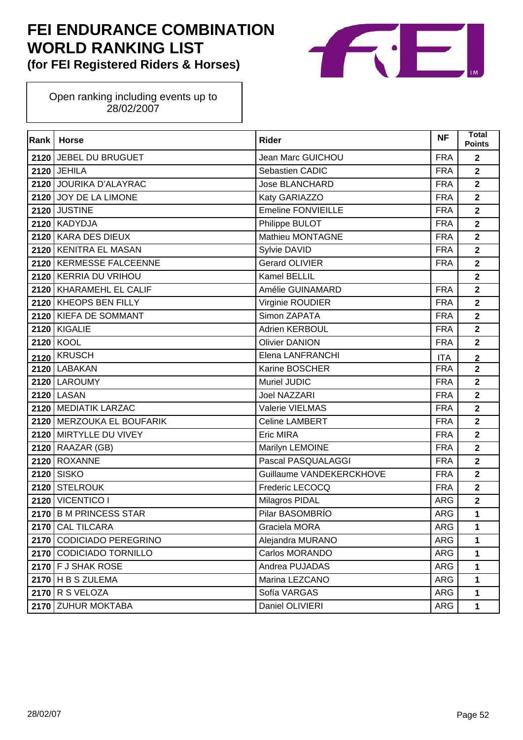# FEI ENDURANCE COMBINATION WORLD RANKING LIST
### (for FEI Registered Riders & Horses)

Open ranking including events up to 28/02/2007

| Rank | Horse | Rider | NF | Total Points |
|---|---|---|---|---|
| 2120 | JEBEL DU BRUGUET | Jean Marc GUICHOU | FRA | 2 |
| 2120 | JEHILA | Sebastien CADIC | FRA | 2 |
| 2120 | JOURIKA D'ALAYRAC | Jose BLANCHARD | FRA | 2 |
| 2120 | JOY DE LA LIMONE | Katy GARIAZZO | FRA | 2 |
| 2120 | JUSTINE | Emeline FONVIEILLE | FRA | 2 |
| 2120 | KADYDJA | Philippe BULOT | FRA | 2 |
| 2120 | KARA DES DIEUX | Mathieu MONTAGNE | FRA | 2 |
| 2120 | KENITRA EL MASAN | Sylvie DAVID | FRA | 2 |
| 2120 | KERMESSE FALCEENNE | Gerard OLIVIER | FRA | 2 |
| 2120 | KERRIA DU VRIHOU | Kamel BELLIL | | 2 |
| 2120 | KHARAMEHL EL CALIF | Amélie GUINAMARD | FRA | 2 |
| 2120 | KHEOPS BEN FILLY | Virginie ROUDIER | FRA | 2 |
| 2120 | KIEFA DE SOMMANT | Simon ZAPATA | FRA | 2 |
| 2120 | KIGALIE | Adrien KERBOUL | FRA | 2 |
| 2120 | KOOL | Olivier DANION | FRA | 2 |
| 2120 | KRUSCH | Elena LANFRANCHI | ITA | 2 |
| 2120 | LABAKAN | Karine BOSCHER | FRA | 2 |
| 2120 | LAROUMY | Muriel JUDIC | FRA | 2 |
| 2120 | LASAN | Joel NAZZARI | FRA | 2 |
| 2120 | MEDIATIK LARZAC | Valerie VIELMAS | FRA | 2 |
| 2120 | MERZOUKA EL BOUFARIK | Celine LAMBERT | FRA | 2 |
| 2120 | MIRTYLLE DU VIVEY | Eric MIRA | FRA | 2 |
| 2120 | RAAZAR (GB) | Marilyn LEMOINE | FRA | 2 |
| 2120 | ROXANNE | Pascal PASQUALAGGI | FRA | 2 |
| 2120 | SISKO | Guillaume VANDEKERCKHOVE | FRA | 2 |
| 2120 | STELROUK | Frederic LECOCQ | FRA | 2 |
| 2120 | VICENTICO I | Milagros PIDAL | ARG | 2 |
| 2170 | B M PRINCESS STAR | Pilar BASOMBRÍO | ARG | 1 |
| 2170 | CAL TILCARA | Graciela MORA | ARG | 1 |
| 2170 | CODICIADO PEREGRINO | Alejandra MURANO | ARG | 1 |
| 2170 | CODICIADO TORNILLO | Carlos MORANDO | ARG | 1 |
| 2170 | F J SHAK ROSE | Andrea PUJADAS | ARG | 1 |
| 2170 | H B S ZULEMA | Marina LEZCANO | ARG | 1 |
| 2170 | R S VELOZA | Sofía VARGAS | ARG | 1 |
| 2170 | ZUHUR MOKTABA | Daniel OLIVIERI | ARG | 1 |